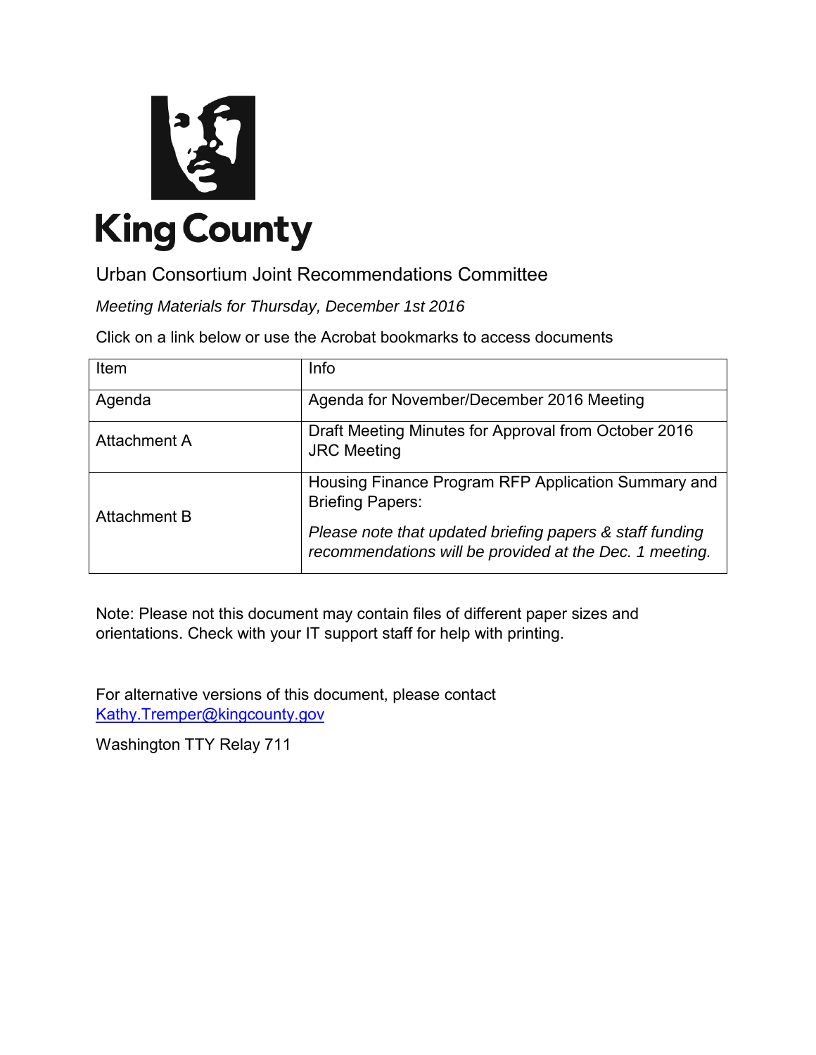King County

# Urban Consortium Joint Recommendations Committee

*Meeting Materials for Thursday, December 1st 2016*

Click on a link below or use the Acrobat bookmarks to access documents

| Item | Info |
|---|---|
| Agenda | Agenda for November/December 2016 Meeting |
| Attachment A | Draft Meeting Minutes for Approval from October 2016 JRC Meeting |
| Attachment B | Housing Finance Program RFP Application Summary and Briefing Papers: *Please note that updated briefing papers & staff funding recommendations will be provided at the Dec. 1 meeting.* |

Note: Please not this document may contain files of different paper sizes and orientations. Check with your IT support staff for help with printing.

For alternative versions of this document, please contact Kathy.Tremper@kingcounty.gov

Washington TTY Relay 711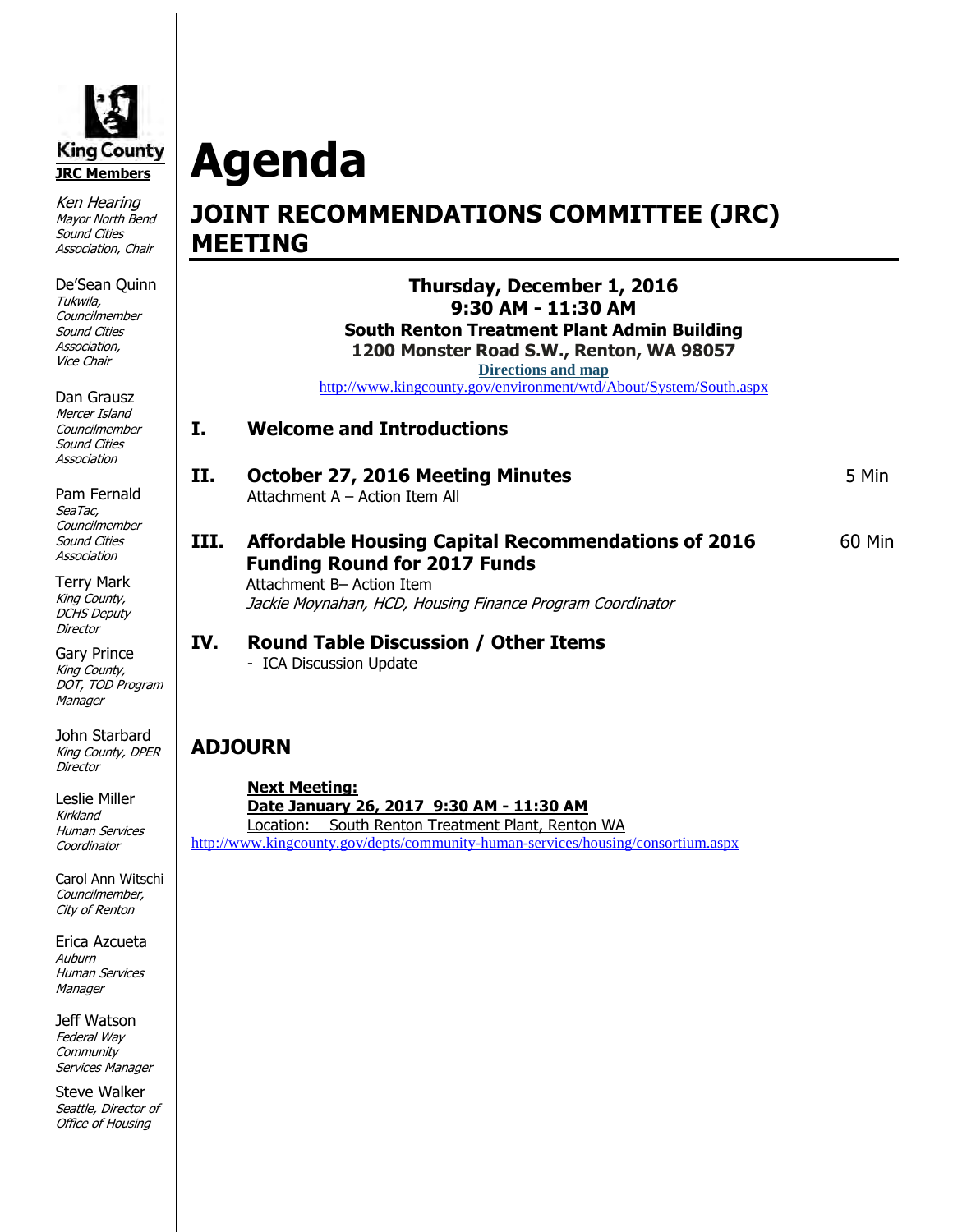King County

**JRC Members**

*Ken Hearing*
*Mayor North Bend Sound Cities Association, Chair*

De'Sean Quinn
*Tukwila, Councilmember Sound Cities Association, Vice Chair*

Dan Grausz
*Mercer Island Councilmember Sound Cities Association*

Pam Fernald
*SeaTac, Councilmember Sound Cities Association*

Terry Mark
*King County, DCHS Deputy Director*

Gary Prince
*King County, DOT, TOD Program Manager*

John Starbard
*King County, DPER Director*

Leslie Miller
*Kirkland Human Services Coordinator*

Carol Ann Witschi
*Councilmember, City of Renton*

Erica Azcueta
*Auburn Human Services Manager*

Jeff Watson
*Federal Way Community Services Manager*

Steve Walker
*Seattle, Director of Office of Housing*

# Agenda

## JOINT RECOMMENDATIONS COMMITTEE (JRC) MEETING

**Thursday, December 1, 2016**
**9:30 AM - 11:30 AM**
**South Renton Treatment Plant Admin Building**
**1200 Monster Road S.W., Renton, WA 98057**
**Directions and map**
http://www.kingcounty.gov/environment/wtd/About/System/South.aspx

### I. Welcome and Introductions

### II. October 27, 2016 Meeting Minutes — 5 Min

Attachment A – Action Item All

### III. Affordable Housing Capital Recommendations of 2016 Funding Round for 2017 Funds — 60 Min

Attachment B– Action Item
*Jackie Moynahan, HCD, Housing Finance Program Coordinator*

### IV. Round Table Discussion / Other Items

- ICA Discussion Update

## ADJOURN

**Next Meeting:**
**Date January 26, 2017 9:30 AM - 11:30 AM**
Location: South Renton Treatment Plant, Renton WA
http://www.kingcounty.gov/depts/community-human-services/housing/consortium.aspx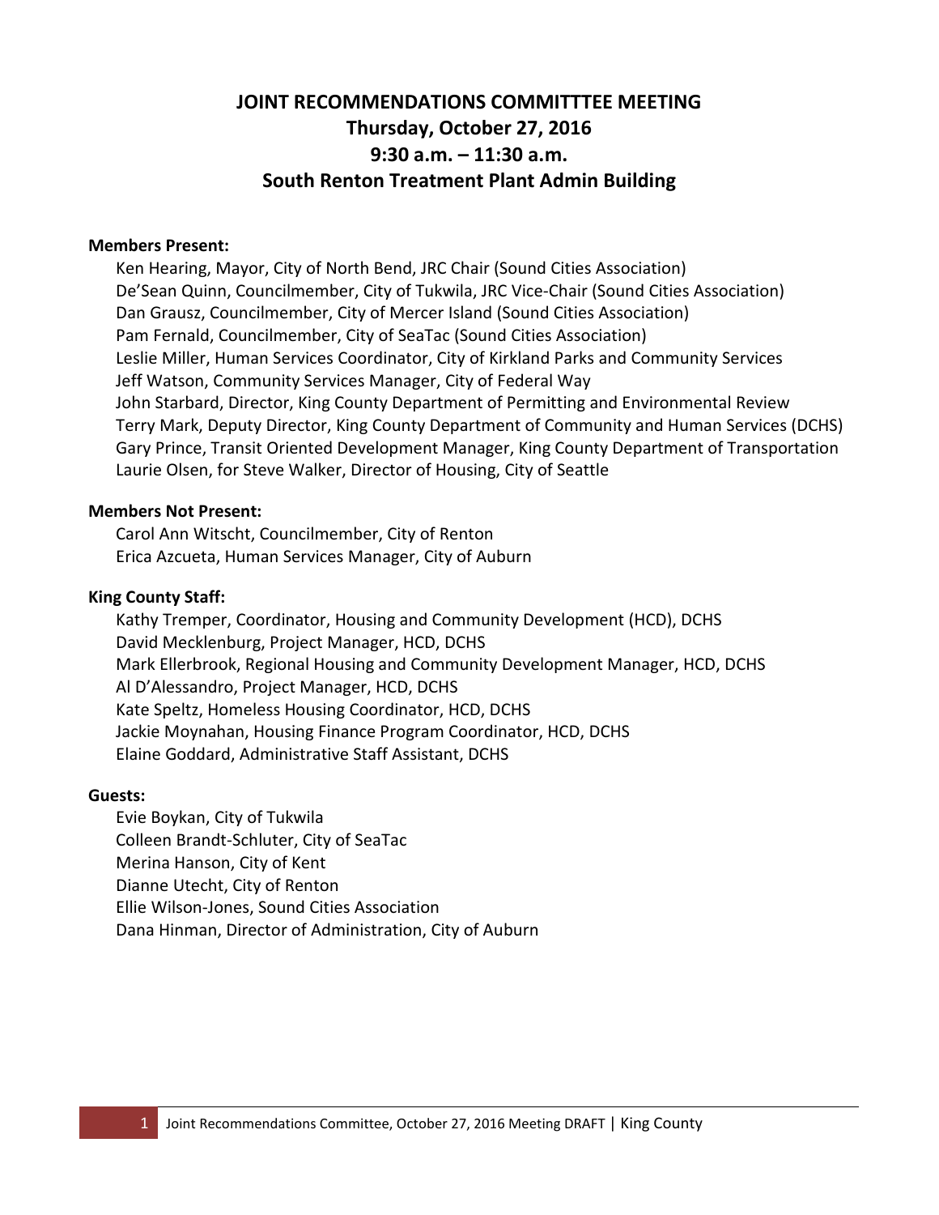# JOINT RECOMMENDATIONS COMMITTTEE MEETING
## Thursday, October 27, 2016
## 9:30 a.m. – 11:30 a.m.
## South Renton Treatment Plant Admin Building

**Members Present:**

Ken Hearing, Mayor, City of North Bend, JRC Chair (Sound Cities Association)
De'Sean Quinn, Councilmember, City of Tukwila, JRC Vice-Chair (Sound Cities Association)
Dan Grausz, Councilmember, City of Mercer Island (Sound Cities Association)
Pam Fernald, Councilmember, City of SeaTac (Sound Cities Association)
Leslie Miller, Human Services Coordinator, City of Kirkland Parks and Community Services
Jeff Watson, Community Services Manager, City of Federal Way
John Starbard, Director, King County Department of Permitting and Environmental Review
Terry Mark, Deputy Director, King County Department of Community and Human Services (DCHS)
Gary Prince, Transit Oriented Development Manager, King County Department of Transportation
Laurie Olsen, for Steve Walker, Director of Housing, City of Seattle

**Members Not Present:**

Carol Ann Witscht, Councilmember, City of Renton
Erica Azcueta, Human Services Manager, City of Auburn

**King County Staff:**

Kathy Tremper, Coordinator, Housing and Community Development (HCD), DCHS
David Mecklenburg, Project Manager, HCD, DCHS
Mark Ellerbrook, Regional Housing and Community Development Manager, HCD, DCHS
Al D'Alessandro, Project Manager, HCD, DCHS
Kate Speltz, Homeless Housing Coordinator, HCD, DCHS
Jackie Moynahan, Housing Finance Program Coordinator, HCD, DCHS
Elaine Goddard, Administrative Staff Assistant, DCHS

**Guests:**

Evie Boykan, City of Tukwila
Colleen Brandt-Schluter, City of SeaTac
Merina Hanson, City of Kent
Dianne Utecht, City of Renton
Ellie Wilson-Jones, Sound Cities Association
Dana Hinman, Director of Administration, City of Auburn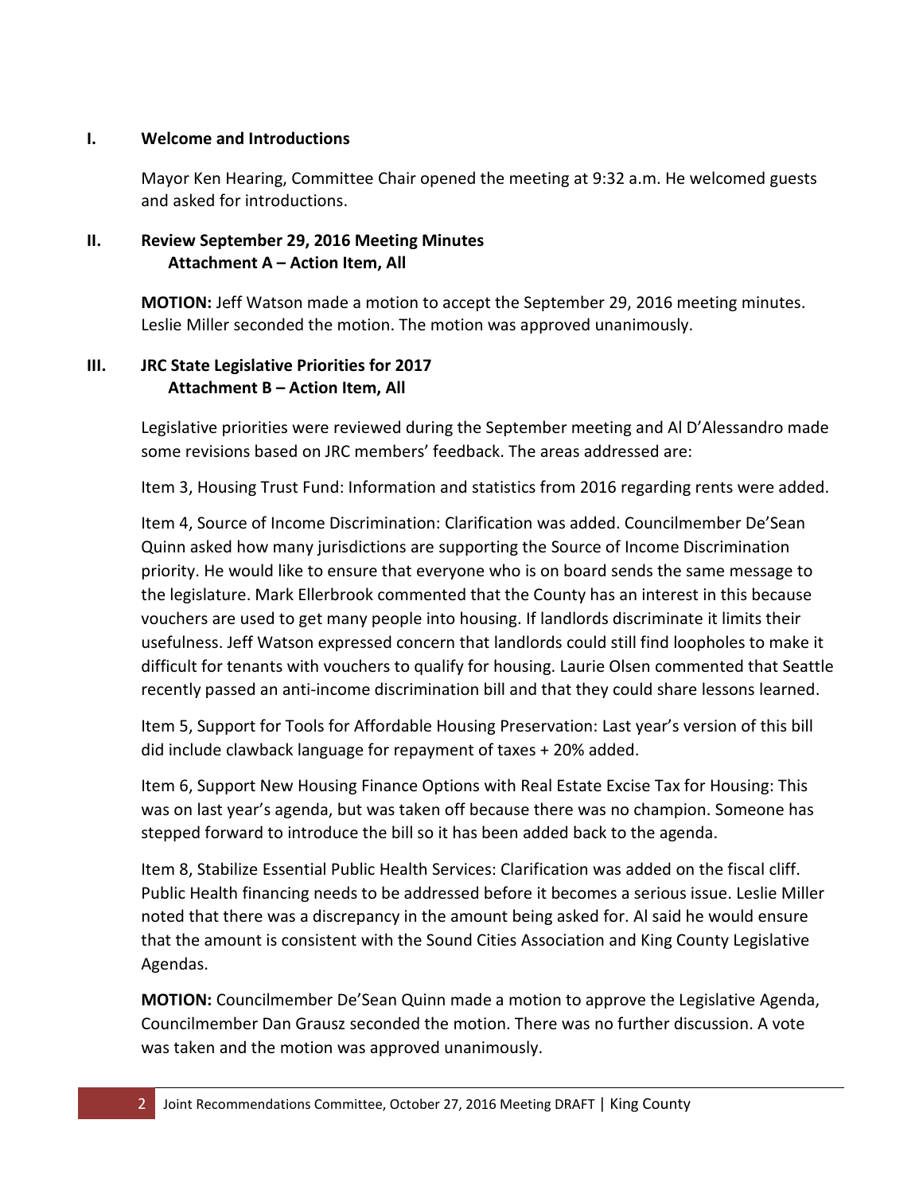## I. Welcome and Introductions

Mayor Ken Hearing, Committee Chair opened the meeting at 9:32 a.m. He welcomed guests and asked for introductions.

## II. Review September 29, 2016 Meeting Minutes
**Attachment A – Action Item, All**

**MOTION:** Jeff Watson made a motion to accept the September 29, 2016 meeting minutes. Leslie Miller seconded the motion. The motion was approved unanimously.

## III. JRC State Legislative Priorities for 2017
**Attachment B – Action Item, All**

Legislative priorities were reviewed during the September meeting and Al D'Alessandro made some revisions based on JRC members' feedback. The areas addressed are:

Item 3, Housing Trust Fund: Information and statistics from 2016 regarding rents were added.

Item 4, Source of Income Discrimination: Clarification was added. Councilmember De'Sean Quinn asked how many jurisdictions are supporting the Source of Income Discrimination priority. He would like to ensure that everyone who is on board sends the same message to the legislature. Mark Ellerbrook commented that the County has an interest in this because vouchers are used to get many people into housing. If landlords discriminate it limits their usefulness. Jeff Watson expressed concern that landlords could still find loopholes to make it difficult for tenants with vouchers to qualify for housing. Laurie Olsen commented that Seattle recently passed an anti-income discrimination bill and that they could share lessons learned.

Item 5, Support for Tools for Affordable Housing Preservation: Last year's version of this bill did include clawback language for repayment of taxes + 20% added.

Item 6, Support New Housing Finance Options with Real Estate Excise Tax for Housing: This was on last year's agenda, but was taken off because there was no champion. Someone has stepped forward to introduce the bill so it has been added back to the agenda.

Item 8, Stabilize Essential Public Health Services: Clarification was added on the fiscal cliff. Public Health financing needs to be addressed before it becomes a serious issue. Leslie Miller noted that there was a discrepancy in the amount being asked for. Al said he would ensure that the amount is consistent with the Sound Cities Association and King County Legislative Agendas.

**MOTION:** Councilmember De'Sean Quinn made a motion to approve the Legislative Agenda, Councilmember Dan Grausz seconded the motion. There was no further discussion. A vote was taken and the motion was approved unanimously.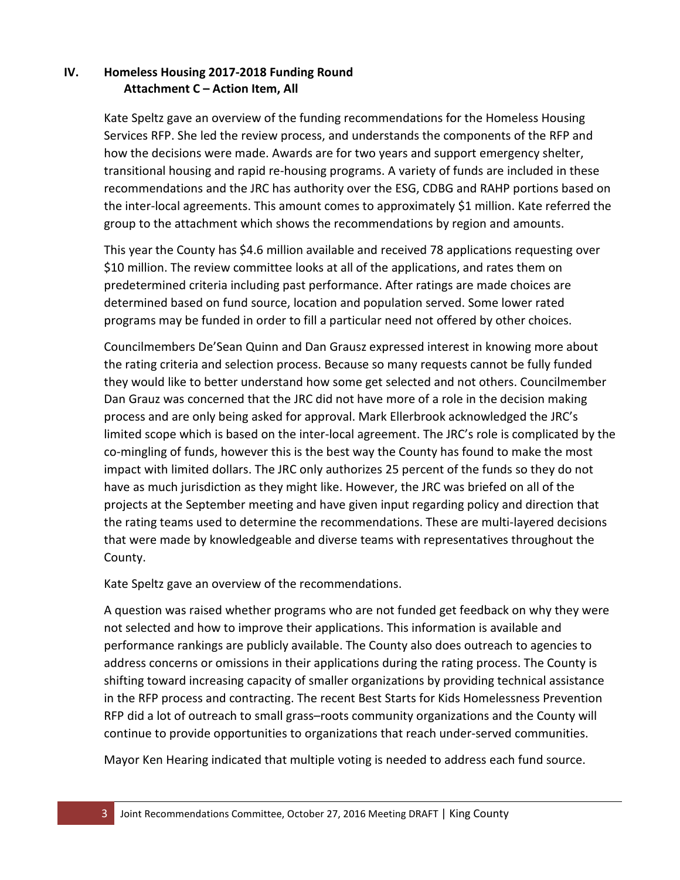## IV. Homeless Housing 2017-2018 Funding Round
**Attachment C – Action Item, All**

Kate Speltz gave an overview of the funding recommendations for the Homeless Housing Services RFP. She led the review process, and understands the components of the RFP and how the decisions were made. Awards are for two years and support emergency shelter, transitional housing and rapid re-housing programs. A variety of funds are included in these recommendations and the JRC has authority over the ESG, CDBG and RAHP portions based on the inter-local agreements. This amount comes to approximately $1 million. Kate referred the group to the attachment which shows the recommendations by region and amounts.

This year the County has $4.6 million available and received 78 applications requesting over $10 million. The review committee looks at all of the applications, and rates them on predetermined criteria including past performance. After ratings are made choices are determined based on fund source, location and population served. Some lower rated programs may be funded in order to fill a particular need not offered by other choices.

Councilmembers De'Sean Quinn and Dan Grausz expressed interest in knowing more about the rating criteria and selection process. Because so many requests cannot be fully funded they would like to better understand how some get selected and not others. Councilmember Dan Grauz was concerned that the JRC did not have more of a role in the decision making process and are only being asked for approval. Mark Ellerbrook acknowledged the JRC's limited scope which is based on the inter-local agreement. The JRC's role is complicated by the co-mingling of funds, however this is the best way the County has found to make the most impact with limited dollars. The JRC only authorizes 25 percent of the funds so they do not have as much jurisdiction as they might like. However, the JRC was briefed on all of the projects at the September meeting and have given input regarding policy and direction that the rating teams used to determine the recommendations. These are multi-layered decisions that were made by knowledgeable and diverse teams with representatives throughout the County.

Kate Speltz gave an overview of the recommendations.

A question was raised whether programs who are not funded get feedback on why they were not selected and how to improve their applications. This information is available and performance rankings are publicly available. The County also does outreach to agencies to address concerns or omissions in their applications during the rating process. The County is shifting toward increasing capacity of smaller organizations by providing technical assistance in the RFP process and contracting. The recent Best Starts for Kids Homelessness Prevention RFP did a lot of outreach to small grass–roots community organizations and the County will continue to provide opportunities to organizations that reach under-served communities.

Mayor Ken Hearing indicated that multiple voting is needed to address each fund source.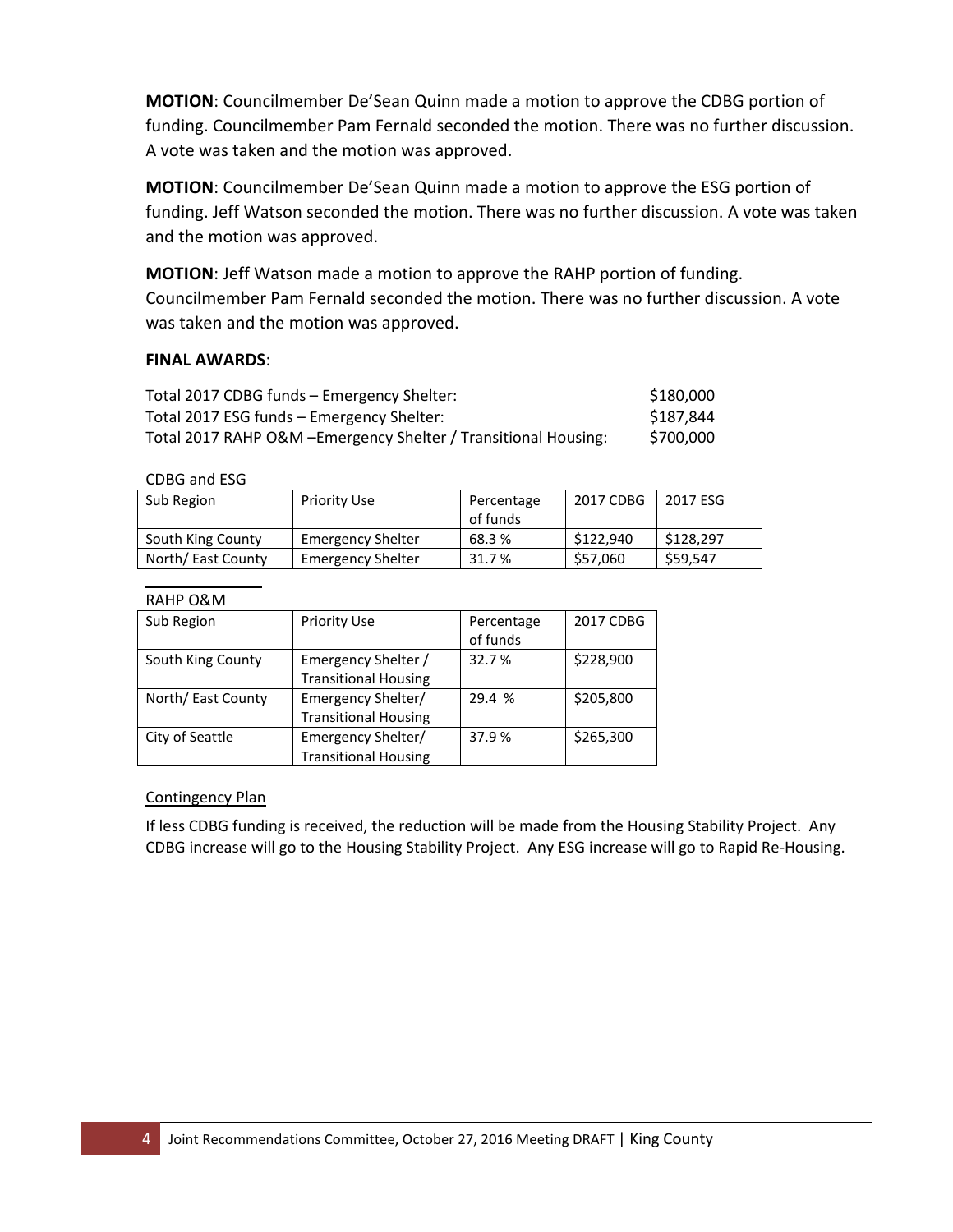**MOTION**: Councilmember De'Sean Quinn made a motion to approve the CDBG portion of funding. Councilmember Pam Fernald seconded the motion. There was no further discussion. A vote was taken and the motion was approved.

**MOTION**: Councilmember De'Sean Quinn made a motion to approve the ESG portion of funding. Jeff Watson seconded the motion. There was no further discussion. A vote was taken and the motion was approved.

**MOTION**: Jeff Watson made a motion to approve the RAHP portion of funding. Councilmember Pam Fernald seconded the motion. There was no further discussion. A vote was taken and the motion was approved.

**FINAL AWARDS**:

| | |
|---|---|
| Total 2017 CDBG funds – Emergency Shelter: | $180,000 |
| Total 2017 ESG funds – Emergency Shelter: | $187,844 |
| Total 2017 RAHP O&M –Emergency Shelter / Transitional Housing: | $700,000 |

CDBG and ESG

| Sub Region | Priority Use | Percentage of funds | 2017 CDBG | 2017 ESG |
|---|---|---|---|---|
| South King County | Emergency Shelter | 68.3 % | $122,940 | $128,297 |
| North/ East County | Emergency Shelter | 31.7 % | $57,060 | $59,547 |

RAHP O&M

| Sub Region | Priority Use | Percentage of funds | 2017 CDBG |
|---|---|---|---|
| South King County | Emergency Shelter / Transitional Housing | 32.7 % | $228,900 |
| North/ East County | Emergency Shelter/ Transitional Housing | 29.4 % | $205,800 |
| City of Seattle | Emergency Shelter/ Transitional Housing | 37.9 % | $265,300 |

Contingency Plan

If less CDBG funding is received, the reduction will be made from the Housing Stability Project. Any CDBG increase will go to the Housing Stability Project. Any ESG increase will go to Rapid Re-Housing.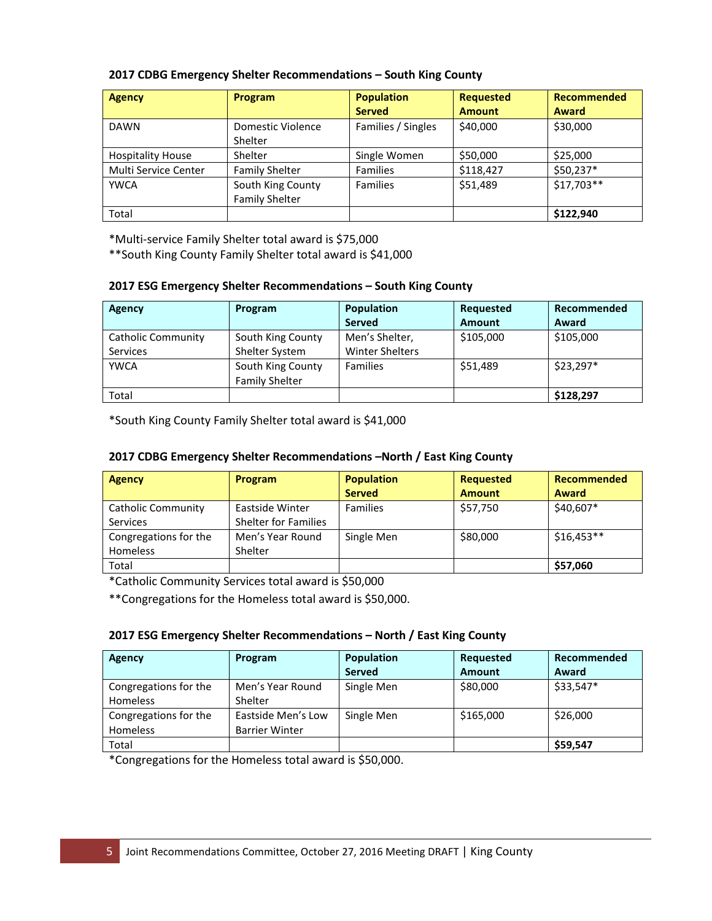**2017 CDBG Emergency Shelter Recommendations – South King County**

| Agency | Program | Population Served | Requested Amount | Recommended Award |
|---|---|---|---|---|
| DAWN | Domestic Violence Shelter | Families / Singles | $40,000 | $30,000 |
| Hospitality House | Shelter | Single Women | $50,000 | $25,000 |
| Multi Service Center | Family Shelter | Families | $118,427 | $50,237* |
| YWCA | South King County Family Shelter | Families | $51,489 | $17,703** |
| Total | | | | **$122,940** |

*Multi-service Family Shelter total award is $75,000
**South King County Family Shelter total award is $41,000

**2017 ESG Emergency Shelter Recommendations – South King County**

| Agency | Program | Population Served | Requested Amount | Recommended Award |
|---|---|---|---|---|
| Catholic Community Services | South King County Shelter System | Men's Shelter, Winter Shelters | $105,000 | $105,000 |
| YWCA | South King County Family Shelter | Families | $51,489 | $23,297* |
| Total | | | | **$128,297** |

*South King County Family Shelter total award is $41,000

**2017 CDBG Emergency Shelter Recommendations –North / East King County**

| Agency | Program | Population Served | Requested Amount | Recommended Award |
|---|---|---|---|---|
| Catholic Community Services | Eastside Winter Shelter for Families | Families | $57,750 | $40,607* |
| Congregations for the Homeless | Men's Year Round Shelter | Single Men | $80,000 | $16,453** |
| Total | | | | **$57,060** |

*Catholic Community Services total award is $50,000
**Congregations for the Homeless total award is $50,000.

**2017 ESG Emergency Shelter Recommendations – North / East King County**

| Agency | Program | Population Served | Requested Amount | Recommended Award |
|---|---|---|---|---|
| Congregations for the Homeless | Men's Year Round Shelter | Single Men | $80,000 | $33,547* |
| Congregations for the Homeless | Eastside Men's Low Barrier Winter | Single Men | $165,000 | $26,000 |
| Total | | | | **$59,547** |

*Congregations for the Homeless total award is $50,000.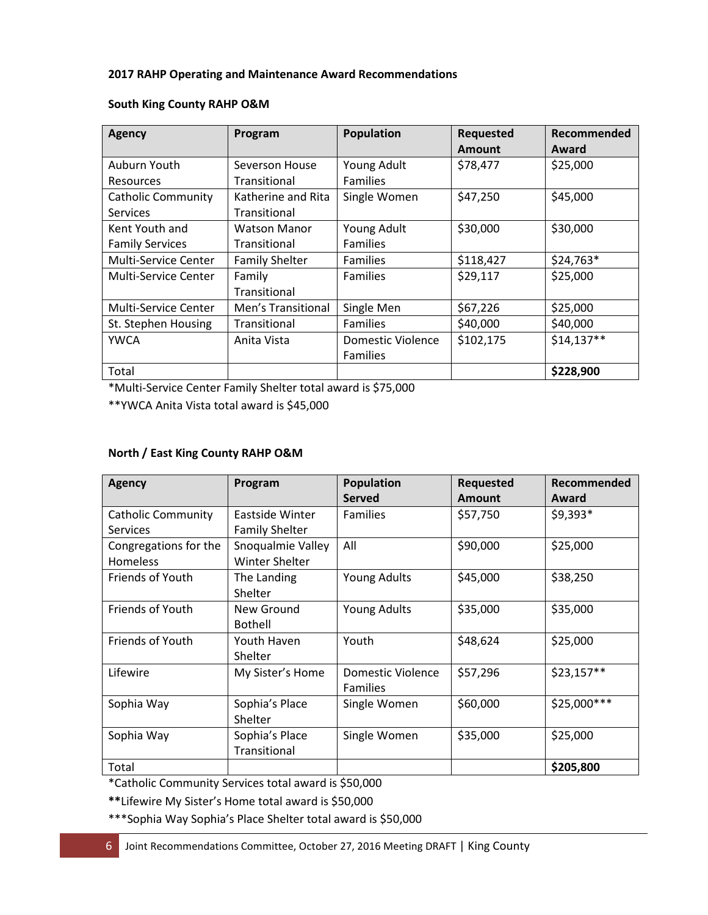**2017 RAHP Operating and Maintenance Award Recommendations**

**South King County RAHP O&M**

| Agency | Program | Population | Requested Amount | Recommended Award |
|---|---|---|---|---|
| Auburn Youth Resources | Severson House Transitional | Young Adult Families | $78,477 | $25,000 |
| Catholic Community Services | Katherine and Rita Transitional | Single Women | $47,250 | $45,000 |
| Kent Youth and Family Services | Watson Manor Transitional | Young Adult Families | $30,000 | $30,000 |
| Multi-Service Center | Family Shelter | Families | $118,427 | $24,763* |
| Multi-Service Center | Family Transitional | Families | $29,117 | $25,000 |
| Multi-Service Center | Men's Transitional | Single Men | $67,226 | $25,000 |
| St. Stephen Housing | Transitional | Families | $40,000 | $40,000 |
| YWCA | Anita Vista | Domestic Violence Families | $102,175 | $14,137** |
| Total | | | | **$228,900** |

*Multi-Service Center Family Shelter total award is $75,000

**YWCA Anita Vista total award is $45,000

**North / East King County RAHP O&M**

| Agency | Program | Population Served | Requested Amount | Recommended Award |
|---|---|---|---|---|
| Catholic Community Services | Eastside Winter Family Shelter | Families | $57,750 | $9,393* |
| Congregations for the Homeless | Snoqualmie Valley Winter Shelter | All | $90,000 | $25,000 |
| Friends of Youth | The Landing Shelter | Young Adults | $45,000 | $38,250 |
| Friends of Youth | New Ground Bothell | Young Adults | $35,000 | $35,000 |
| Friends of Youth | Youth Haven Shelter | Youth | $48,624 | $25,000 |
| Lifewire | My Sister's Home | Domestic Violence Families | $57,296 | $23,157** |
| Sophia Way | Sophia's Place Shelter | Single Women | $60,000 | $25,000*** |
| Sophia Way | Sophia's Place Transitional | Single Women | $35,000 | $25,000 |
| Total | | | | **$205,800** |

*Catholic Community Services total award is $50,000

**Lifewire My Sister's Home total award is $50,000

***Sophia Way Sophia's Place Shelter total award is $50,000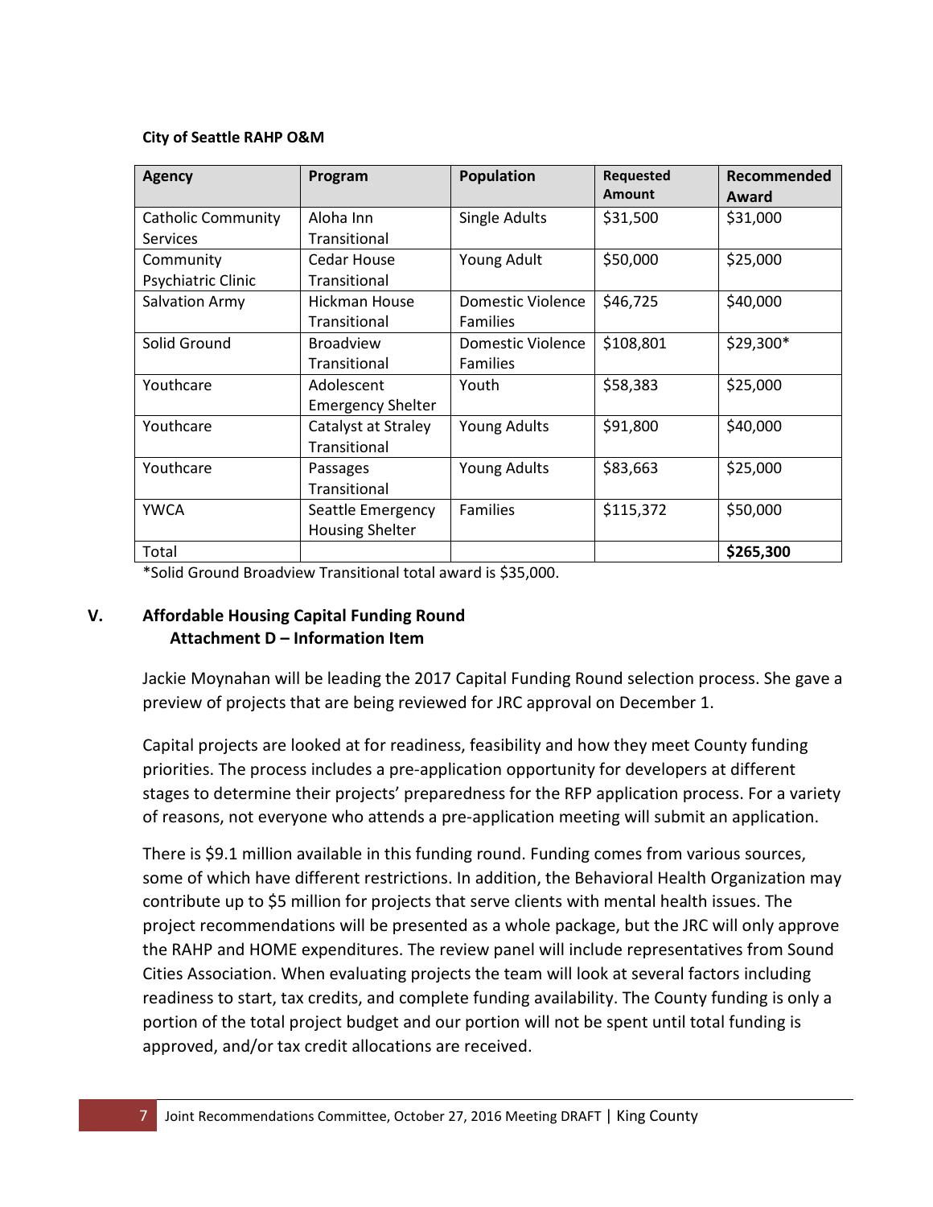**City of Seattle RAHP O&M**

| Agency | Program | Population | Requested Amount | Recommended Award |
|---|---|---|---|---|
| Catholic Community Services | Aloha Inn Transitional | Single Adults | $31,500 | $31,000 |
| Community Psychiatric Clinic | Cedar House Transitional | Young Adult | $50,000 | $25,000 |
| Salvation Army | Hickman House Transitional | Domestic Violence Families | $46,725 | $40,000 |
| Solid Ground | Broadview Transitional | Domestic Violence Families | $108,801 | $29,300* |
| Youthcare | Adolescent Emergency Shelter | Youth | $58,383 | $25,000 |
| Youthcare | Catalyst at Straley Transitional | Young Adults | $91,800 | $40,000 |
| Youthcare | Passages Transitional | Young Adults | $83,663 | $25,000 |
| YWCA | Seattle Emergency Housing Shelter | Families | $115,372 | $50,000 |
| Total | | | | **$265,300** |

*Solid Ground Broadview Transitional total award is $35,000.

## V. Affordable Housing Capital Funding Round
### Attachment D – Information Item

Jackie Moynahan will be leading the 2017 Capital Funding Round selection process. She gave a preview of projects that are being reviewed for JRC approval on December 1.

Capital projects are looked at for readiness, feasibility and how they meet County funding priorities. The process includes a pre-application opportunity for developers at different stages to determine their projects' preparedness for the RFP application process. For a variety of reasons, not everyone who attends a pre-application meeting will submit an application.

There is $9.1 million available in this funding round. Funding comes from various sources, some of which have different restrictions. In addition, the Behavioral Health Organization may contribute up to $5 million for projects that serve clients with mental health issues. The project recommendations will be presented as a whole package, but the JRC will only approve the RAHP and HOME expenditures. The review panel will include representatives from Sound Cities Association. When evaluating projects the team will look at several factors including readiness to start, tax credits, and complete funding availability. The County funding is only a portion of the total project budget and our portion will not be spent until total funding is approved, and/or tax credit allocations are received.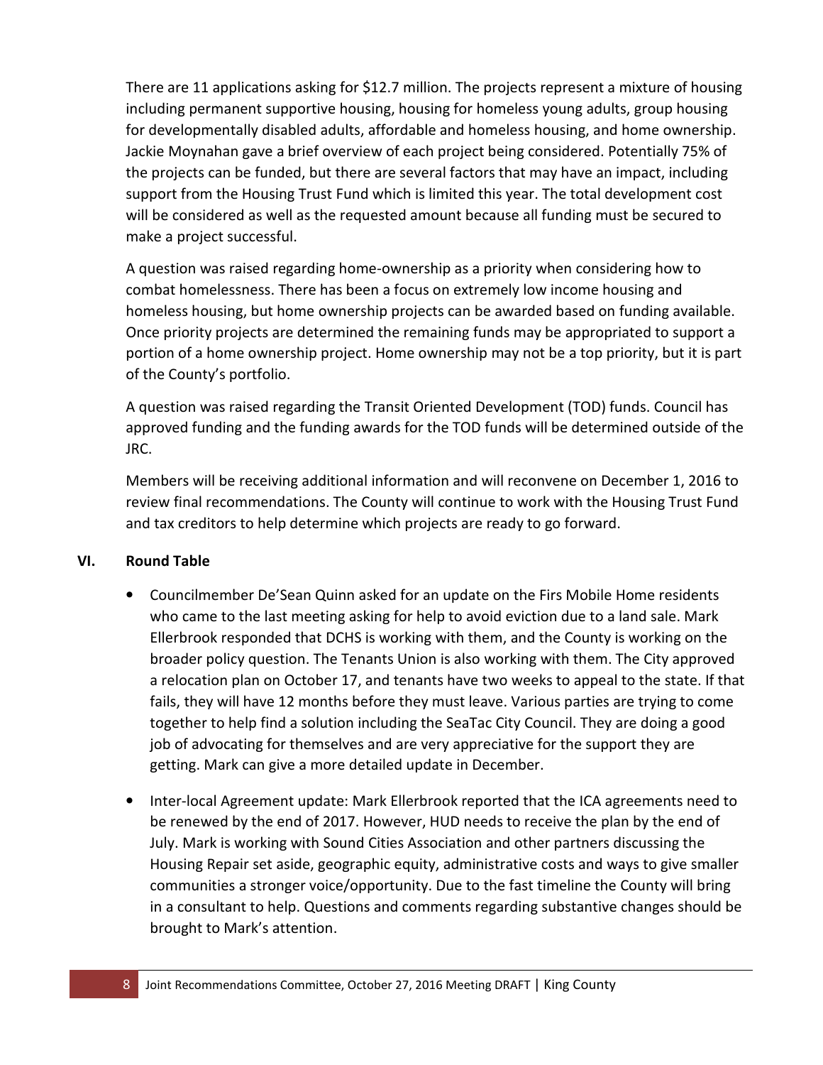There are 11 applications asking for $12.7 million. The projects represent a mixture of housing including permanent supportive housing, housing for homeless young adults, group housing for developmentally disabled adults, affordable and homeless housing, and home ownership. Jackie Moynahan gave a brief overview of each project being considered. Potentially 75% of the projects can be funded, but there are several factors that may have an impact, including support from the Housing Trust Fund which is limited this year. The total development cost will be considered as well as the requested amount because all funding must be secured to make a project successful.

A question was raised regarding home-ownership as a priority when considering how to combat homelessness. There has been a focus on extremely low income housing and homeless housing, but home ownership projects can be awarded based on funding available. Once priority projects are determined the remaining funds may be appropriated to support a portion of a home ownership project. Home ownership may not be a top priority, but it is part of the County's portfolio.

A question was raised regarding the Transit Oriented Development (TOD) funds. Council has approved funding and the funding awards for the TOD funds will be determined outside of the JRC.

Members will be receiving additional information and will reconvene on December 1, 2016 to review final recommendations. The County will continue to work with the Housing Trust Fund and tax creditors to help determine which projects are ready to go forward.

## VI. Round Table

- Councilmember De'Sean Quinn asked for an update on the Firs Mobile Home residents who came to the last meeting asking for help to avoid eviction due to a land sale. Mark Ellerbrook responded that DCHS is working with them, and the County is working on the broader policy question. The Tenants Union is also working with them. The City approved a relocation plan on October 17, and tenants have two weeks to appeal to the state. If that fails, they will have 12 months before they must leave. Various parties are trying to come together to help find a solution including the SeaTac City Council. They are doing a good job of advocating for themselves and are very appreciative for the support they are getting. Mark can give a more detailed update in December.
- Inter-local Agreement update: Mark Ellerbrook reported that the ICA agreements need to be renewed by the end of 2017. However, HUD needs to receive the plan by the end of July. Mark is working with Sound Cities Association and other partners discussing the Housing Repair set aside, geographic equity, administrative costs and ways to give smaller communities a stronger voice/opportunity. Due to the fast timeline the County will bring in a consultant to help. Questions and comments regarding substantive changes should be brought to Mark's attention.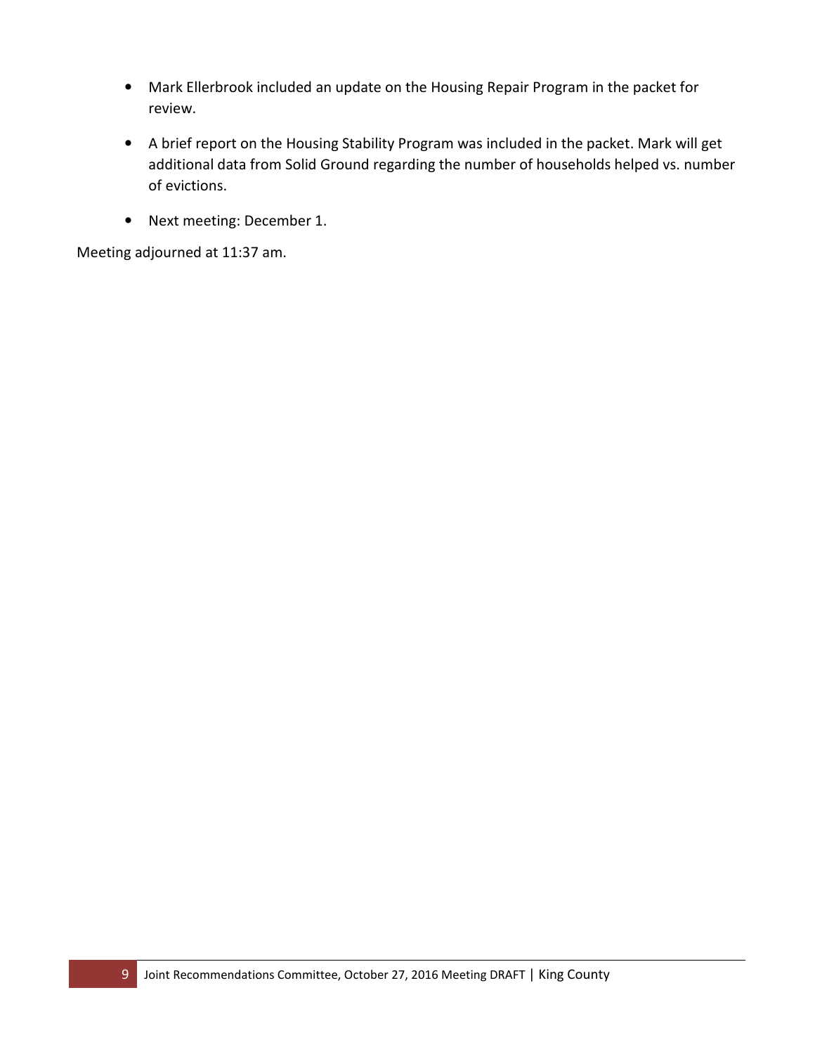- Mark Ellerbrook included an update on the Housing Repair Program in the packet for review.

- A brief report on the Housing Stability Program was included in the packet. Mark will get additional data from Solid Ground regarding the number of households helped vs. number of evictions.

- Next meeting: December 1.

Meeting adjourned at 11:37 am.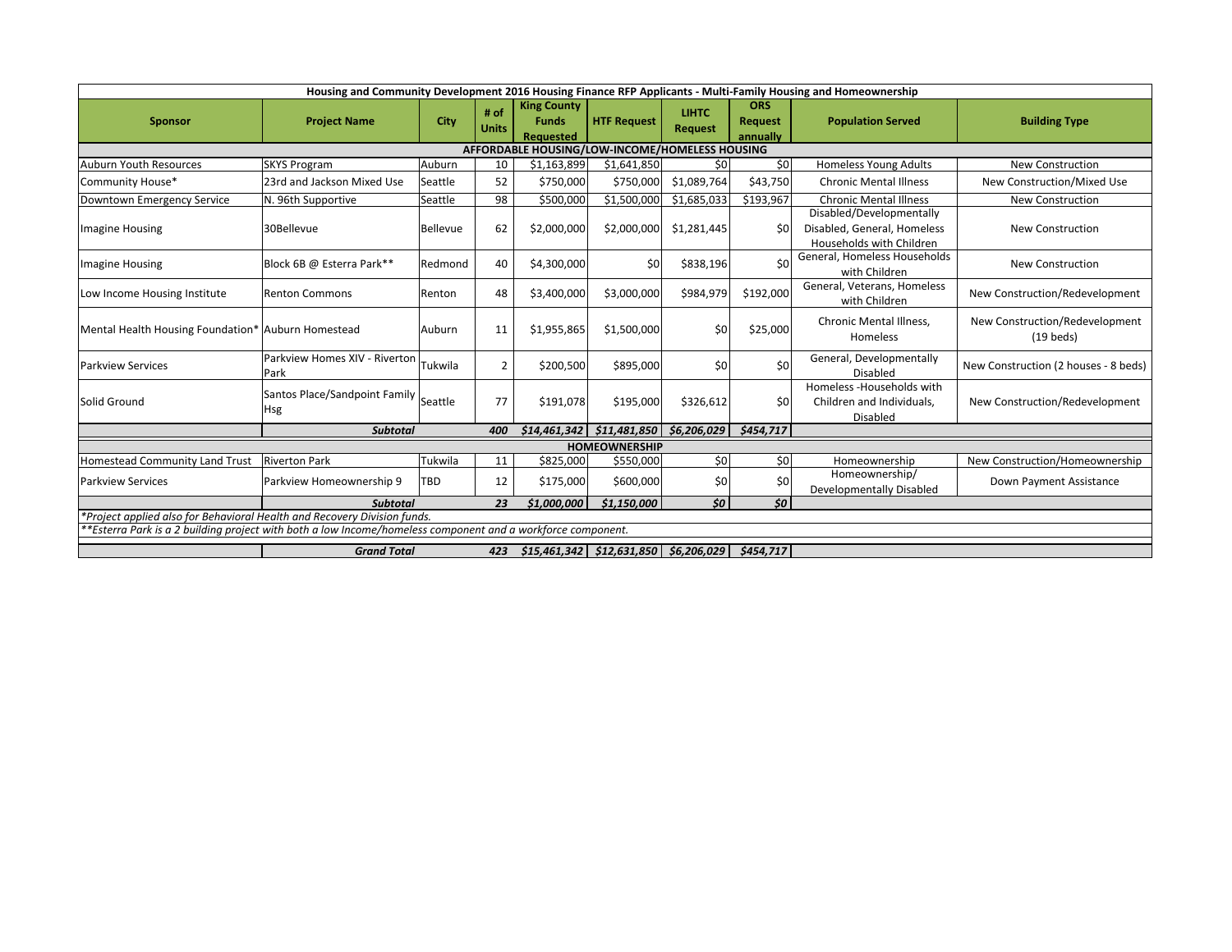| Housing and Community Development 2016 Housing Finance RFP Applicants - Multi-Family Housing and Homeownership | | | | | | | | | |
|---|---|---|---|---|---|---|---|---|---|
| **Sponsor** | **Project Name** | **City** | **# of Units** | **King County Funds Requested** | **HTF Request** | **LIHTC Request** | **ORS Request annually** | **Population Served** | **Building Type** |
| **AFFORDABLE HOUSING/LOW-INCOME/HOMELESS HOUSING** | | | | | | | | | |
| Auburn Youth Resources | SKYS Program | Auburn | 10 | $1,163,899 | $1,641,850 | $0 | $0 | Homeless Young Adults | New Construction |
| Community House* | 23rd and Jackson Mixed Use | Seattle | 52 | $750,000 | $750,000 | $1,089,764 | $43,750 | Chronic Mental Illness | New Construction/Mixed Use |
| Downtown Emergency Service | N. 96th Supportive | Seattle | 98 | $500,000 | $1,500,000 | $1,685,033 | $193,967 | Chronic Mental Illness | New Construction |
| Imagine Housing | 30Bellevue | Bellevue | 62 | $2,000,000 | $2,000,000 | $1,281,445 | $0 | Disabled/Developmentally Disabled, General, Homeless Households with Children | New Construction |
| Imagine Housing | Block 6B @ Esterra Park** | Redmond | 40 | $4,300,000 | $0 | $838,196 | $0 | General, Homeless Households with Children | New Construction |
| Low Income Housing Institute | Renton Commons | Renton | 48 | $3,400,000 | $3,000,000 | $984,979 | $192,000 | General, Veterans, Homeless with Children | New Construction/Redevelopment |
| Mental Health Housing Foundation* | Auburn Homestead | Auburn | 11 | $1,955,865 | $1,500,000 | $0 | $25,000 | Chronic Mental Illness, Homeless | New Construction/Redevelopment (19 beds) |
| Parkview Services | Parkview Homes XIV - Riverton Park | Tukwila | 2 | $200,500 | $895,000 | $0 | $0 | General, Developmentally Disabled | New Construction (2 houses - 8 beds) |
| Solid Ground | Santos Place/Sandpoint Family Hsg | Seattle | 77 | $191,078 | $195,000 | $326,612 | $0 | Homeless -Households with Children and Individuals, Disabled | New Construction/Redevelopment |
| | ***Subtotal*** | | ***400*** | ***$14,461,342*** | ***$11,481,850*** | ***$6,206,029*** | ***$454,717*** | | |
| **HOMEOWNERSHIP** | | | | | | | | | |
| Homestead Community Land Trust | Riverton Park | Tukwila | 11 | $825,000 | $550,000 | $0 | $0 | Homeownership | New Construction/Homeownership |
| Parkview Services | Parkview Homeownership 9 | TBD | 12 | $175,000 | $600,000 | $0 | $0 | Homeownership/ Developmentally Disabled | Down Payment Assistance |
| | ***Subtotal*** | | ***23*** | ***$1,000,000*** | ***$1,150,000*** | ***$0*** | ***$0*** | | |
| *\*Project applied also for Behavioral Health and Recovery Division funds.* | | | | | | | | | |
| *\*\*Esterra Park is a 2 building project with both a low Income/homeless component and a workforce component.* | | | | | | | | | |
| | ***Grand Total*** | | ***423*** | ***$15,461,342*** | ***$12,631,850*** | ***$6,206,029*** | ***$454,717*** | | |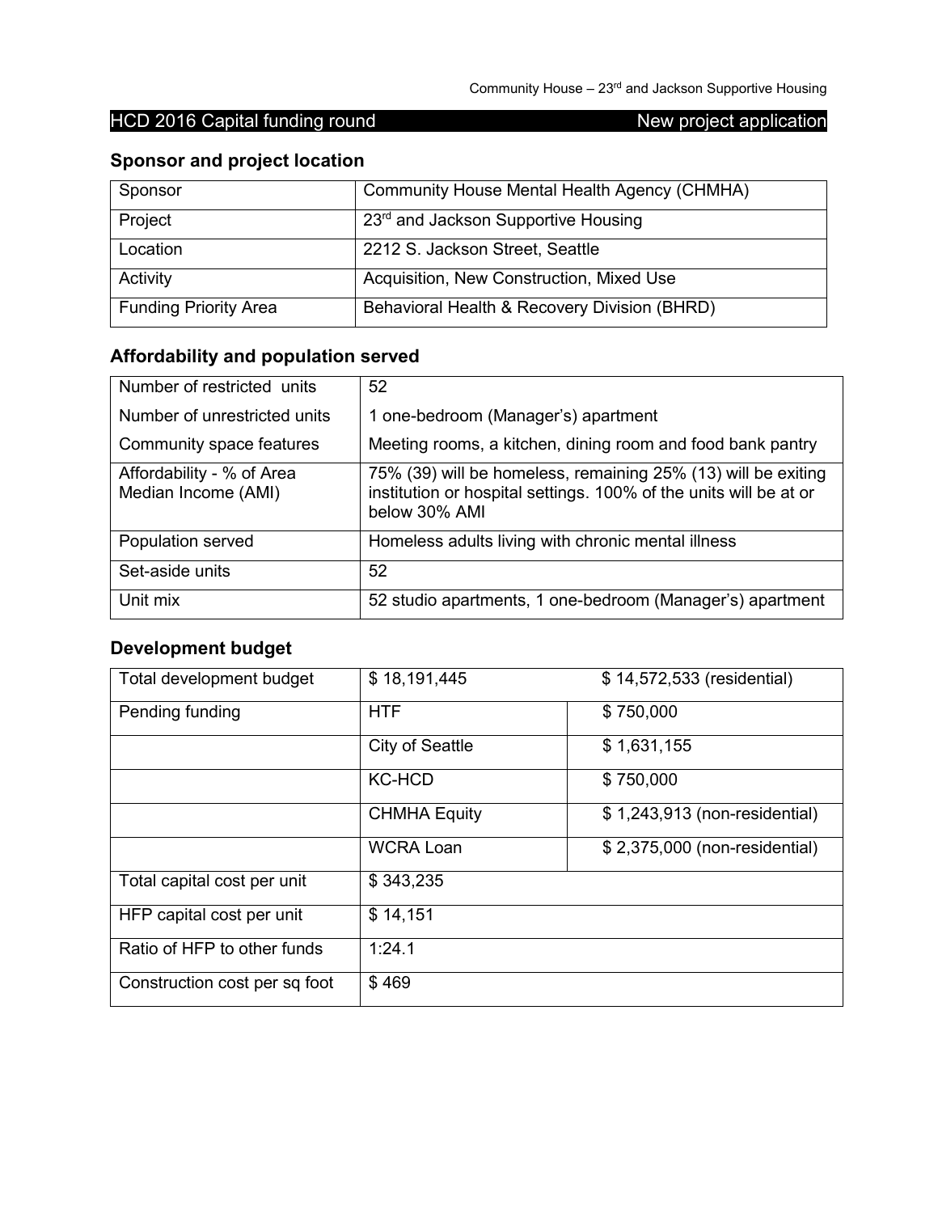HCD 2016 Capital funding round — New project application

## Sponsor and project location

| Sponsor | Community House Mental Health Agency (CHMHA) |
|---|---|
| Project | 23rd and Jackson Supportive Housing |
| Location | 2212 S. Jackson Street, Seattle |
| Activity | Acquisition, New Construction, Mixed Use |
| Funding Priority Area | Behavioral Health & Recovery Division (BHRD) |

## Affordability and population served

| Number of restricted units | 52 |
|---|---|
| Number of unrestricted units | 1 one-bedroom (Manager's) apartment |
| Community space features | Meeting rooms, a kitchen, dining room and food bank pantry |
| Affordability - % of Area Median Income (AMI) | 75% (39) will be homeless, remaining 25% (13) will be exiting institution or hospital settings. 100% of the units will be at or below 30% AMI |
| Population served | Homeless adults living with chronic mental illness |
| Set-aside units | 52 |
| Unit mix | 52 studio apartments, 1 one-bedroom (Manager's) apartment |

## Development budget

| Total development budget | $ 18,191,445 | $ 14,572,533 (residential) |
|---|---|---|
| Pending funding | HTF | $ 750,000 |
| | City of Seattle | $ 1,631,155 |
| | KC-HCD | $ 750,000 |
| | CHMHA Equity | $ 1,243,913 (non-residential) |
| | WCRA Loan | $ 2,375,000 (non-residential) |
| Total capital cost per unit | $ 343,235 | |
| HFP capital cost per unit | $ 14,151 | |
| Ratio of HFP to other funds | 1:24.1 | |
| Construction cost per sq foot | $ 469 | |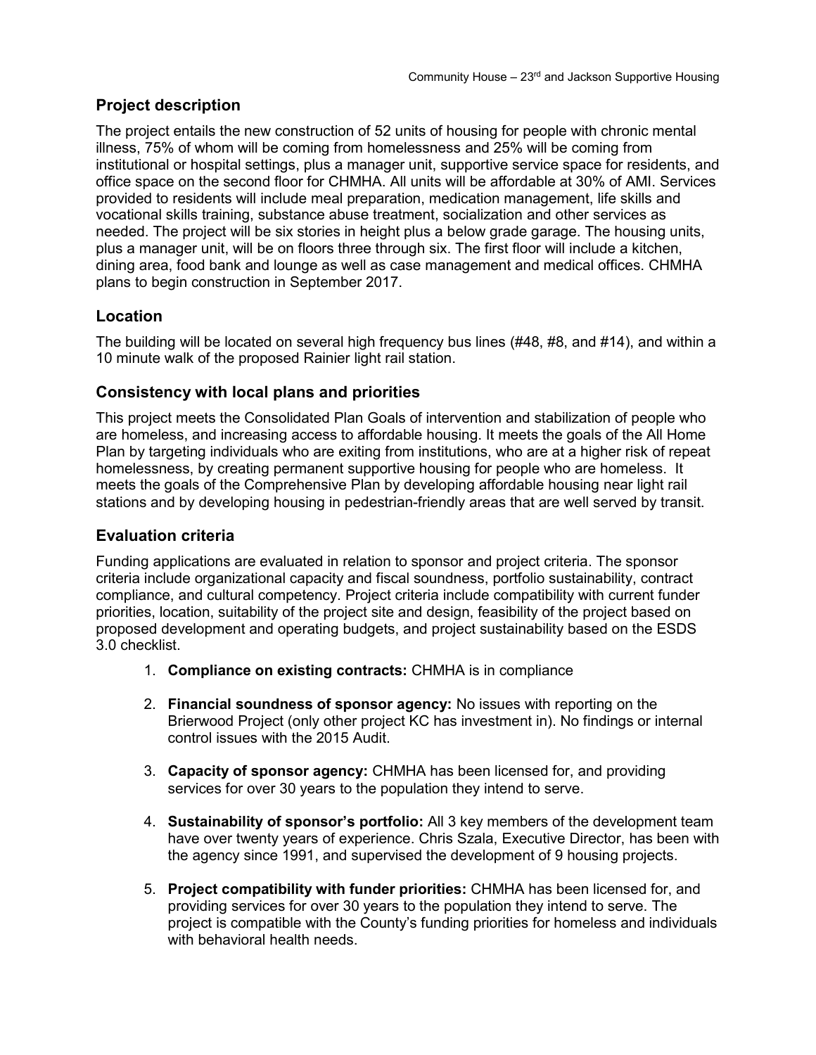## Project description

The project entails the new construction of 52 units of housing for people with chronic mental illness, 75% of whom will be coming from homelessness and 25% will be coming from institutional or hospital settings, plus a manager unit, supportive service space for residents, and office space on the second floor for CHMHA. All units will be affordable at 30% of AMI. Services provided to residents will include meal preparation, medication management, life skills and vocational skills training, substance abuse treatment, socialization and other services as needed. The project will be six stories in height plus a below grade garage. The housing units, plus a manager unit, will be on floors three through six. The first floor will include a kitchen, dining area, food bank and lounge as well as case management and medical offices. CHMHA plans to begin construction in September 2017.

## Location

The building will be located on several high frequency bus lines (#48, #8, and #14), and within a 10 minute walk of the proposed Rainier light rail station.

## Consistency with local plans and priorities

This project meets the Consolidated Plan Goals of intervention and stabilization of people who are homeless, and increasing access to affordable housing. It meets the goals of the All Home Plan by targeting individuals who are exiting from institutions, who are at a higher risk of repeat homelessness, by creating permanent supportive housing for people who are homeless. It meets the goals of the Comprehensive Plan by developing affordable housing near light rail stations and by developing housing in pedestrian-friendly areas that are well served by transit.

## Evaluation criteria

Funding applications are evaluated in relation to sponsor and project criteria. The sponsor criteria include organizational capacity and fiscal soundness, portfolio sustainability, contract compliance, and cultural competency. Project criteria include compatibility with current funder priorities, location, suitability of the project site and design, feasibility of the project based on proposed development and operating budgets, and project sustainability based on the ESDS 3.0 checklist.

1. **Compliance on existing contracts:** CHMHA is in compliance
2. **Financial soundness of sponsor agency:** No issues with reporting on the Brierwood Project (only other project KC has investment in). No findings or internal control issues with the 2015 Audit.
3. **Capacity of sponsor agency:** CHMHA has been licensed for, and providing services for over 30 years to the population they intend to serve.
4. **Sustainability of sponsor's portfolio:** All 3 key members of the development team have over twenty years of experience. Chris Szala, Executive Director, has been with the agency since 1991, and supervised the development of 9 housing projects.
5. **Project compatibility with funder priorities:** CHMHA has been licensed for, and providing services for over 30 years to the population they intend to serve. The project is compatible with the County's funding priorities for homeless and individuals with behavioral health needs.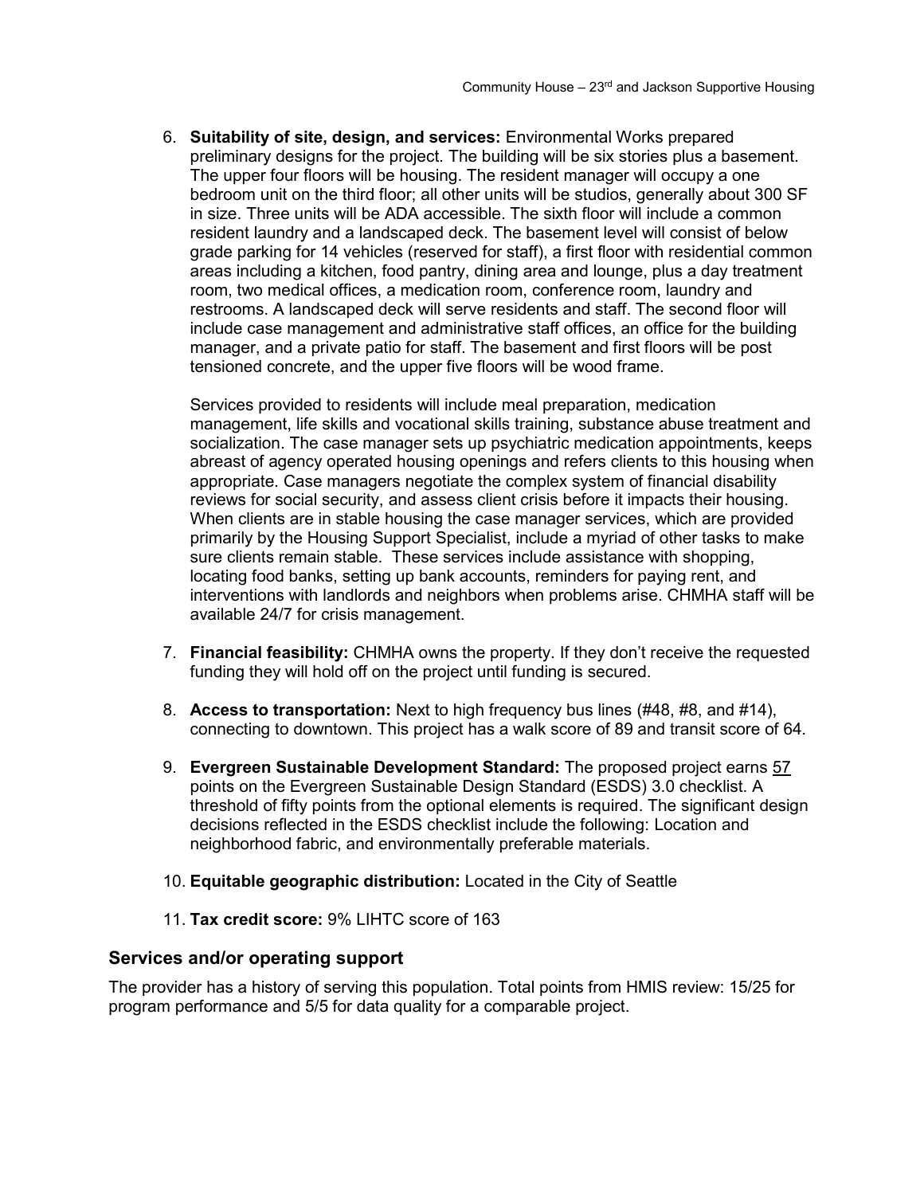6. **Suitability of site, design, and services:** Environmental Works prepared preliminary designs for the project. The building will be six stories plus a basement. The upper four floors will be housing. The resident manager will occupy a one bedroom unit on the third floor; all other units will be studios, generally about 300 SF in size. Three units will be ADA accessible. The sixth floor will include a common resident laundry and a landscaped deck. The basement level will consist of below grade parking for 14 vehicles (reserved for staff), a first floor with residential common areas including a kitchen, food pantry, dining area and lounge, plus a day treatment room, two medical offices, a medication room, conference room, laundry and restrooms. A landscaped deck will serve residents and staff. The second floor will include case management and administrative staff offices, an office for the building manager, and a private patio for staff. The basement and first floors will be post tensioned concrete, and the upper five floors will be wood frame.

   Services provided to residents will include meal preparation, medication management, life skills and vocational skills training, substance abuse treatment and socialization. The case manager sets up psychiatric medication appointments, keeps abreast of agency operated housing openings and refers clients to this housing when appropriate. Case managers negotiate the complex system of financial disability reviews for social security, and assess client crisis before it impacts their housing. When clients are in stable housing the case manager services, which are provided primarily by the Housing Support Specialist, include a myriad of other tasks to make sure clients remain stable. These services include assistance with shopping, locating food banks, setting up bank accounts, reminders for paying rent, and interventions with landlords and neighbors when problems arise. CHMHA staff will be available 24/7 for crisis management.

7. **Financial feasibility:** CHMHA owns the property. If they don't receive the requested funding they will hold off on the project until funding is secured.

8. **Access to transportation:** Next to high frequency bus lines (#48, #8, and #14), connecting to downtown. This project has a walk score of 89 and transit score of 64.

9. **Evergreen Sustainable Development Standard:** The proposed project earns 57 points on the Evergreen Sustainable Design Standard (ESDS) 3.0 checklist. A threshold of fifty points from the optional elements is required. The significant design decisions reflected in the ESDS checklist include the following: Location and neighborhood fabric, and environmentally preferable materials.

10. **Equitable geographic distribution:** Located in the City of Seattle

11. **Tax credit score:** 9% LIHTC score of 163

## Services and/or operating support

The provider has a history of serving this population. Total points from HMIS review: 15/25 for program performance and 5/5 for data quality for a comparable project.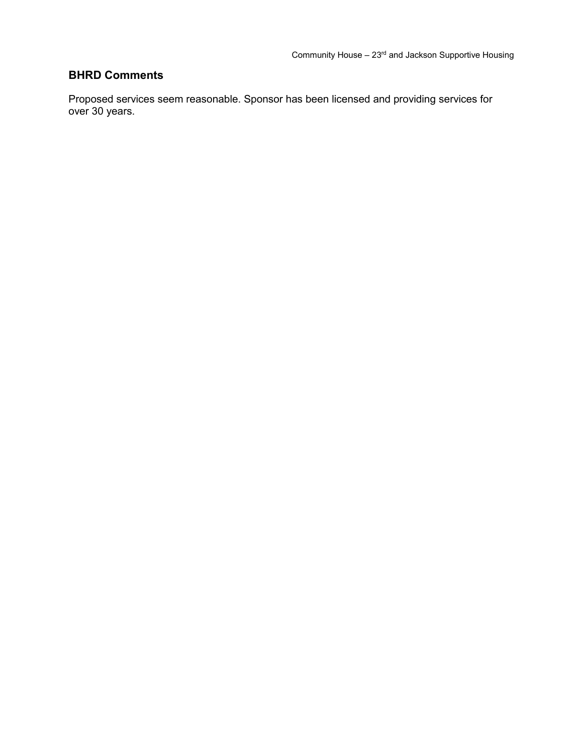## BHRD Comments

Proposed services seem reasonable. Sponsor has been licensed and providing services for over 30 years.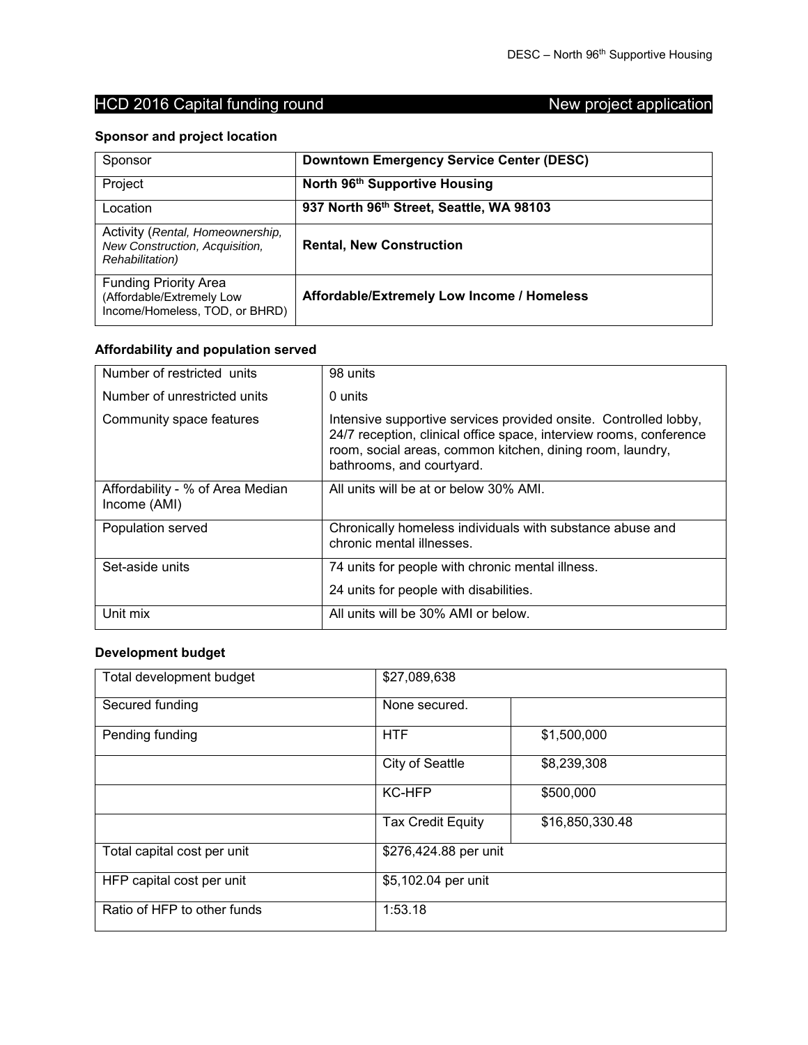## HCD 2016 Capital funding round — New project application

### Sponsor and project location

| | |
|---|---|
| Sponsor | **Downtown Emergency Service Center (DESC)** |
| Project | **North 96th Supportive Housing** |
| Location | **937 North 96th Street, Seattle, WA 98103** |
| Activity (*Rental, Homeownership, New Construction, Acquisition, Rehabilitation*) | **Rental, New Construction** |
| Funding Priority Area (Affordable/Extremely Low Income/Homeless, TOD, or BHRD) | **Affordable/Extremely Low Income / Homeless** |

### Affordability and population served

| | |
|---|---|
| Number of restricted units | 98 units |
| Number of unrestricted units | 0 units |
| Community space features | Intensive supportive services provided onsite. Controlled lobby, 24/7 reception, clinical office space, interview rooms, conference room, social areas, common kitchen, dining room, laundry, bathrooms, and courtyard. |
| Affordability - % of Area Median Income (AMI) | All units will be at or below 30% AMI. |
| Population served | Chronically homeless individuals with substance abuse and chronic mental illnesses. |
| Set-aside units | 74 units for people with chronic mental illness.<br>24 units for people with disabilities. |
| Unit mix | All units will be 30% AMI or below. |

### Development budget

| | | |
|---|---|---|
| Total development budget | $27,089,638 | |
| Secured funding | None secured. | |
| Pending funding | HTF | $1,500,000 |
| | City of Seattle | $8,239,308 |
| | KC-HFP | $500,000 |
| | Tax Credit Equity | $16,850,330.48 |
| Total capital cost per unit | $276,424.88 per unit | |
| HFP capital cost per unit | $5,102.04 per unit | |
| Ratio of HFP to other funds | 1:53.18 | |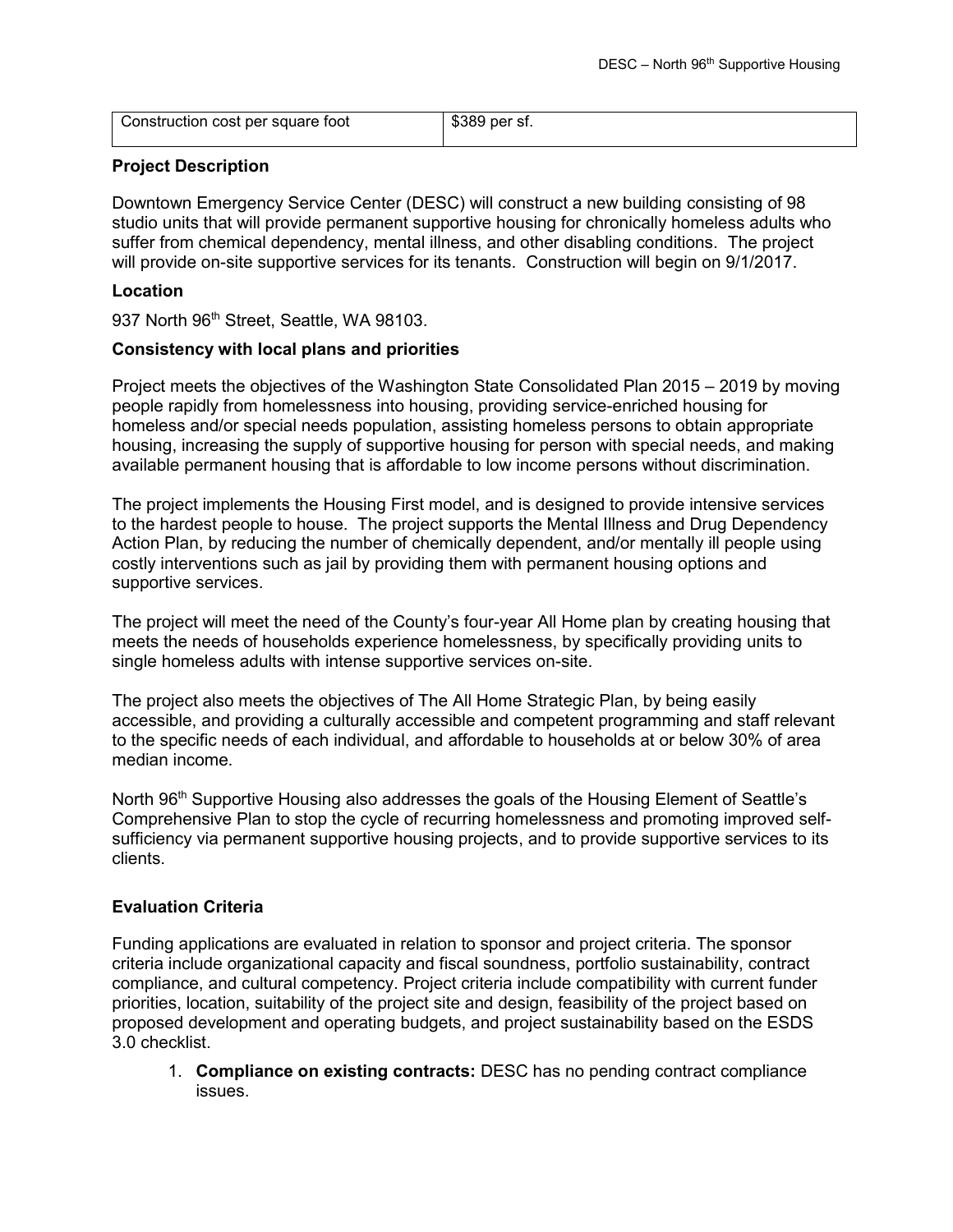| Construction cost per square foot | $389 per sf. |
|---|---|

**Project Description**

Downtown Emergency Service Center (DESC) will construct a new building consisting of 98 studio units that will provide permanent supportive housing for chronically homeless adults who suffer from chemical dependency, mental illness, and other disabling conditions. The project will provide on-site supportive services for its tenants. Construction will begin on 9/1/2017.

**Location**

937 North 96th Street, Seattle, WA 98103.

**Consistency with local plans and priorities**

Project meets the objectives of the Washington State Consolidated Plan 2015 – 2019 by moving people rapidly from homelessness into housing, providing service-enriched housing for homeless and/or special needs population, assisting homeless persons to obtain appropriate housing, increasing the supply of supportive housing for person with special needs, and making available permanent housing that is affordable to low income persons without discrimination.

The project implements the Housing First model, and is designed to provide intensive services to the hardest people to house. The project supports the Mental Illness and Drug Dependency Action Plan, by reducing the number of chemically dependent, and/or mentally ill people using costly interventions such as jail by providing them with permanent housing options and supportive services.

The project will meet the need of the County's four-year All Home plan by creating housing that meets the needs of households experience homelessness, by specifically providing units to single homeless adults with intense supportive services on-site.

The project also meets the objectives of The All Home Strategic Plan, by being easily accessible, and providing a culturally accessible and competent programming and staff relevant to the specific needs of each individual, and affordable to households at or below 30% of area median income.

North 96th Supportive Housing also addresses the goals of the Housing Element of Seattle's Comprehensive Plan to stop the cycle of recurring homelessness and promoting improved self-sufficiency via permanent supportive housing projects, and to provide supportive services to its clients.

**Evaluation Criteria**

Funding applications are evaluated in relation to sponsor and project criteria. The sponsor criteria include organizational capacity and fiscal soundness, portfolio sustainability, contract compliance, and cultural competency. Project criteria include compatibility with current funder priorities, location, suitability of the project site and design, feasibility of the project based on proposed development and operating budgets, and project sustainability based on the ESDS 3.0 checklist.

1. **Compliance on existing contracts:** DESC has no pending contract compliance issues.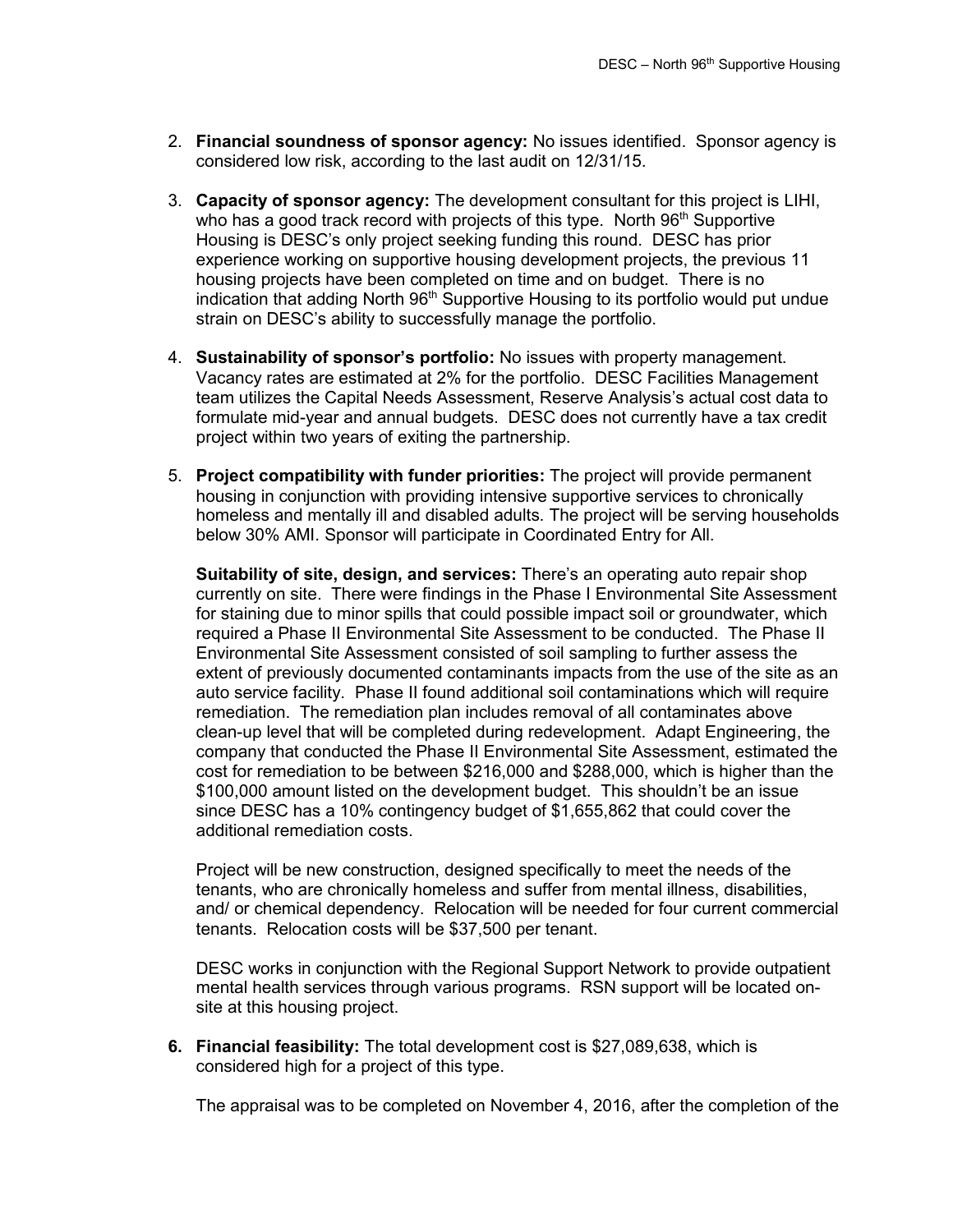2. **Financial soundness of sponsor agency:** No issues identified. Sponsor agency is considered low risk, according to the last audit on 12/31/15.

3. **Capacity of sponsor agency:** The development consultant for this project is LIHI, who has a good track record with projects of this type. North 96th Supportive Housing is DESC's only project seeking funding this round. DESC has prior experience working on supportive housing development projects, the previous 11 housing projects have been completed on time and on budget. There is no indication that adding North 96th Supportive Housing to its portfolio would put undue strain on DESC's ability to successfully manage the portfolio.

4. **Sustainability of sponsor's portfolio:** No issues with property management. Vacancy rates are estimated at 2% for the portfolio. DESC Facilities Management team utilizes the Capital Needs Assessment, Reserve Analysis's actual cost data to formulate mid-year and annual budgets. DESC does not currently have a tax credit project within two years of exiting the partnership.

5. **Project compatibility with funder priorities:** The project will provide permanent housing in conjunction with providing intensive supportive services to chronically homeless and mentally ill and disabled adults. The project will be serving households below 30% AMI. Sponsor will participate in Coordinated Entry for All.

   **Suitability of site, design, and services:** There's an operating auto repair shop currently on site. There were findings in the Phase I Environmental Site Assessment for staining due to minor spills that could possible impact soil or groundwater, which required a Phase II Environmental Site Assessment to be conducted. The Phase II Environmental Site Assessment consisted of soil sampling to further assess the extent of previously documented contaminants impacts from the use of the site as an auto service facility. Phase II found additional soil contaminations which will require remediation. The remediation plan includes removal of all contaminates above clean-up level that will be completed during redevelopment. Adapt Engineering, the company that conducted the Phase II Environmental Site Assessment, estimated the cost for remediation to be between $216,000 and $288,000, which is higher than the $100,000 amount listed on the development budget. This shouldn't be an issue since DESC has a 10% contingency budget of $1,655,862 that could cover the additional remediation costs.

   Project will be new construction, designed specifically to meet the needs of the tenants, who are chronically homeless and suffer from mental illness, disabilities, and/ or chemical dependency. Relocation will be needed for four current commercial tenants. Relocation costs will be $37,500 per tenant.

   DESC works in conjunction with the Regional Support Network to provide outpatient mental health services through various programs. RSN support will be located on-site at this housing project.

6. **Financial feasibility:** The total development cost is $27,089,638, which is considered high for a project of this type.

   The appraisal was to be completed on November 4, 2016, after the completion of the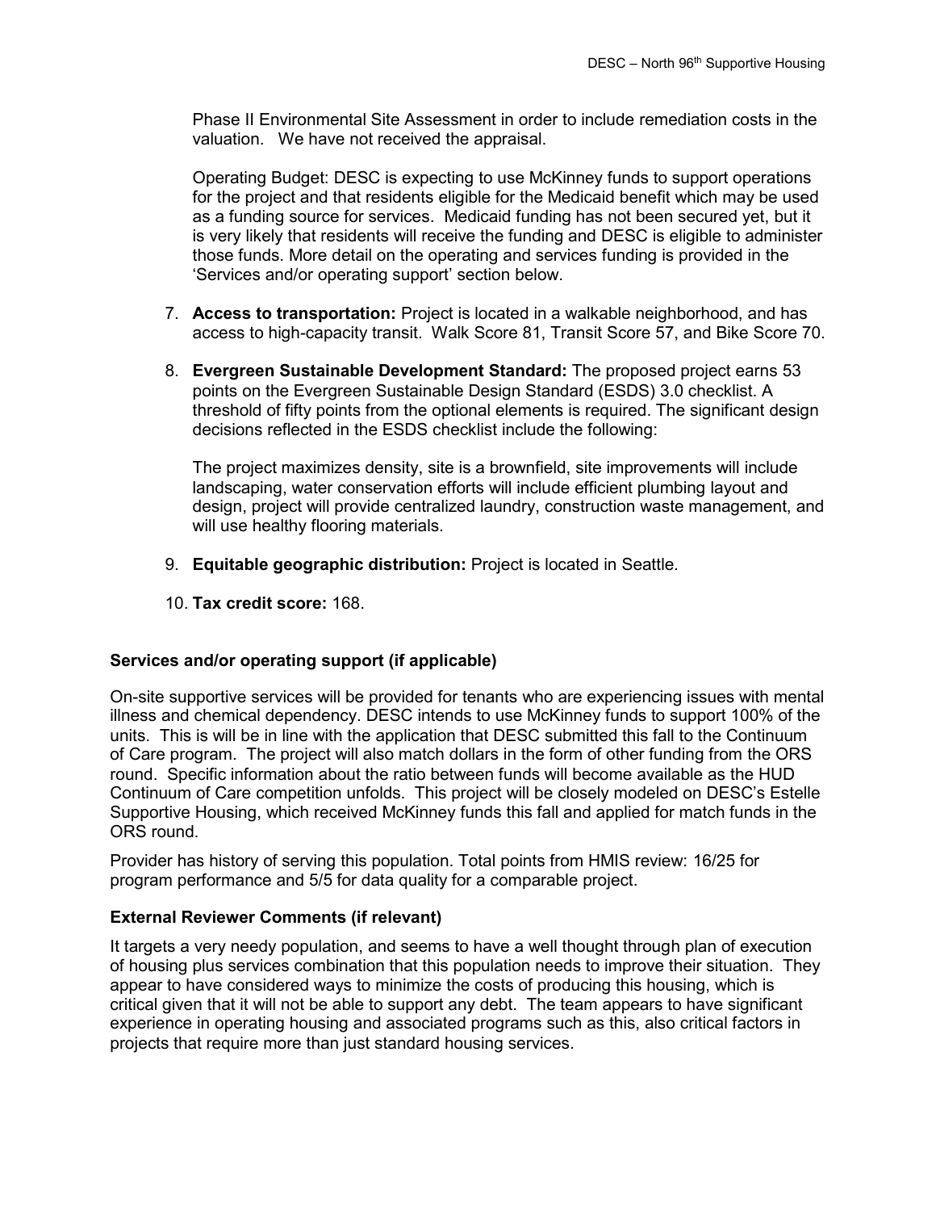Phase II Environmental Site Assessment in order to include remediation costs in the valuation. We have not received the appraisal.

Operating Budget: DESC is expecting to use McKinney funds to support operations for the project and that residents eligible for the Medicaid benefit which may be used as a funding source for services. Medicaid funding has not been secured yet, but it is very likely that residents will receive the funding and DESC is eligible to administer those funds. More detail on the operating and services funding is provided in the 'Services and/or operating support' section below.

7. **Access to transportation:** Project is located in a walkable neighborhood, and has access to high-capacity transit. Walk Score 81, Transit Score 57, and Bike Score 70.

8. **Evergreen Sustainable Development Standard:** The proposed project earns 53 points on the Evergreen Sustainable Design Standard (ESDS) 3.0 checklist. A threshold of fifty points from the optional elements is required. The significant design decisions reflected in the ESDS checklist include the following:

   The project maximizes density, site is a brownfield, site improvements will include landscaping, water conservation efforts will include efficient plumbing layout and design, project will provide centralized laundry, construction waste management, and will use healthy flooring materials.

9. **Equitable geographic distribution:** Project is located in Seattle.

10. **Tax credit score:** 168.

**Services and/or operating support (if applicable)**

On-site supportive services will be provided for tenants who are experiencing issues with mental illness and chemical dependency. DESC intends to use McKinney funds to support 100% of the units. This is will be in line with the application that DESC submitted this fall to the Continuum of Care program. The project will also match dollars in the form of other funding from the ORS round. Specific information about the ratio between funds will become available as the HUD Continuum of Care competition unfolds. This project will be closely modeled on DESC's Estelle Supportive Housing, which received McKinney funds this fall and applied for match funds in the ORS round.

Provider has history of serving this population. Total points from HMIS review: 16/25 for program performance and 5/5 for data quality for a comparable project.

**External Reviewer Comments (if relevant)**

It targets a very needy population, and seems to have a well thought through plan of execution of housing plus services combination that this population needs to improve their situation. They appear to have considered ways to minimize the costs of producing this housing, which is critical given that it will not be able to support any debt. The team appears to have significant experience in operating housing and associated programs such as this, also critical factors in projects that require more than just standard housing services.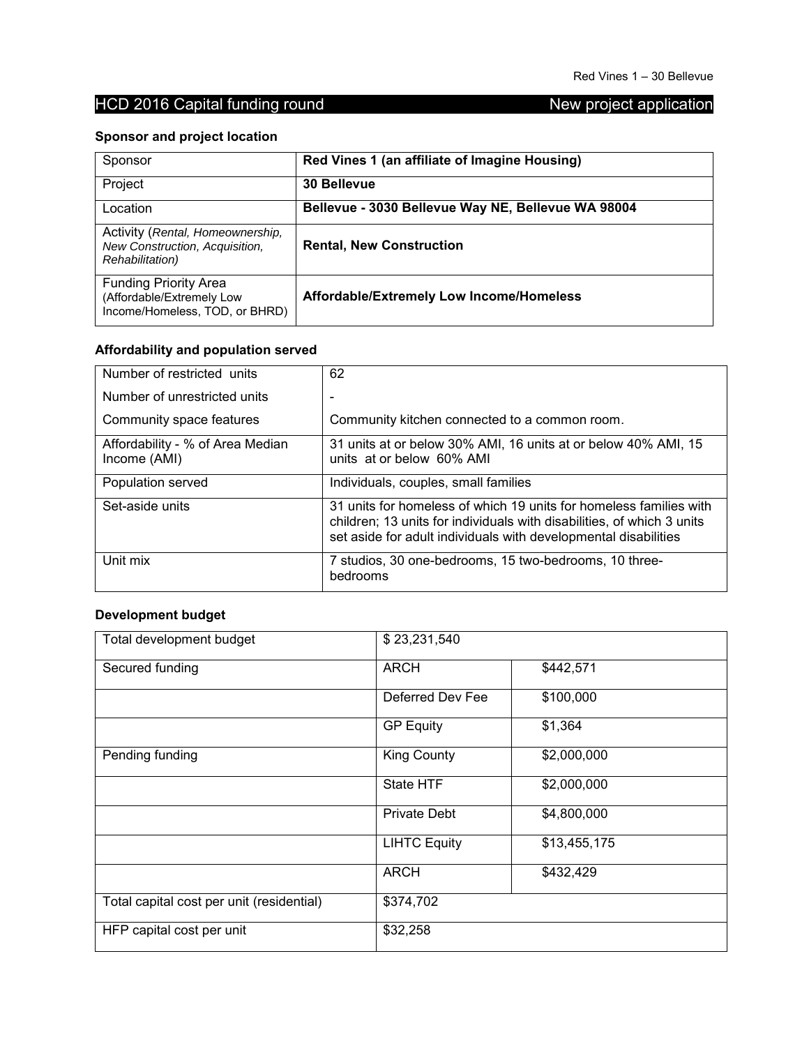## HCD 2016 Capital funding round — New project application

### Sponsor and project location

| Sponsor | **Red Vines 1 (an affiliate of Imagine Housing)** |
|---|---|
| Project | **30 Bellevue** |
| Location | **Bellevue - 3030 Bellevue Way NE, Bellevue WA 98004** |
| Activity (*Rental, Homeownership, New Construction, Acquisition, Rehabilitation*) | **Rental, New Construction** |
| Funding Priority Area (Affordable/Extremely Low Income/Homeless, TOD, or BHRD) | **Affordable/Extremely Low Income/Homeless** |

### Affordability and population served

| Number of restricted units | 62 |
|---|---|
| Number of unrestricted units | - |
| Community space features | Community kitchen connected to a common room. |
| Affordability - % of Area Median Income (AMI) | 31 units at or below 30% AMI, 16 units at or below 40% AMI, 15 units at or below 60% AMI |
| Population served | Individuals, couples, small families |
| Set-aside units | 31 units for homeless of which 19 units for homeless families with children; 13 units for individuals with disabilities, of which 3 units set aside for adult individuals with developmental disabilities |
| Unit mix | 7 studios, 30 one-bedrooms, 15 two-bedrooms, 10 three-bedrooms |

### Development budget

| Total development budget | $ 23,231,540 | |
|---|---|---|
| Secured funding | ARCH | $442,571 |
| | Deferred Dev Fee | $100,000 |
| | GP Equity | $1,364 |
| Pending funding | King County | $2,000,000 |
| | State HTF | $2,000,000 |
| | Private Debt | $4,800,000 |
| | LIHTC Equity | $13,455,175 |
| | ARCH | $432,429 |
| Total capital cost per unit (residential) | $374,702 | |
| HFP capital cost per unit | $32,258 | |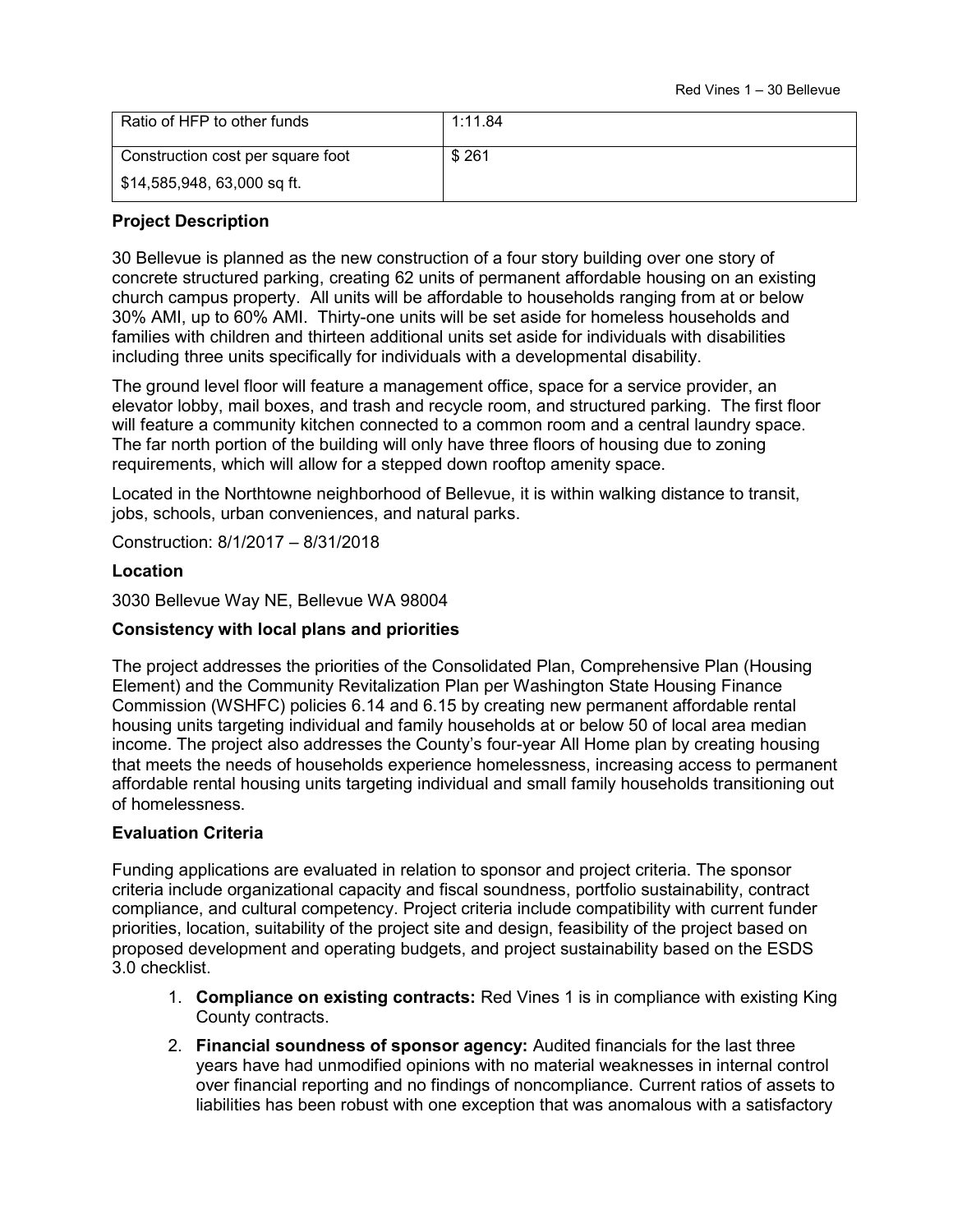| Ratio of HFP to other funds | 1:11.84 |
| --- | --- |
| Construction cost per square foot<br>$14,585,948, 63,000 sq ft. | $ 261 |

**Project Description**

30 Bellevue is planned as the new construction of a four story building over one story of concrete structured parking, creating 62 units of permanent affordable housing on an existing church campus property. All units will be affordable to households ranging from at or below 30% AMI, up to 60% AMI. Thirty-one units will be set aside for homeless households and families with children and thirteen additional units set aside for individuals with disabilities including three units specifically for individuals with a developmental disability.

The ground level floor will feature a management office, space for a service provider, an elevator lobby, mail boxes, and trash and recycle room, and structured parking. The first floor will feature a community kitchen connected to a common room and a central laundry space. The far north portion of the building will only have three floors of housing due to zoning requirements, which will allow for a stepped down rooftop amenity space.

Located in the Northtowne neighborhood of Bellevue, it is within walking distance to transit, jobs, schools, urban conveniences, and natural parks.

Construction: 8/1/2017 – 8/31/2018

**Location**

3030 Bellevue Way NE, Bellevue WA 98004

**Consistency with local plans and priorities**

The project addresses the priorities of the Consolidated Plan, Comprehensive Plan (Housing Element) and the Community Revitalization Plan per Washington State Housing Finance Commission (WSHFC) policies 6.14 and 6.15 by creating new permanent affordable rental housing units targeting individual and family households at or below 50 of local area median income. The project also addresses the County's four-year All Home plan by creating housing that meets the needs of households experience homelessness, increasing access to permanent affordable rental housing units targeting individual and small family households transitioning out of homelessness.

**Evaluation Criteria**

Funding applications are evaluated in relation to sponsor and project criteria. The sponsor criteria include organizational capacity and fiscal soundness, portfolio sustainability, contract compliance, and cultural competency. Project criteria include compatibility with current funder priorities, location, suitability of the project site and design, feasibility of the project based on proposed development and operating budgets, and project sustainability based on the ESDS 3.0 checklist.

1. **Compliance on existing contracts:** Red Vines 1 is in compliance with existing King County contracts.
2. **Financial soundness of sponsor agency:** Audited financials for the last three years have had unmodified opinions with no material weaknesses in internal control over financial reporting and no findings of noncompliance. Current ratios of assets to liabilities has been robust with one exception that was anomalous with a satisfactory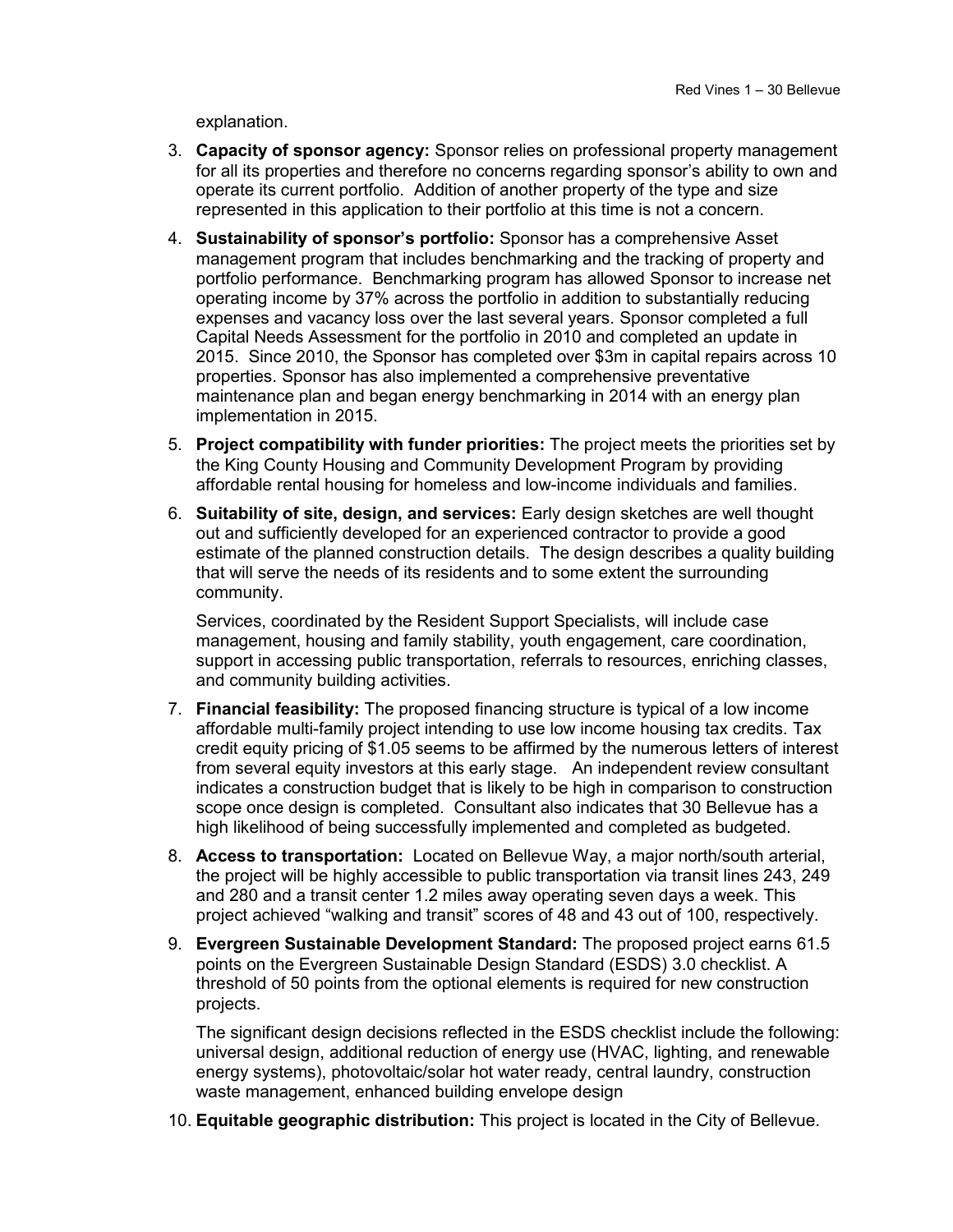explanation.

3. **Capacity of sponsor agency:** Sponsor relies on professional property management for all its properties and therefore no concerns regarding sponsor's ability to own and operate its current portfolio. Addition of another property of the type and size represented in this application to their portfolio at this time is not a concern.

4. **Sustainability of sponsor's portfolio:** Sponsor has a comprehensive Asset management program that includes benchmarking and the tracking of property and portfolio performance. Benchmarking program has allowed Sponsor to increase net operating income by 37% across the portfolio in addition to substantially reducing expenses and vacancy loss over the last several years. Sponsor completed a full Capital Needs Assessment for the portfolio in 2010 and completed an update in 2015. Since 2010, the Sponsor has completed over $3m in capital repairs across 10 properties. Sponsor has also implemented a comprehensive preventative maintenance plan and began energy benchmarking in 2014 with an energy plan implementation in 2015.

5. **Project compatibility with funder priorities:** The project meets the priorities set by the King County Housing and Community Development Program by providing affordable rental housing for homeless and low-income individuals and families.

6. **Suitability of site, design, and services:** Early design sketches are well thought out and sufficiently developed for an experienced contractor to provide a good estimate of the planned construction details. The design describes a quality building that will serve the needs of its residents and to some extent the surrounding community.

   Services, coordinated by the Resident Support Specialists, will include case management, housing and family stability, youth engagement, care coordination, support in accessing public transportation, referrals to resources, enriching classes, and community building activities.

7. **Financial feasibility:** The proposed financing structure is typical of a low income affordable multi-family project intending to use low income housing tax credits. Tax credit equity pricing of $1.05 seems to be affirmed by the numerous letters of interest from several equity investors at this early stage. An independent review consultant indicates a construction budget that is likely to be high in comparison to construction scope once design is completed. Consultant also indicates that 30 Bellevue has a high likelihood of being successfully implemented and completed as budgeted.

8. **Access to transportation:** Located on Bellevue Way, a major north/south arterial, the project will be highly accessible to public transportation via transit lines 243, 249 and 280 and a transit center 1.2 miles away operating seven days a week. This project achieved "walking and transit" scores of 48 and 43 out of 100, respectively.

9. **Evergreen Sustainable Development Standard:** The proposed project earns 61.5 points on the Evergreen Sustainable Design Standard (ESDS) 3.0 checklist. A threshold of 50 points from the optional elements is required for new construction projects.

   The significant design decisions reflected in the ESDS checklist include the following: universal design, additional reduction of energy use (HVAC, lighting, and renewable energy systems), photovoltaic/solar hot water ready, central laundry, construction waste management, enhanced building envelope design

10. **Equitable geographic distribution:** This project is located in the City of Bellevue.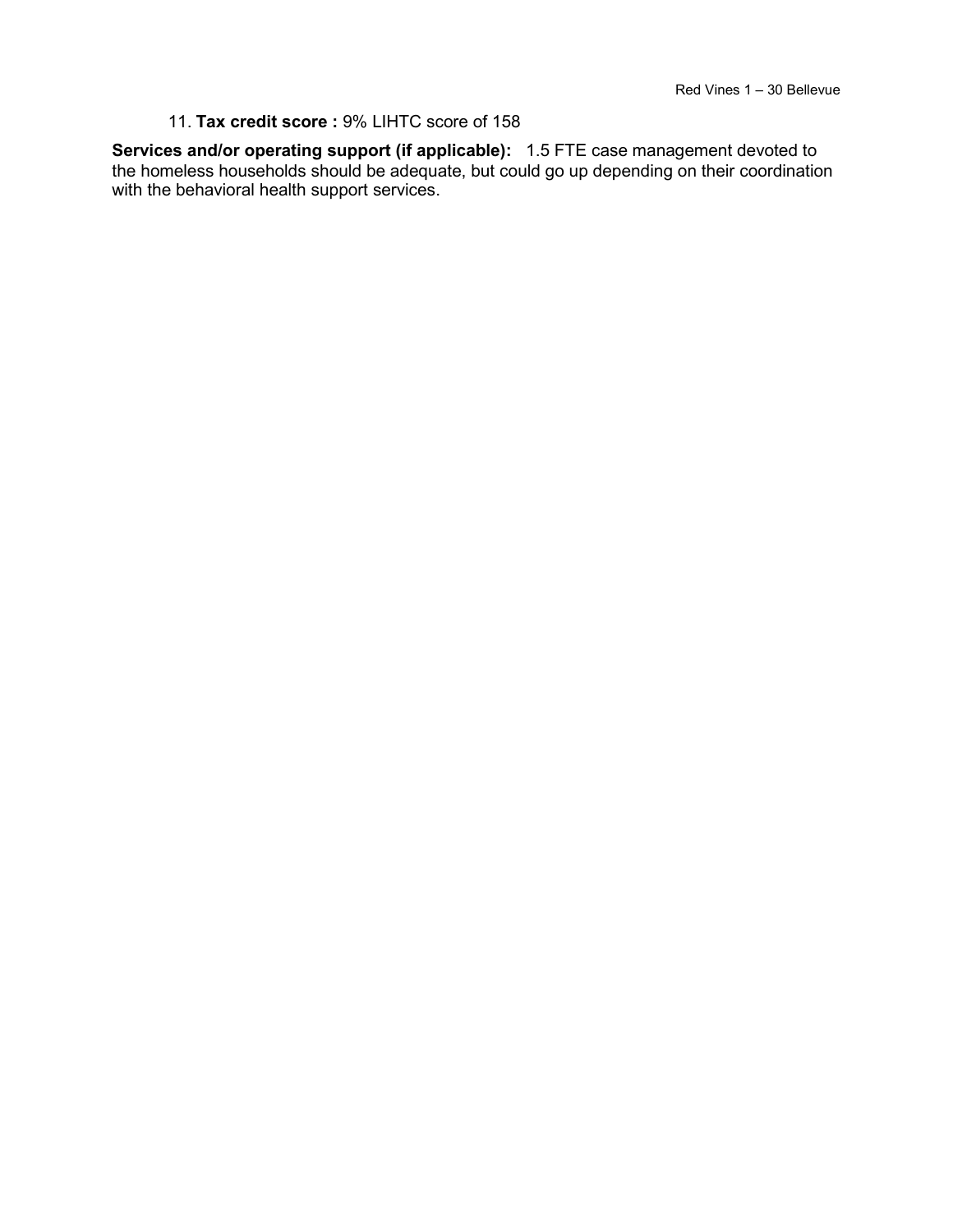11. **Tax credit score :** 9% LIHTC score of 158

**Services and/or operating support (if applicable):** 1.5 FTE case management devoted to the homeless households should be adequate, but could go up depending on their coordination with the behavioral health support services.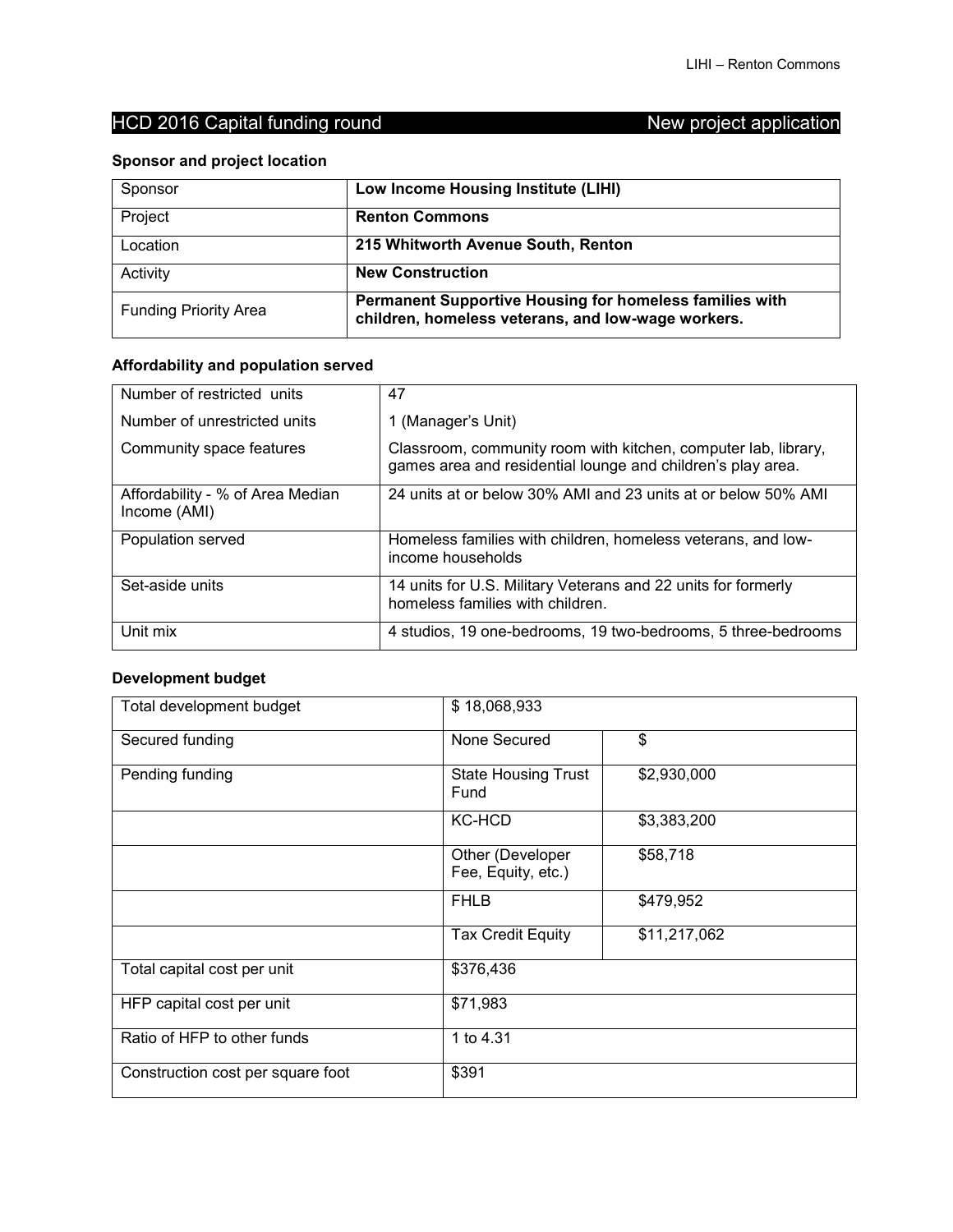## HCD 2016 Capital funding round — New project application

### Sponsor and project location

| Sponsor | **Low Income Housing Institute (LIHI)** |
|---|---|
| Project | **Renton Commons** |
| Location | **215 Whitworth Avenue South, Renton** |
| Activity | **New Construction** |
| Funding Priority Area | **Permanent Supportive Housing for homeless families with children, homeless veterans, and low-wage workers.** |

### Affordability and population served

| Number of restricted units | 47 |
|---|---|
| Number of unrestricted units | 1 (Manager's Unit) |
| Community space features | Classroom, community room with kitchen, computer lab, library, games area and residential lounge and children's play area. |
| Affordability - % of Area Median Income (AMI) | 24 units at or below 30% AMI and 23 units at or below 50% AMI |
| Population served | Homeless families with children, homeless veterans, and low-income households |
| Set-aside units | 14 units for U.S. Military Veterans and 22 units for formerly homeless families with children. |
| Unit mix | 4 studios, 19 one-bedrooms, 19 two-bedrooms, 5 three-bedrooms |

### Development budget

| Total development budget | $ 18,068,933 | |
|---|---|---|
| Secured funding | None Secured | $ |
| Pending funding | State Housing Trust Fund | $2,930,000 |
| | KC-HCD | $3,383,200 |
| | Other (Developer Fee, Equity, etc.) | $58,718 |
| | FHLB | $479,952 |
| | Tax Credit Equity | $11,217,062 |
| Total capital cost per unit | $376,436 | |
| HFP capital cost per unit | $71,983 | |
| Ratio of HFP to other funds | 1 to 4.31 | |
| Construction cost per square foot | $391 | |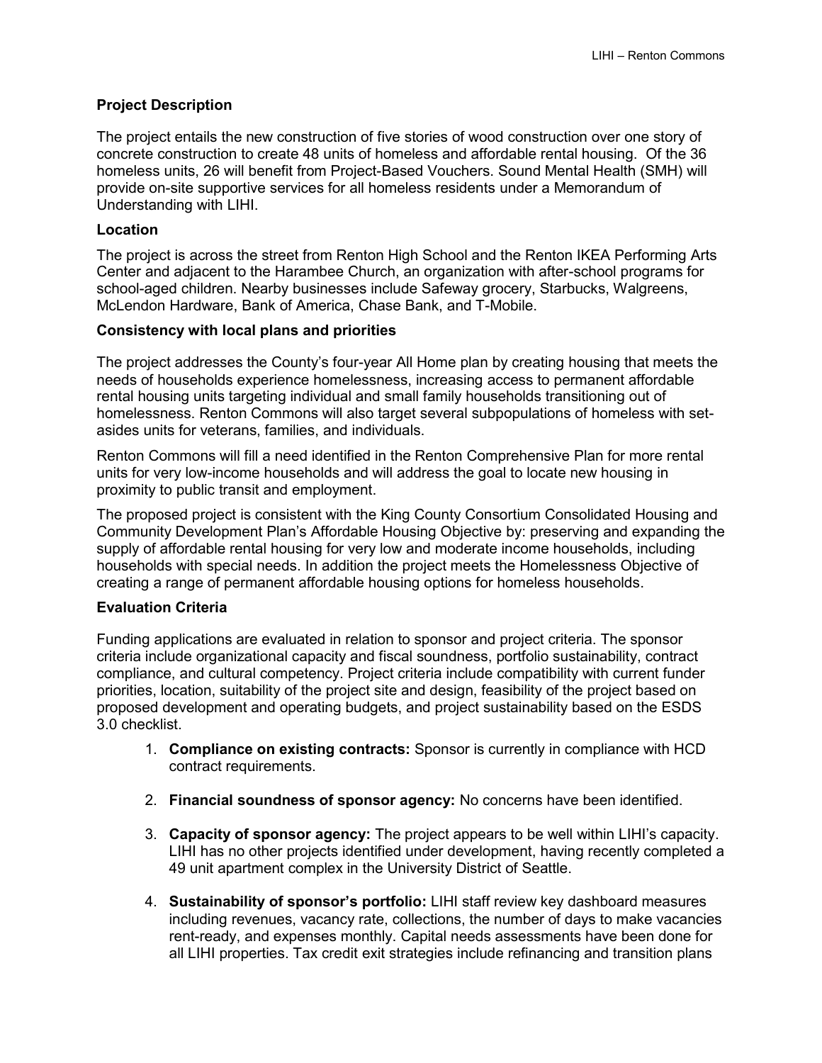## Project Description

The project entails the new construction of five stories of wood construction over one story of concrete construction to create 48 units of homeless and affordable rental housing. Of the 36 homeless units, 26 will benefit from Project-Based Vouchers. Sound Mental Health (SMH) will provide on-site supportive services for all homeless residents under a Memorandum of Understanding with LIHI.

## Location

The project is across the street from Renton High School and the Renton IKEA Performing Arts Center and adjacent to the Harambee Church, an organization with after-school programs for school-aged children. Nearby businesses include Safeway grocery, Starbucks, Walgreens, McLendon Hardware, Bank of America, Chase Bank, and T-Mobile.

## Consistency with local plans and priorities

The project addresses the County's four-year All Home plan by creating housing that meets the needs of households experience homelessness, increasing access to permanent affordable rental housing units targeting individual and small family households transitioning out of homelessness. Renton Commons will also target several subpopulations of homeless with set-asides units for veterans, families, and individuals.

Renton Commons will fill a need identified in the Renton Comprehensive Plan for more rental units for very low-income households and will address the goal to locate new housing in proximity to public transit and employment.

The proposed project is consistent with the King County Consortium Consolidated Housing and Community Development Plan's Affordable Housing Objective by: preserving and expanding the supply of affordable rental housing for very low and moderate income households, including households with special needs. In addition the project meets the Homelessness Objective of creating a range of permanent affordable housing options for homeless households.

## Evaluation Criteria

Funding applications are evaluated in relation to sponsor and project criteria. The sponsor criteria include organizational capacity and fiscal soundness, portfolio sustainability, contract compliance, and cultural competency. Project criteria include compatibility with current funder priorities, location, suitability of the project site and design, feasibility of the project based on proposed development and operating budgets, and project sustainability based on the ESDS 3.0 checklist.

1. **Compliance on existing contracts:** Sponsor is currently in compliance with HCD contract requirements.

2. **Financial soundness of sponsor agency:** No concerns have been identified.

3. **Capacity of sponsor agency:** The project appears to be well within LIHI's capacity. LIHI has no other projects identified under development, having recently completed a 49 unit apartment complex in the University District of Seattle.

4. **Sustainability of sponsor's portfolio:** LIHI staff review key dashboard measures including revenues, vacancy rate, collections, the number of days to make vacancies rent-ready, and expenses monthly. Capital needs assessments have been done for all LIHI properties. Tax credit exit strategies include refinancing and transition plans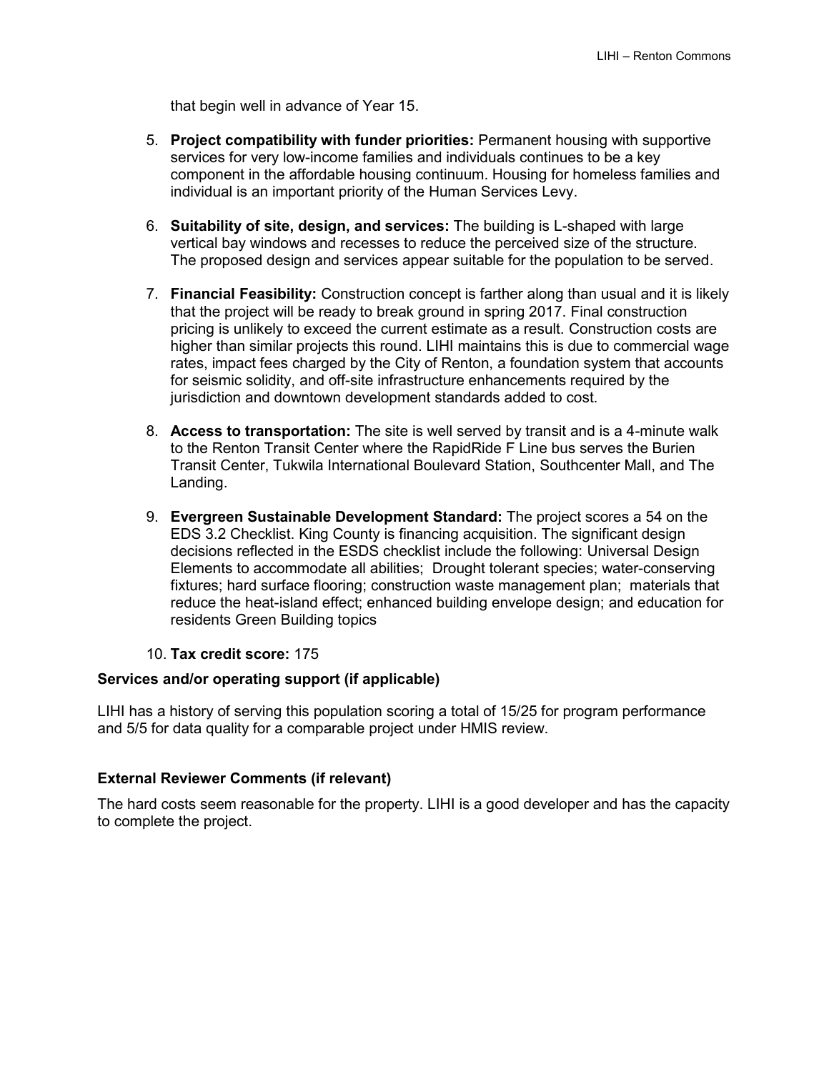that begin well in advance of Year 15.

5. **Project compatibility with funder priorities:** Permanent housing with supportive services for very low-income families and individuals continues to be a key component in the affordable housing continuum. Housing for homeless families and individual is an important priority of the Human Services Levy.

6. **Suitability of site, design, and services:** The building is L-shaped with large vertical bay windows and recesses to reduce the perceived size of the structure. The proposed design and services appear suitable for the population to be served.

7. **Financial Feasibility:** Construction concept is farther along than usual and it is likely that the project will be ready to break ground in spring 2017. Final construction pricing is unlikely to exceed the current estimate as a result. Construction costs are higher than similar projects this round. LIHI maintains this is due to commercial wage rates, impact fees charged by the City of Renton, a foundation system that accounts for seismic solidity, and off-site infrastructure enhancements required by the jurisdiction and downtown development standards added to cost.

8. **Access to transportation:** The site is well served by transit and is a 4-minute walk to the Renton Transit Center where the RapidRide F Line bus serves the Burien Transit Center, Tukwila International Boulevard Station, Southcenter Mall, and The Landing.

9. **Evergreen Sustainable Development Standard:** The project scores a 54 on the EDS 3.2 Checklist. King County is financing acquisition. The significant design decisions reflected in the ESDS checklist include the following: Universal Design Elements to accommodate all abilities; Drought tolerant species; water-conserving fixtures; hard surface flooring; construction waste management plan; materials that reduce the heat-island effect; enhanced building envelope design; and education for residents Green Building topics

10. **Tax credit score:** 175

**Services and/or operating support (if applicable)**

LIHI has a history of serving this population scoring a total of 15/25 for program performance and 5/5 for data quality for a comparable project under HMIS review.

**External Reviewer Comments (if relevant)**

The hard costs seem reasonable for the property. LIHI is a good developer and has the capacity to complete the project.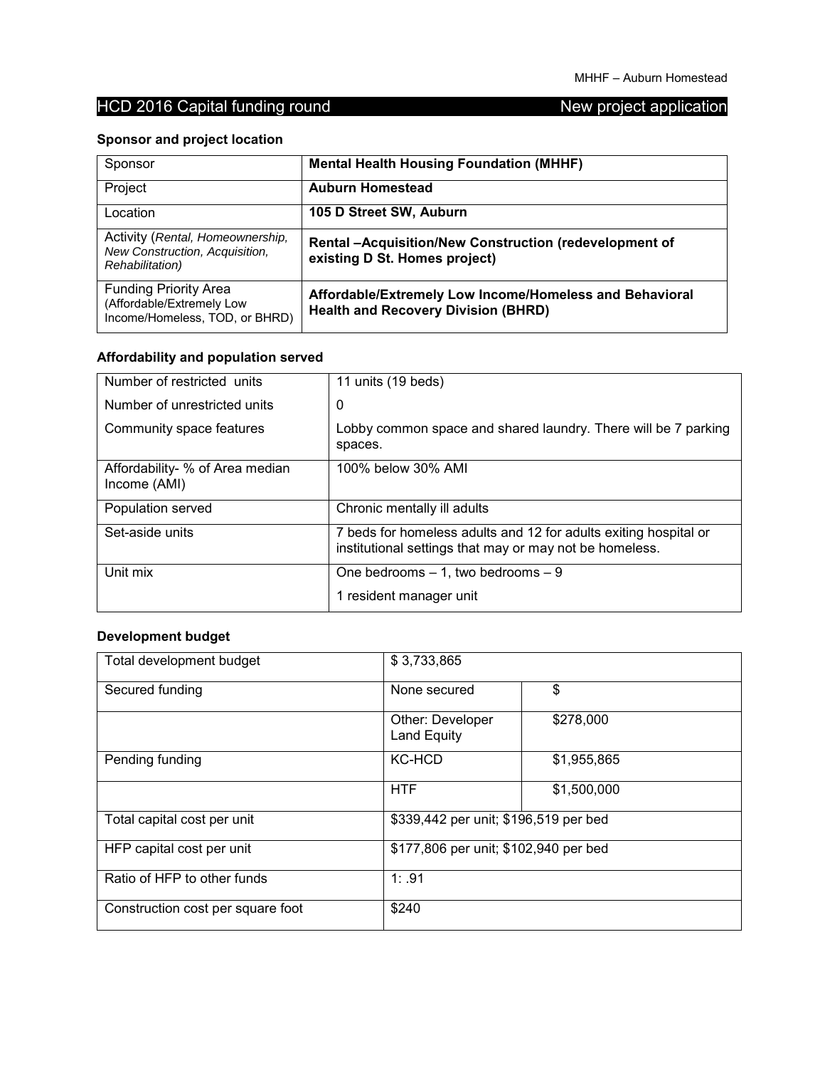## HCD 2016 Capital funding round — New project application

### Sponsor and project location

| Sponsor | **Mental Health Housing Foundation (MHHF)** |
|---|---|
| Project | **Auburn Homestead** |
| Location | **105 D Street SW, Auburn** |
| Activity (*Rental, Homeownership, New Construction, Acquisition, Rehabilitation*) | **Rental –Acquisition/New Construction (redevelopment of existing D St. Homes project)** |
| Funding Priority Area (Affordable/Extremely Low Income/Homeless, TOD, or BHRD) | **Affordable/Extremely Low Income/Homeless and Behavioral Health and Recovery Division (BHRD)** |

### Affordability and population served

| Number of restricted units | 11 units (19 beds) |
|---|---|
| Number of unrestricted units | 0 |
| Community space features | Lobby common space and shared laundry. There will be 7 parking spaces. |
| Affordability- % of Area median Income (AMI) | 100% below 30% AMI |
| Population served | Chronic mentally ill adults |
| Set-aside units | 7 beds for homeless adults and 12 for adults exiting hospital or institutional settings that may or may not be homeless. |
| Unit mix | One bedrooms – 1, two bedrooms – 9<br>1 resident manager unit |

### Development budget

| Total development budget | $ 3,733,865 | |
|---|---|---|
| Secured funding | None secured | $ |
| | Other: Developer Land Equity | $278,000 |
| Pending funding | KC-HCD | $1,955,865 |
| | HTF | $1,500,000 |
| Total capital cost per unit | $339,442 per unit; $196,519 per bed | |
| HFP capital cost per unit | $177,806 per unit; $102,940 per bed | |
| Ratio of HFP to other funds | 1: .91 | |
| Construction cost per square foot | $240 | |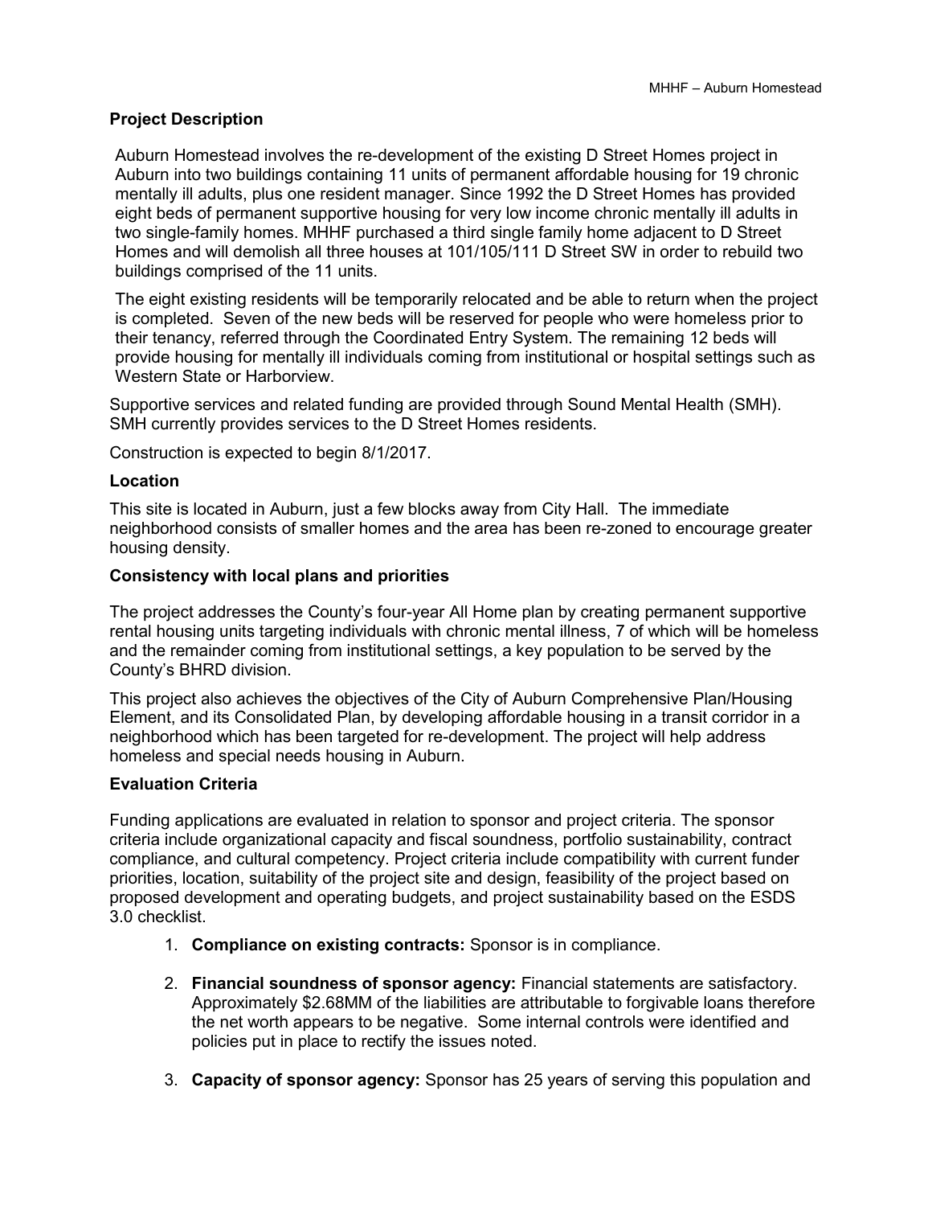**Project Description**

Auburn Homestead involves the re-development of the existing D Street Homes project in Auburn into two buildings containing 11 units of permanent affordable housing for 19 chronic mentally ill adults, plus one resident manager. Since 1992 the D Street Homes has provided eight beds of permanent supportive housing for very low income chronic mentally ill adults in two single-family homes. MHHF purchased a third single family home adjacent to D Street Homes and will demolish all three houses at 101/105/111 D Street SW in order to rebuild two buildings comprised of the 11 units.

The eight existing residents will be temporarily relocated and be able to return when the project is completed. Seven of the new beds will be reserved for people who were homeless prior to their tenancy, referred through the Coordinated Entry System. The remaining 12 beds will provide housing for mentally ill individuals coming from institutional or hospital settings such as Western State or Harborview.

Supportive services and related funding are provided through Sound Mental Health (SMH). SMH currently provides services to the D Street Homes residents.

Construction is expected to begin 8/1/2017.

**Location**

This site is located in Auburn, just a few blocks away from City Hall. The immediate neighborhood consists of smaller homes and the area has been re-zoned to encourage greater housing density.

**Consistency with local plans and priorities**

The project addresses the County's four-year All Home plan by creating permanent supportive rental housing units targeting individuals with chronic mental illness, 7 of which will be homeless and the remainder coming from institutional settings, a key population to be served by the County's BHRD division.

This project also achieves the objectives of the City of Auburn Comprehensive Plan/Housing Element, and its Consolidated Plan, by developing affordable housing in a transit corridor in a neighborhood which has been targeted for re-development. The project will help address homeless and special needs housing in Auburn.

**Evaluation Criteria**

Funding applications are evaluated in relation to sponsor and project criteria. The sponsor criteria include organizational capacity and fiscal soundness, portfolio sustainability, contract compliance, and cultural competency. Project criteria include compatibility with current funder priorities, location, suitability of the project site and design, feasibility of the project based on proposed development and operating budgets, and project sustainability based on the ESDS 3.0 checklist.

1. **Compliance on existing contracts:** Sponsor is in compliance.

2. **Financial soundness of sponsor agency:** Financial statements are satisfactory. Approximately $2.68MM of the liabilities are attributable to forgivable loans therefore the net worth appears to be negative. Some internal controls were identified and policies put in place to rectify the issues noted.

3. **Capacity of sponsor agency:** Sponsor has 25 years of serving this population and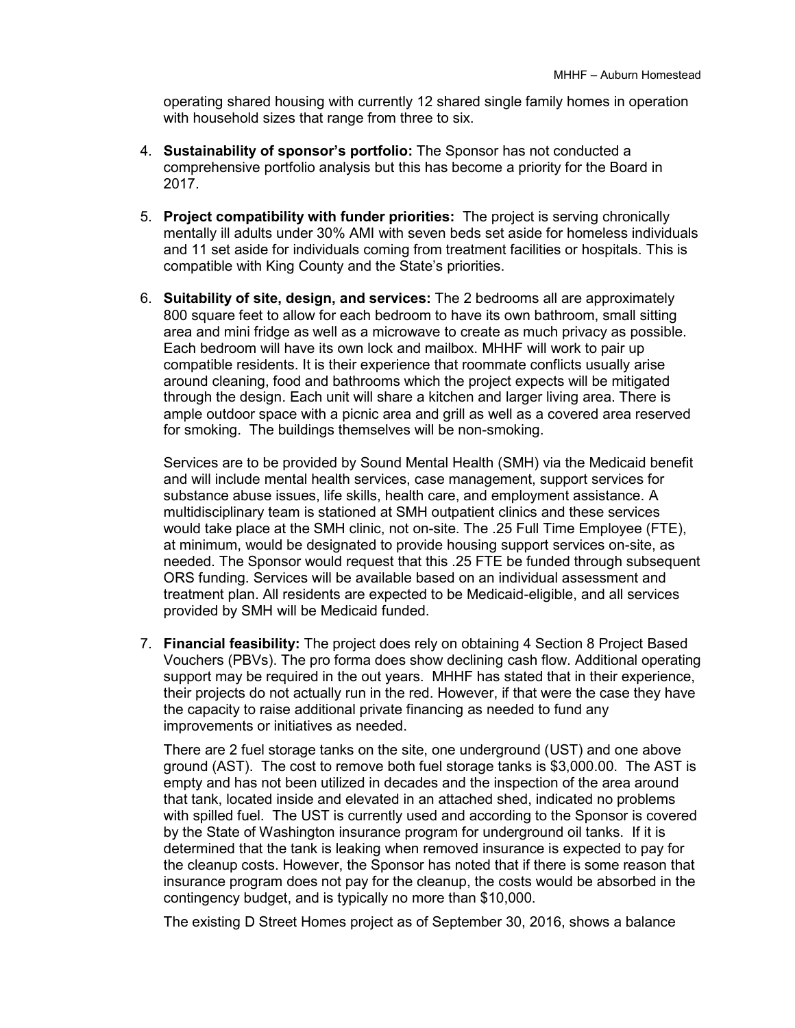operating shared housing with currently 12 shared single family homes in operation with household sizes that range from three to six.

4. **Sustainability of sponsor's portfolio:** The Sponsor has not conducted a comprehensive portfolio analysis but this has become a priority for the Board in 2017.

5. **Project compatibility with funder priorities:** The project is serving chronically mentally ill adults under 30% AMI with seven beds set aside for homeless individuals and 11 set aside for individuals coming from treatment facilities or hospitals. This is compatible with King County and the State's priorities.

6. **Suitability of site, design, and services:** The 2 bedrooms all are approximately 800 square feet to allow for each bedroom to have its own bathroom, small sitting area and mini fridge as well as a microwave to create as much privacy as possible. Each bedroom will have its own lock and mailbox. MHHF will work to pair up compatible residents. It is their experience that roommate conflicts usually arise around cleaning, food and bathrooms which the project expects will be mitigated through the design. Each unit will share a kitchen and larger living area. There is ample outdoor space with a picnic area and grill as well as a covered area reserved for smoking. The buildings themselves will be non-smoking.

   Services are to be provided by Sound Mental Health (SMH) via the Medicaid benefit and will include mental health services, case management, support services for substance abuse issues, life skills, health care, and employment assistance. A multidisciplinary team is stationed at SMH outpatient clinics and these services would take place at the SMH clinic, not on-site. The .25 Full Time Employee (FTE), at minimum, would be designated to provide housing support services on-site, as needed. The Sponsor would request that this .25 FTE be funded through subsequent ORS funding. Services will be available based on an individual assessment and treatment plan. All residents are expected to be Medicaid-eligible, and all services provided by SMH will be Medicaid funded.

7. **Financial feasibility:** The project does rely on obtaining 4 Section 8 Project Based Vouchers (PBVs). The pro forma does show declining cash flow. Additional operating support may be required in the out years. MHHF has stated that in their experience, their projects do not actually run in the red. However, if that were the case they have the capacity to raise additional private financing as needed to fund any improvements or initiatives as needed.

   There are 2 fuel storage tanks on the site, one underground (UST) and one above ground (AST). The cost to remove both fuel storage tanks is $3,000.00. The AST is empty and has not been utilized in decades and the inspection of the area around that tank, located inside and elevated in an attached shed, indicated no problems with spilled fuel. The UST is currently used and according to the Sponsor is covered by the State of Washington insurance program for underground oil tanks. If it is determined that the tank is leaking when removed insurance is expected to pay for the cleanup costs. However, the Sponsor has noted that if there is some reason that insurance program does not pay for the cleanup, the costs would be absorbed in the contingency budget, and is typically no more than $10,000.

   The existing D Street Homes project as of September 30, 2016, shows a balance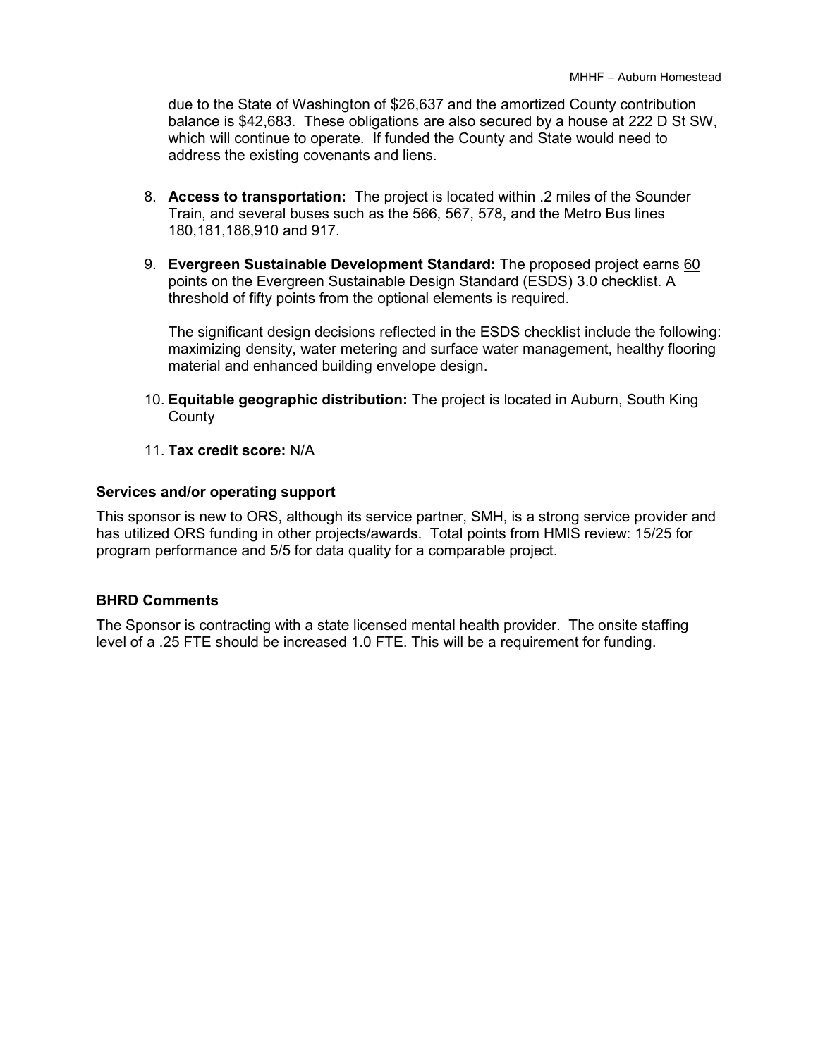due to the State of Washington of $26,637 and the amortized County contribution balance is $42,683. These obligations are also secured by a house at 222 D St SW, which will continue to operate. If funded the County and State would need to address the existing covenants and liens.

8. **Access to transportation:** The project is located within .2 miles of the Sounder Train, and several buses such as the 566, 567, 578, and the Metro Bus lines 180,181,186,910 and 917.

9. **Evergreen Sustainable Development Standard:** The proposed project earns 60 points on the Evergreen Sustainable Design Standard (ESDS) 3.0 checklist. A threshold of fifty points from the optional elements is required.

   The significant design decisions reflected in the ESDS checklist include the following: maximizing density, water metering and surface water management, healthy flooring material and enhanced building envelope design.

10. **Equitable geographic distribution:** The project is located in Auburn, South King County

11. **Tax credit score:** N/A

### Services and/or operating support

This sponsor is new to ORS, although its service partner, SMH, is a strong service provider and has utilized ORS funding in other projects/awards. Total points from HMIS review: 15/25 for program performance and 5/5 for data quality for a comparable project.

### BHRD Comments

The Sponsor is contracting with a state licensed mental health provider. The onsite staffing level of a .25 FTE should be increased 1.0 FTE. This will be a requirement for funding.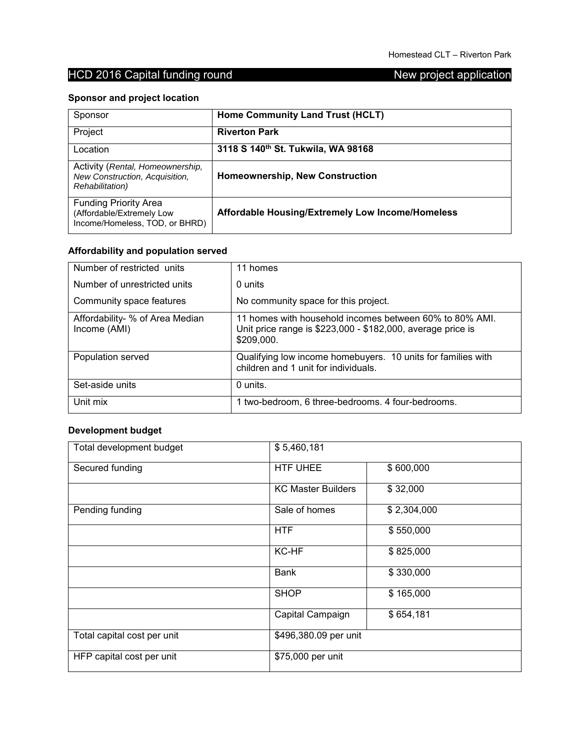## HCD 2016 Capital funding round — New project application

### Sponsor and project location

| | |
|---|---|
| Sponsor | **Home Community Land Trust (HCLT)** |
| Project | **Riverton Park** |
| Location | **3118 S 140th St. Tukwila, WA 98168** |
| Activity (*Rental, Homeownership, New Construction, Acquisition, Rehabilitation*) | **Homeownership, New Construction** |
| Funding Priority Area (Affordable/Extremely Low Income/Homeless, TOD, or BHRD) | **Affordable Housing/Extremely Low Income/Homeless** |

### Affordability and population served

| | |
|---|---|
| Number of restricted units | 11 homes |
| Number of unrestricted units | 0 units |
| Community space features | No community space for this project. |
| Affordability- % of Area Median Income (AMI) | 11 homes with household incomes between 60% to 80% AMI. Unit price range is $223,000 - $182,000, average price is $209,000. |
| Population served | Qualifying low income homebuyers. 10 units for families with children and 1 unit for individuals. |
| Set-aside units | 0 units. |
| Unit mix | 1 two-bedroom, 6 three-bedrooms. 4 four-bedrooms. |

### Development budget

| | | |
|---|---|---|
| Total development budget | $ 5,460,181 | |
| Secured funding | HTF UHEE | $ 600,000 |
| | KC Master Builders | $ 32,000 |
| Pending funding | Sale of homes | $ 2,304,000 |
| | HTF | $ 550,000 |
| | KC-HF | $ 825,000 |
| | Bank | $ 330,000 |
| | SHOP | $ 165,000 |
| | Capital Campaign | $ 654,181 |
| Total capital cost per unit | $496,380.09 per unit | |
| HFP capital cost per unit | $75,000 per unit | |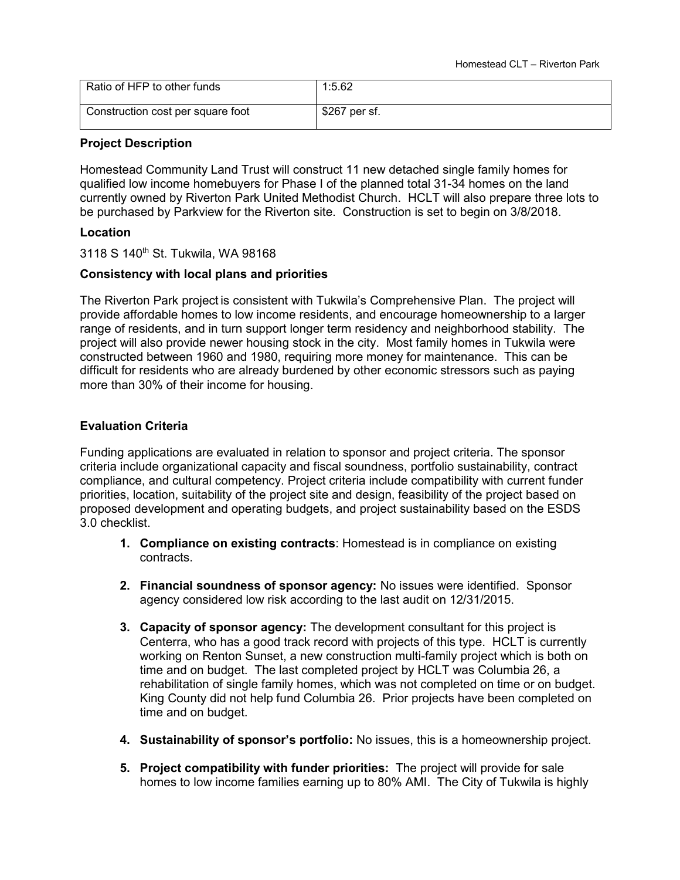| Ratio of HFP to other funds | 1:5.62 |
| --- | --- |
| Construction cost per square foot | $267 per sf. |

**Project Description**

Homestead Community Land Trust will construct 11 new detached single family homes for qualified low income homebuyers for Phase I of the planned total 31-34 homes on the land currently owned by Riverton Park United Methodist Church. HCLT will also prepare three lots to be purchased by Parkview for the Riverton site. Construction is set to begin on 3/8/2018.

**Location**

3118 S 140th St. Tukwila, WA 98168

**Consistency with local plans and priorities**

The Riverton Park project is consistent with Tukwila's Comprehensive Plan. The project will provide affordable homes to low income residents, and encourage homeownership to a larger range of residents, and in turn support longer term residency and neighborhood stability. The project will also provide newer housing stock in the city. Most family homes in Tukwila were constructed between 1960 and 1980, requiring more money for maintenance. This can be difficult for residents who are already burdened by other economic stressors such as paying more than 30% of their income for housing.

**Evaluation Criteria**

Funding applications are evaluated in relation to sponsor and project criteria. The sponsor criteria include organizational capacity and fiscal soundness, portfolio sustainability, contract compliance, and cultural competency. Project criteria include compatibility with current funder priorities, location, suitability of the project site and design, feasibility of the project based on proposed development and operating budgets, and project sustainability based on the ESDS 3.0 checklist.

1. **Compliance on existing contracts**: Homestead is in compliance on existing contracts.

2. **Financial soundness of sponsor agency:** No issues were identified. Sponsor agency considered low risk according to the last audit on 12/31/2015.

3. **Capacity of sponsor agency:** The development consultant for this project is Centerra, who has a good track record with projects of this type. HCLT is currently working on Renton Sunset, a new construction multi-family project which is both on time and on budget. The last completed project by HCLT was Columbia 26, a rehabilitation of single family homes, which was not completed on time or on budget. King County did not help fund Columbia 26. Prior projects have been completed on time and on budget.

4. **Sustainability of sponsor's portfolio:** No issues, this is a homeownership project.

5. **Project compatibility with funder priorities:** The project will provide for sale homes to low income families earning up to 80% AMI. The City of Tukwila is highly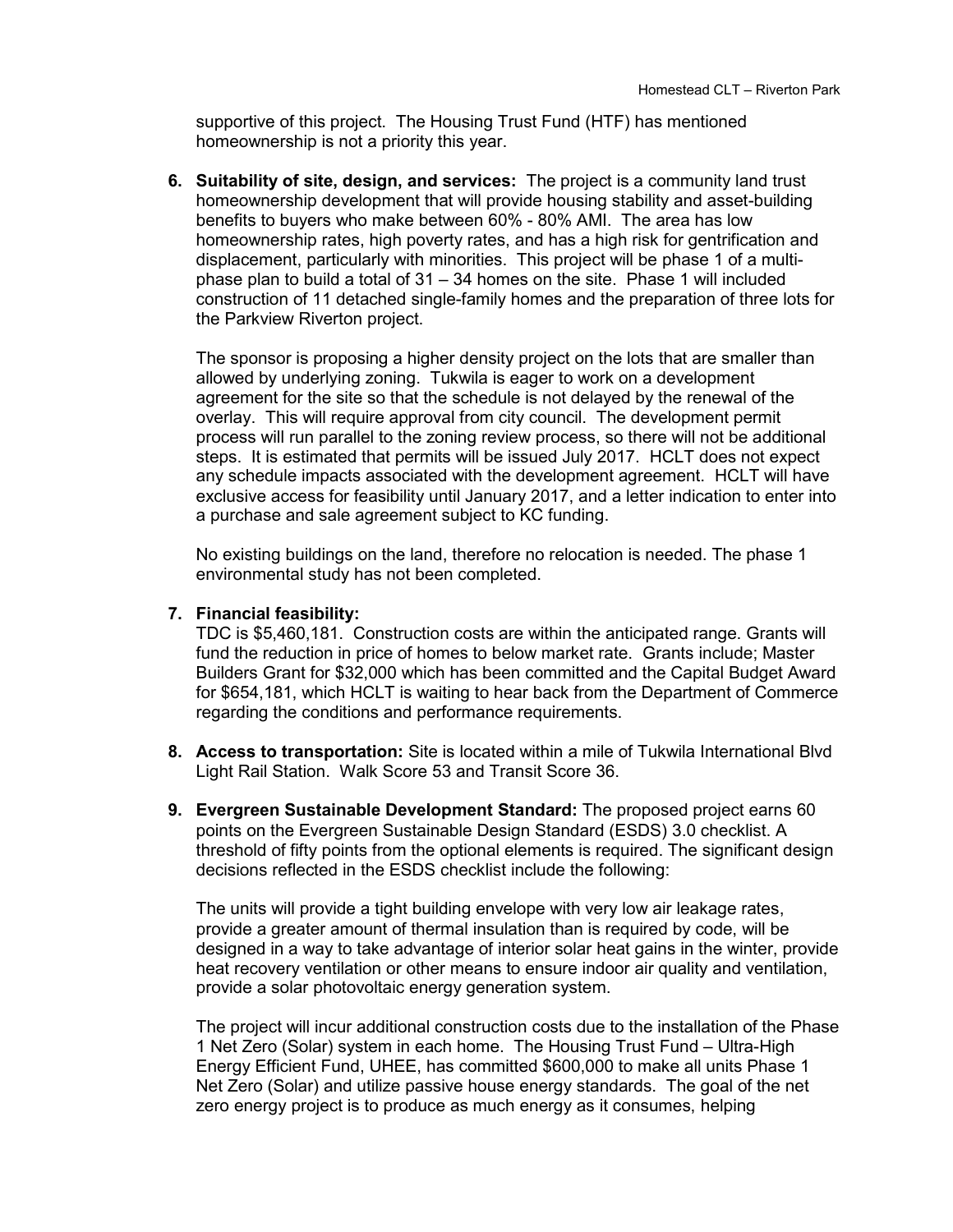supportive of this project. The Housing Trust Fund (HTF) has mentioned homeownership is not a priority this year.

6. **Suitability of site, design, and services:** The project is a community land trust homeownership development that will provide housing stability and asset-building benefits to buyers who make between 60% - 80% AMI. The area has low homeownership rates, high poverty rates, and has a high risk for gentrification and displacement, particularly with minorities. This project will be phase 1 of a multi-phase plan to build a total of 31 – 34 homes on the site. Phase 1 will included construction of 11 detached single-family homes and the preparation of three lots for the Parkview Riverton project.

   The sponsor is proposing a higher density project on the lots that are smaller than allowed by underlying zoning. Tukwila is eager to work on a development agreement for the site so that the schedule is not delayed by the renewal of the overlay. This will require approval from city council. The development permit process will run parallel to the zoning review process, so there will not be additional steps. It is estimated that permits will be issued July 2017. HCLT does not expect any schedule impacts associated with the development agreement. HCLT will have exclusive access for feasibility until January 2017, and a letter indication to enter into a purchase and sale agreement subject to KC funding.

   No existing buildings on the land, therefore no relocation is needed. The phase 1 environmental study has not been completed.

7. **Financial feasibility:**
   TDC is $5,460,181. Construction costs are within the anticipated range. Grants will fund the reduction in price of homes to below market rate. Grants include; Master Builders Grant for $32,000 which has been committed and the Capital Budget Award for $654,181, which HCLT is waiting to hear back from the Department of Commerce regarding the conditions and performance requirements.

8. **Access to transportation:** Site is located within a mile of Tukwila International Blvd Light Rail Station. Walk Score 53 and Transit Score 36.

9. **Evergreen Sustainable Development Standard:** The proposed project earns 60 points on the Evergreen Sustainable Design Standard (ESDS) 3.0 checklist. A threshold of fifty points from the optional elements is required. The significant design decisions reflected in the ESDS checklist include the following:

   The units will provide a tight building envelope with very low air leakage rates, provide a greater amount of thermal insulation than is required by code, will be designed in a way to take advantage of interior solar heat gains in the winter, provide heat recovery ventilation or other means to ensure indoor air quality and ventilation, provide a solar photovoltaic energy generation system.

   The project will incur additional construction costs due to the installation of the Phase 1 Net Zero (Solar) system in each home. The Housing Trust Fund – Ultra-High Energy Efficient Fund, UHEE, has committed $600,000 to make all units Phase 1 Net Zero (Solar) and utilize passive house energy standards. The goal of the net zero energy project is to produce as much energy as it consumes, helping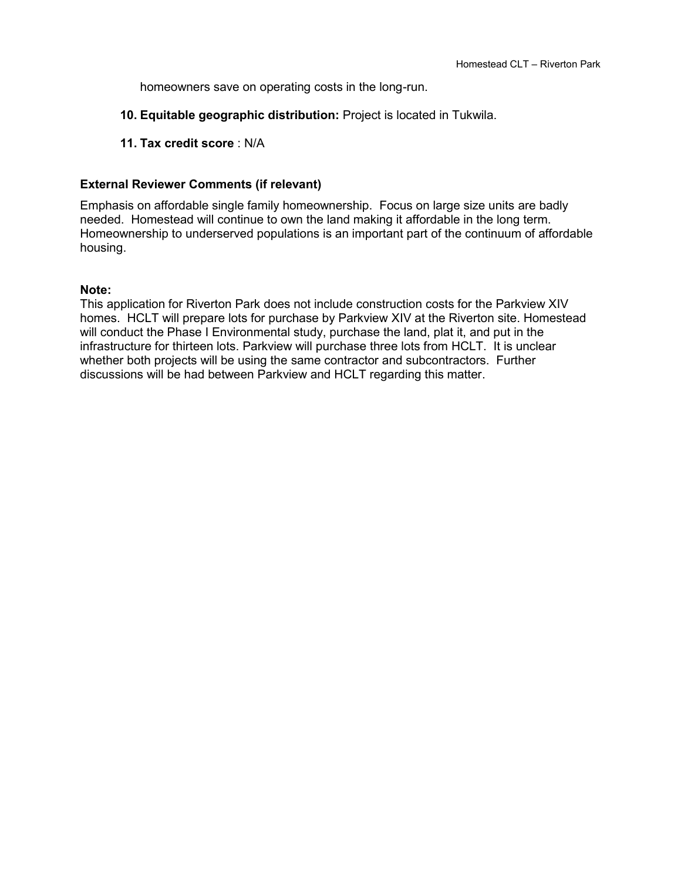homeowners save on operating costs in the long-run.

10. **Equitable geographic distribution:** Project is located in Tukwila.

11. **Tax credit score** : N/A

**External Reviewer Comments (if relevant)**

Emphasis on affordable single family homeownership. Focus on large size units are badly needed. Homestead will continue to own the land making it affordable in the long term. Homeownership to underserved populations is an important part of the continuum of affordable housing.

**Note:**
This application for Riverton Park does not include construction costs for the Parkview XIV homes. HCLT will prepare lots for purchase by Parkview XIV at the Riverton site. Homestead will conduct the Phase I Environmental study, purchase the land, plat it, and put in the infrastructure for thirteen lots. Parkview will purchase three lots from HCLT. It is unclear whether both projects will be using the same contractor and subcontractors. Further discussions will be had between Parkview and HCLT regarding this matter.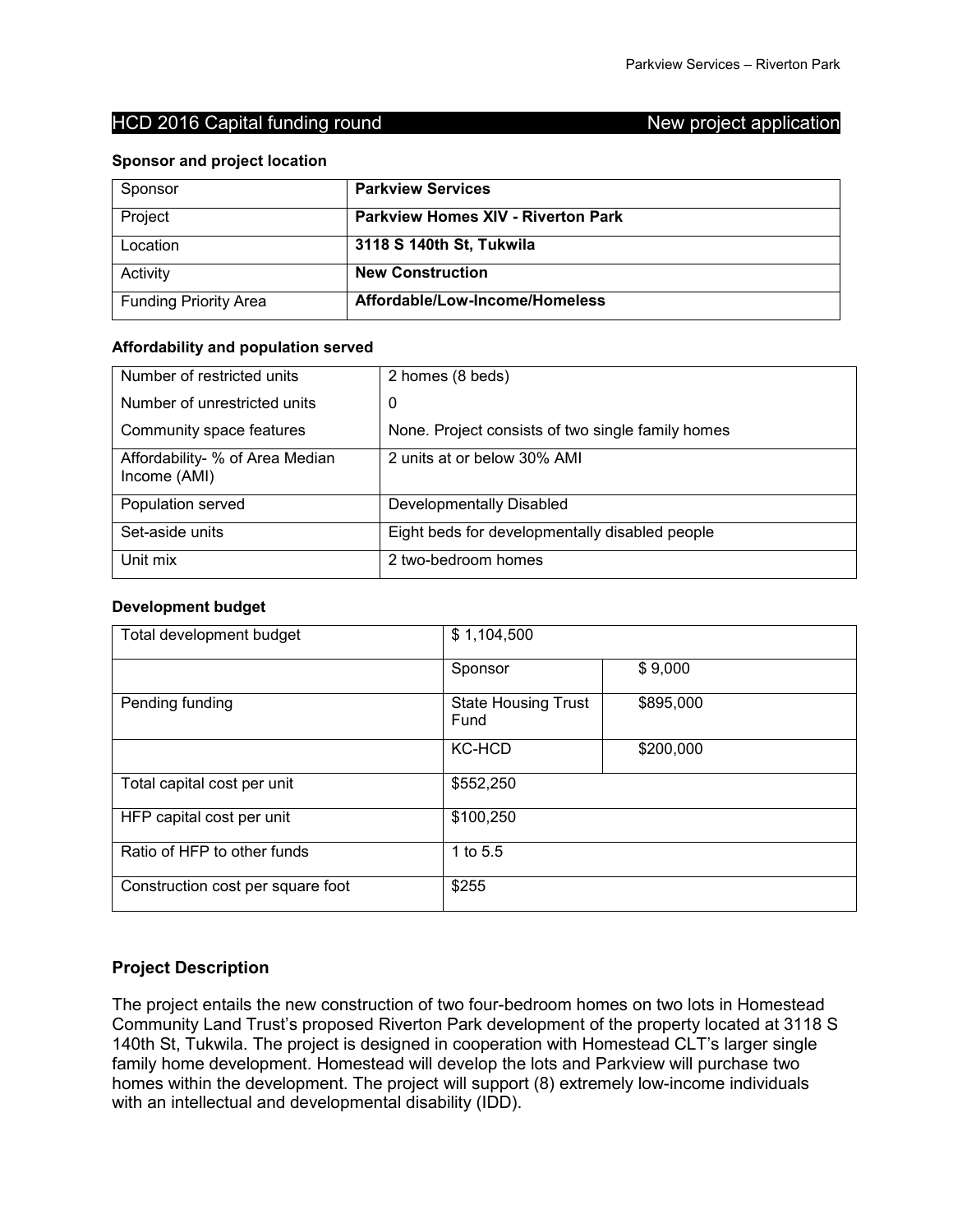## HCD 2016 Capital funding round — New project application

### Sponsor and project location

| Sponsor | **Parkview Services** |
|---|---|
| Project | **Parkview Homes XIV - Riverton Park** |
| Location | **3118 S 140th St, Tukwila** |
| Activity | **New Construction** |
| Funding Priority Area | **Affordable/Low-Income/Homeless** |

### Affordability and population served

| Number of restricted units | 2 homes (8 beds) |
|---|---|
| Number of unrestricted units | 0 |
| Community space features | None. Project consists of two single family homes |
| Affordability- % of Area Median Income (AMI) | 2 units at or below 30% AMI |
| Population served | Developmentally Disabled |
| Set-aside units | Eight beds for developmentally disabled people |
| Unit mix | 2 two-bedroom homes |

### Development budget

| Total development budget | $ 1,104,500 | |
|---|---|---|
| | Sponsor | $ 9,000 |
| Pending funding | State Housing Trust Fund | $895,000 |
| | KC-HCD | $200,000 |
| Total capital cost per unit | $552,250 | |
| HFP capital cost per unit | $100,250 | |
| Ratio of HFP to other funds | 1 to 5.5 | |
| Construction cost per square foot | $255 | |

### Project Description

The project entails the new construction of two four-bedroom homes on two lots in Homestead Community Land Trust's proposed Riverton Park development of the property located at 3118 S 140th St, Tukwila. The project is designed in cooperation with Homestead CLT's larger single family home development. Homestead will develop the lots and Parkview will purchase two homes within the development. The project will support (8) extremely low-income individuals with an intellectual and developmental disability (IDD).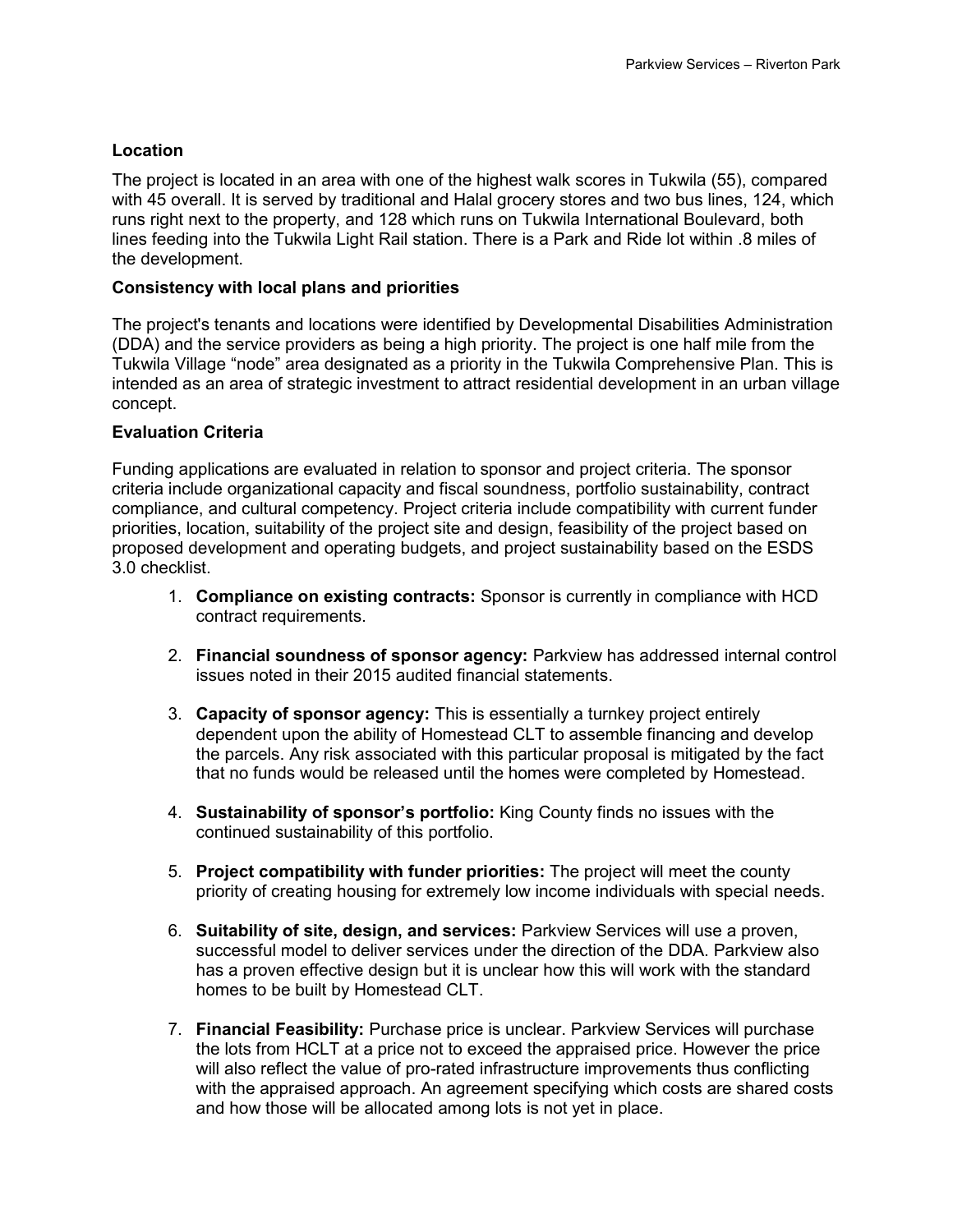### Location

The project is located in an area with one of the highest walk scores in Tukwila (55), compared with 45 overall. It is served by traditional and Halal grocery stores and two bus lines, 124, which runs right next to the property, and 128 which runs on Tukwila International Boulevard, both lines feeding into the Tukwila Light Rail station. There is a Park and Ride lot within .8 miles of the development.

### Consistency with local plans and priorities

The project's tenants and locations were identified by Developmental Disabilities Administration (DDA) and the service providers as being a high priority. The project is one half mile from the Tukwila Village "node" area designated as a priority in the Tukwila Comprehensive Plan. This is intended as an area of strategic investment to attract residential development in an urban village concept.

### Evaluation Criteria

Funding applications are evaluated in relation to sponsor and project criteria. The sponsor criteria include organizational capacity and fiscal soundness, portfolio sustainability, contract compliance, and cultural competency. Project criteria include compatibility with current funder priorities, location, suitability of the project site and design, feasibility of the project based on proposed development and operating budgets, and project sustainability based on the ESDS 3.0 checklist.

1. **Compliance on existing contracts:** Sponsor is currently in compliance with HCD contract requirements.

2. **Financial soundness of sponsor agency:** Parkview has addressed internal control issues noted in their 2015 audited financial statements.

3. **Capacity of sponsor agency:** This is essentially a turnkey project entirely dependent upon the ability of Homestead CLT to assemble financing and develop the parcels. Any risk associated with this particular proposal is mitigated by the fact that no funds would be released until the homes were completed by Homestead.

4. **Sustainability of sponsor's portfolio:** King County finds no issues with the continued sustainability of this portfolio.

5. **Project compatibility with funder priorities:** The project will meet the county priority of creating housing for extremely low income individuals with special needs.

6. **Suitability of site, design, and services:** Parkview Services will use a proven, successful model to deliver services under the direction of the DDA. Parkview also has a proven effective design but it is unclear how this will work with the standard homes to be built by Homestead CLT.

7. **Financial Feasibility:** Purchase price is unclear. Parkview Services will purchase the lots from HCLT at a price not to exceed the appraised price. However the price will also reflect the value of pro-rated infrastructure improvements thus conflicting with the appraised approach. An agreement specifying which costs are shared costs and how those will be allocated among lots is not yet in place.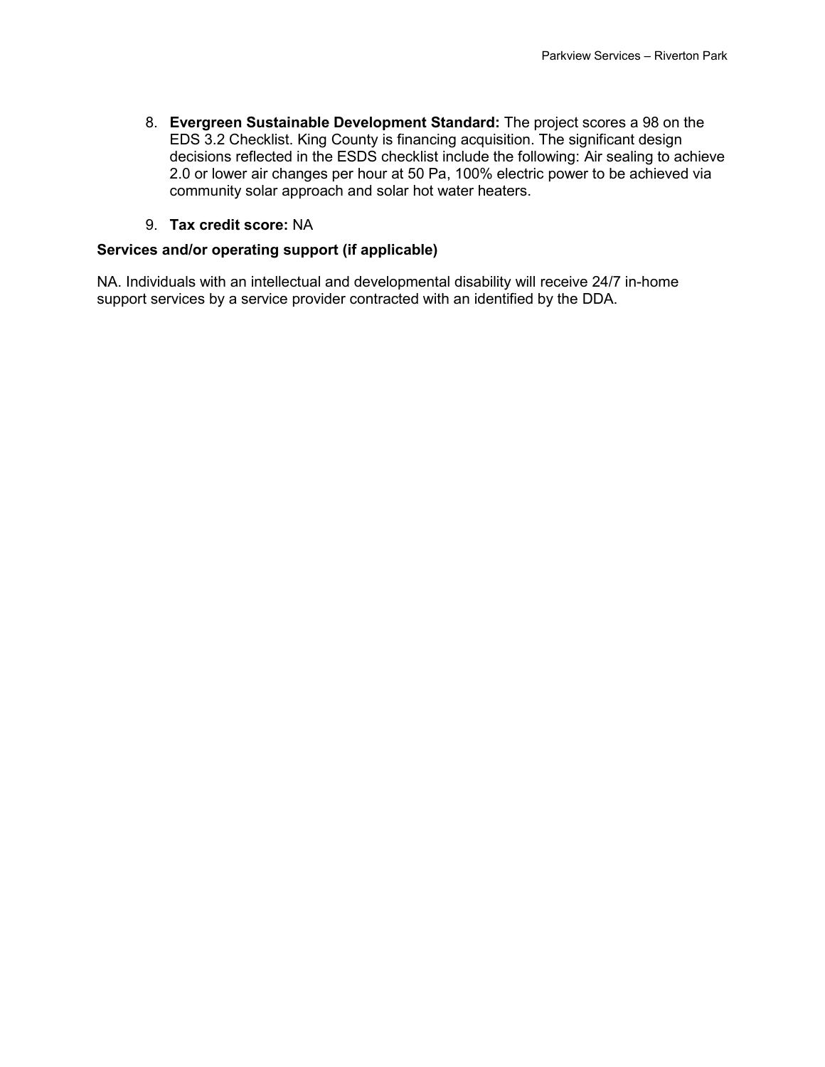8. **Evergreen Sustainable Development Standard:** The project scores a 98 on the EDS 3.2 Checklist. King County is financing acquisition. The significant design decisions reflected in the ESDS checklist include the following: Air sealing to achieve 2.0 or lower air changes per hour at 50 Pa, 100% electric power to be achieved via community solar approach and solar hot water heaters.

9. **Tax credit score:** NA

**Services and/or operating support (if applicable)**

NA. Individuals with an intellectual and developmental disability will receive 24/7 in-home support services by a service provider contracted with an identified by the DDA.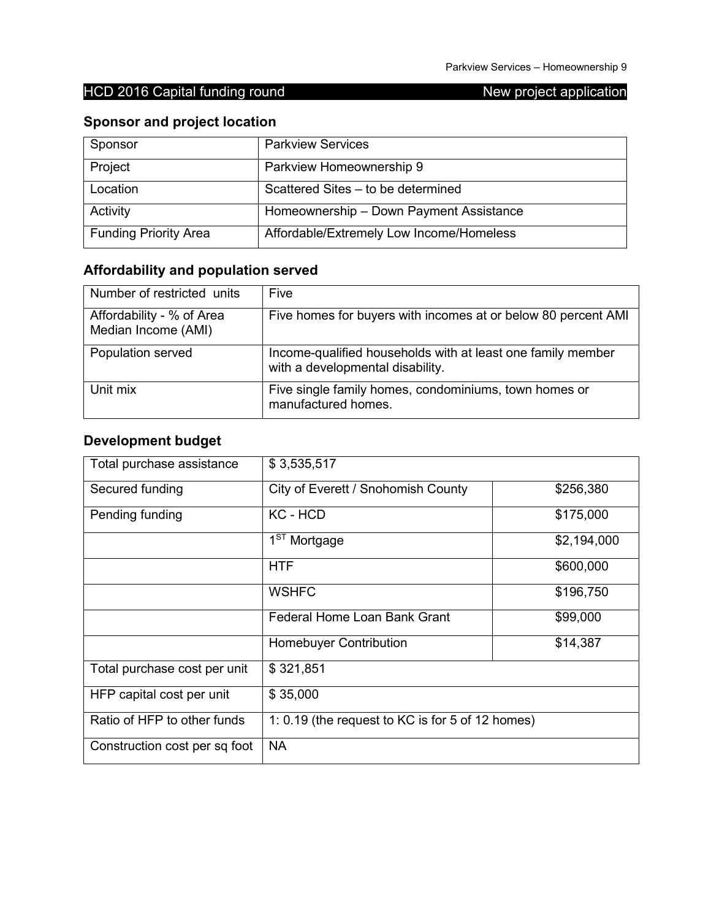## HCD 2016 Capital funding round — New project application

### Sponsor and project location

| | |
|---|---|
| Sponsor | Parkview Services |
| Project | Parkview Homeownership 9 |
| Location | Scattered Sites – to be determined |
| Activity | Homeownership – Down Payment Assistance |
| Funding Priority Area | Affordable/Extremely Low Income/Homeless |

### Affordability and population served

| | |
|---|---|
| Number of restricted units | Five |
| Affordability - % of Area Median Income (AMI) | Five homes for buyers with incomes at or below 80 percent AMI |
| Population served | Income-qualified households with at least one family member with a developmental disability. |
| Unit mix | Five single family homes, condominiums, town homes or manufactured homes. |

### Development budget

| | | |
|---|---|---|
| Total purchase assistance | $ 3,535,517 | |
| Secured funding | City of Everett / Snohomish County | $256,380 |
| Pending funding | KC - HCD | $175,000 |
| | 1ST Mortgage | $2,194,000 |
| | HTF | $600,000 |
| | WSHFC | $196,750 |
| | Federal Home Loan Bank Grant | $99,000 |
| | Homebuyer Contribution | $14,387 |
| Total purchase cost per unit | $ 321,851 | |
| HFP capital cost per unit | $ 35,000 | |
| Ratio of HFP to other funds | 1: 0.19 (the request to KC is for 5 of 12 homes) | |
| Construction cost per sq foot | NA | |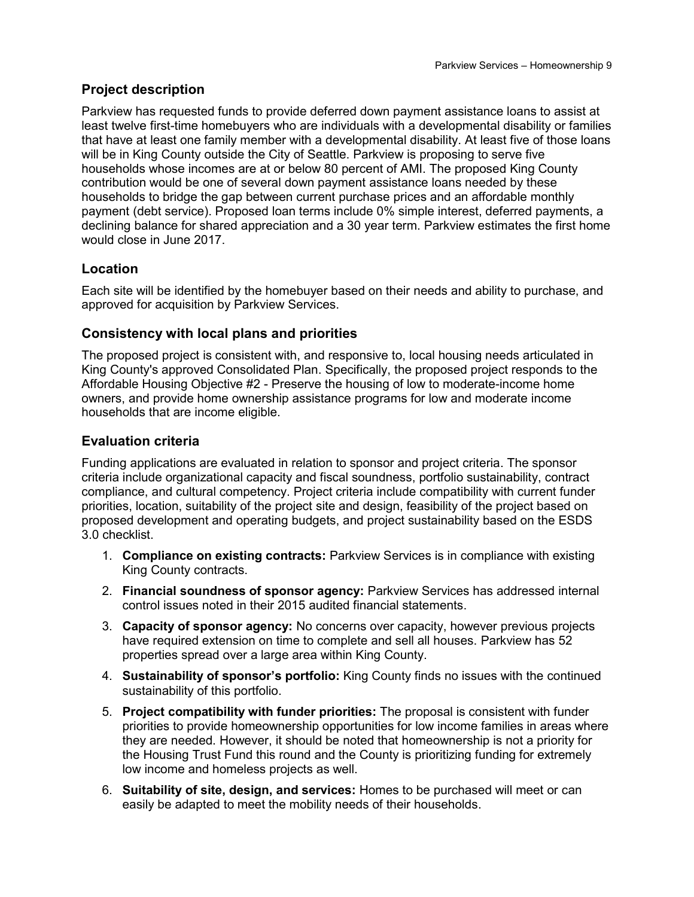## Project description

Parkview has requested funds to provide deferred down payment assistance loans to assist at least twelve first-time homebuyers who are individuals with a developmental disability or families that have at least one family member with a developmental disability. At least five of those loans will be in King County outside the City of Seattle. Parkview is proposing to serve five households whose incomes are at or below 80 percent of AMI. The proposed King County contribution would be one of several down payment assistance loans needed by these households to bridge the gap between current purchase prices and an affordable monthly payment (debt service). Proposed loan terms include 0% simple interest, deferred payments, a declining balance for shared appreciation and a 30 year term. Parkview estimates the first home would close in June 2017.

## Location

Each site will be identified by the homebuyer based on their needs and ability to purchase, and approved for acquisition by Parkview Services.

## Consistency with local plans and priorities

The proposed project is consistent with, and responsive to, local housing needs articulated in King County's approved Consolidated Plan. Specifically, the proposed project responds to the Affordable Housing Objective #2 - Preserve the housing of low to moderate-income home owners, and provide home ownership assistance programs for low and moderate income households that are income eligible.

## Evaluation criteria

Funding applications are evaluated in relation to sponsor and project criteria. The sponsor criteria include organizational capacity and fiscal soundness, portfolio sustainability, contract compliance, and cultural competency. Project criteria include compatibility with current funder priorities, location, suitability of the project site and design, feasibility of the project based on proposed development and operating budgets, and project sustainability based on the ESDS 3.0 checklist.

1. **Compliance on existing contracts:** Parkview Services is in compliance with existing King County contracts.
2. **Financial soundness of sponsor agency:** Parkview Services has addressed internal control issues noted in their 2015 audited financial statements.
3. **Capacity of sponsor agency:** No concerns over capacity, however previous projects have required extension on time to complete and sell all houses. Parkview has 52 properties spread over a large area within King County.
4. **Sustainability of sponsor's portfolio:** King County finds no issues with the continued sustainability of this portfolio.
5. **Project compatibility with funder priorities:** The proposal is consistent with funder priorities to provide homeownership opportunities for low income families in areas where they are needed. However, it should be noted that homeownership is not a priority for the Housing Trust Fund this round and the County is prioritizing funding for extremely low income and homeless projects as well.
6. **Suitability of site, design, and services:** Homes to be purchased will meet or can easily be adapted to meet the mobility needs of their households.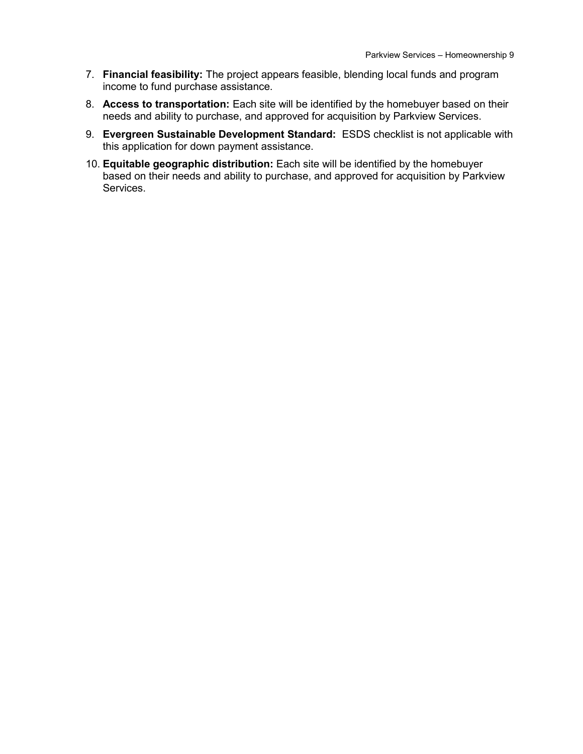7. **Financial feasibility:** The project appears feasible, blending local funds and program income to fund purchase assistance.
8. **Access to transportation:** Each site will be identified by the homebuyer based on their needs and ability to purchase, and approved for acquisition by Parkview Services.
9. **Evergreen Sustainable Development Standard:** ESDS checklist is not applicable with this application for down payment assistance.
10. **Equitable geographic distribution:** Each site will be identified by the homebuyer based on their needs and ability to purchase, and approved for acquisition by Parkview Services.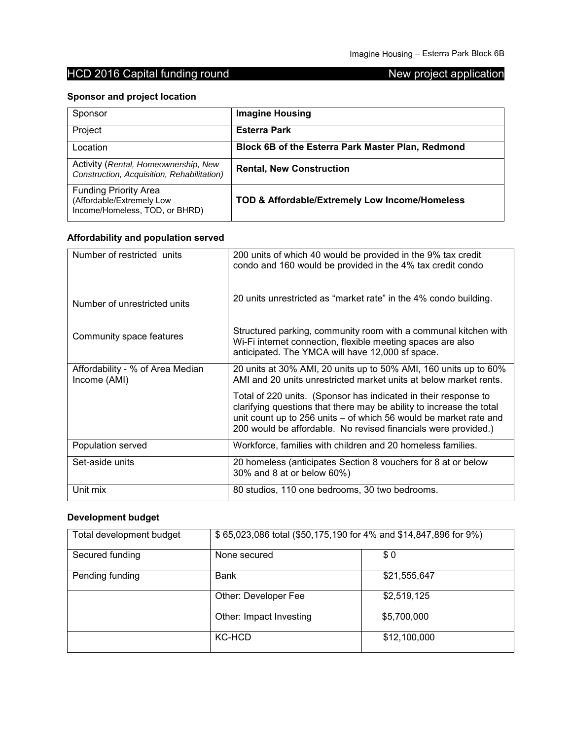## HCD 2016 Capital funding round — New project application

### Sponsor and project location

| Sponsor | **Imagine Housing** |
|---|---|
| Project | **Esterra Park** |
| Location | **Block 6B of the Esterra Park Master Plan, Redmond** |
| Activity (*Rental, Homeownership, New Construction, Acquisition, Rehabilitation)* | **Rental, New Construction** |
| Funding Priority Area (Affordable/Extremely Low Income/Homeless, TOD, or BHRD) | **TOD & Affordable/Extremely Low Income/Homeless** |

### Affordability and population served

| Number of restricted units<br><br>Number of unrestricted units<br><br>Community space features | 200 units of which 40 would be provided in the 9% tax credit condo and 160 would be provided in the 4% tax credit condo<br><br>20 units unrestricted as "market rate" in the 4% condo building.<br><br>Structured parking, community room with a communal kitchen with Wi-Fi internet connection, flexible meeting spaces are also anticipated. The YMCA will have 12,000 sf space. |
|---|---|
| Affordability - % of Area Median Income (AMI) | 20 units at 30% AMI, 20 units up to 50% AMI, 160 units up to 60% AMI and 20 units unrestricted market units at below market rents.<br><br>Total of 220 units. (Sponsor has indicated in their response to clarifying questions that there may be ability to increase the total unit count up to 256 units – of which 56 would be market rate and 200 would be affordable. No revised financials were provided.) |
| Population served | Workforce, families with children and 20 homeless families. |
| Set-aside units | 20 homeless (anticipates Section 8 vouchers for 8 at or below 30% and 8 at or below 60%) |
| Unit mix | 80 studios, 110 one bedrooms, 30 two bedrooms. |

### Development budget

| Total development budget | $ 65,023,086 total ($50,175,190 for 4% and $14,847,896 for 9%) | |
|---|---|---|
| Secured funding | None secured | $ 0 |
| Pending funding | Bank | $21,555,647 |
| | Other: Developer Fee | $2,519,125 |
| | Other: Impact Investing | $5,700,000 |
| | KC-HCD | $12,100,000 |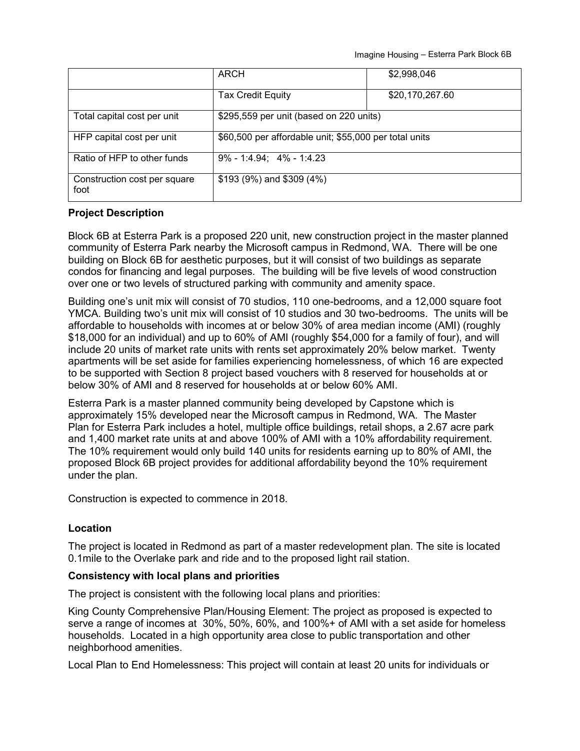| | | |
|---|---|---|
| | ARCH | $2,998,046 |
| | Tax Credit Equity | $20,170,267.60 |
| Total capital cost per unit | $295,559 per unit (based on 220 units) | |
| HFP capital cost per unit | $60,500 per affordable unit; $55,000 per total units | |
| Ratio of HFP to other funds | 9% - 1:4.94;  4% - 1:4.23 | |
| Construction cost per square foot | $193 (9%) and $309 (4%) | |

**Project Description**

Block 6B at Esterra Park is a proposed 220 unit, new construction project in the master planned community of Esterra Park nearby the Microsoft campus in Redmond, WA. There will be one building on Block 6B for aesthetic purposes, but it will consist of two buildings as separate condos for financing and legal purposes. The building will be five levels of wood construction over one or two levels of structured parking with community and amenity space.

Building one's unit mix will consist of 70 studios, 110 one-bedrooms, and a 12,000 square foot YMCA. Building two's unit mix will consist of 10 studios and 30 two-bedrooms. The units will be affordable to households with incomes at or below 30% of area median income (AMI) (roughly $18,000 for an individual) and up to 60% of AMI (roughly $54,000 for a family of four), and will include 20 units of market rate units with rents set approximately 20% below market. Twenty apartments will be set aside for families experiencing homelessness, of which 16 are expected to be supported with Section 8 project based vouchers with 8 reserved for households at or below 30% of AMI and 8 reserved for households at or below 60% AMI.

Esterra Park is a master planned community being developed by Capstone which is approximately 15% developed near the Microsoft campus in Redmond, WA. The Master Plan for Esterra Park includes a hotel, multiple office buildings, retail shops, a 2.67 acre park and 1,400 market rate units at and above 100% of AMI with a 10% affordability requirement. The 10% requirement would only build 140 units for residents earning up to 80% of AMI, the proposed Block 6B project provides for additional affordability beyond the 10% requirement under the plan.

Construction is expected to commence in 2018.

**Location**

The project is located in Redmond as part of a master redevelopment plan. The site is located 0.1mile to the Overlake park and ride and to the proposed light rail station.

**Consistency with local plans and priorities**

The project is consistent with the following local plans and priorities:

King County Comprehensive Plan/Housing Element: The project as proposed is expected to serve a range of incomes at 30%, 50%, 60%, and 100%+ of AMI with a set aside for homeless households. Located in a high opportunity area close to public transportation and other neighborhood amenities.

Local Plan to End Homelessness: This project will contain at least 20 units for individuals or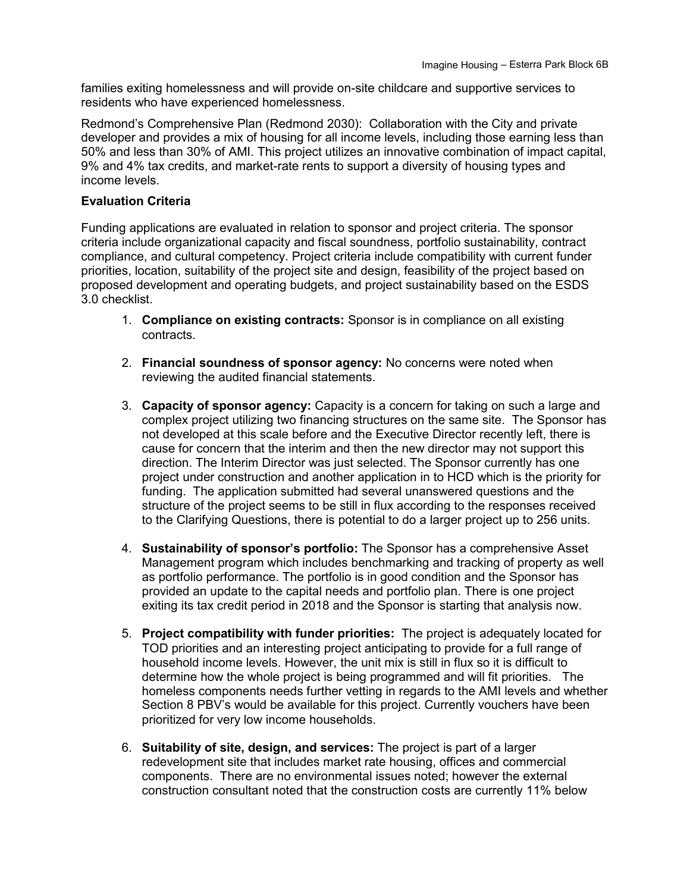families exiting homelessness and will provide on-site childcare and supportive services to residents who have experienced homelessness.

Redmond's Comprehensive Plan (Redmond 2030): Collaboration with the City and private developer and provides a mix of housing for all income levels, including those earning less than 50% and less than 30% of AMI. This project utilizes an innovative combination of impact capital, 9% and 4% tax credits, and market-rate rents to support a diversity of housing types and income levels.

**Evaluation Criteria**

Funding applications are evaluated in relation to sponsor and project criteria. The sponsor criteria include organizational capacity and fiscal soundness, portfolio sustainability, contract compliance, and cultural competency. Project criteria include compatibility with current funder priorities, location, suitability of the project site and design, feasibility of the project based on proposed development and operating budgets, and project sustainability based on the ESDS 3.0 checklist.

1. **Compliance on existing contracts:** Sponsor is in compliance on all existing contracts.

2. **Financial soundness of sponsor agency:** No concerns were noted when reviewing the audited financial statements.

3. **Capacity of sponsor agency:** Capacity is a concern for taking on such a large and complex project utilizing two financing structures on the same site. The Sponsor has not developed at this scale before and the Executive Director recently left, there is cause for concern that the interim and then the new director may not support this direction. The Interim Director was just selected. The Sponsor currently has one project under construction and another application in to HCD which is the priority for funding. The application submitted had several unanswered questions and the structure of the project seems to be still in flux according to the responses received to the Clarifying Questions, there is potential to do a larger project up to 256 units.

4. **Sustainability of sponsor's portfolio:** The Sponsor has a comprehensive Asset Management program which includes benchmarking and tracking of property as well as portfolio performance. The portfolio is in good condition and the Sponsor has provided an update to the capital needs and portfolio plan. There is one project exiting its tax credit period in 2018 and the Sponsor is starting that analysis now.

5. **Project compatibility with funder priorities:** The project is adequately located for TOD priorities and an interesting project anticipating to provide for a full range of household income levels. However, the unit mix is still in flux so it is difficult to determine how the whole project is being programmed and will fit priorities. The homeless components needs further vetting in regards to the AMI levels and whether Section 8 PBV's would be available for this project. Currently vouchers have been prioritized for very low income households.

6. **Suitability of site, design, and services:** The project is part of a larger redevelopment site that includes market rate housing, offices and commercial components. There are no environmental issues noted; however the external construction consultant noted that the construction costs are currently 11% below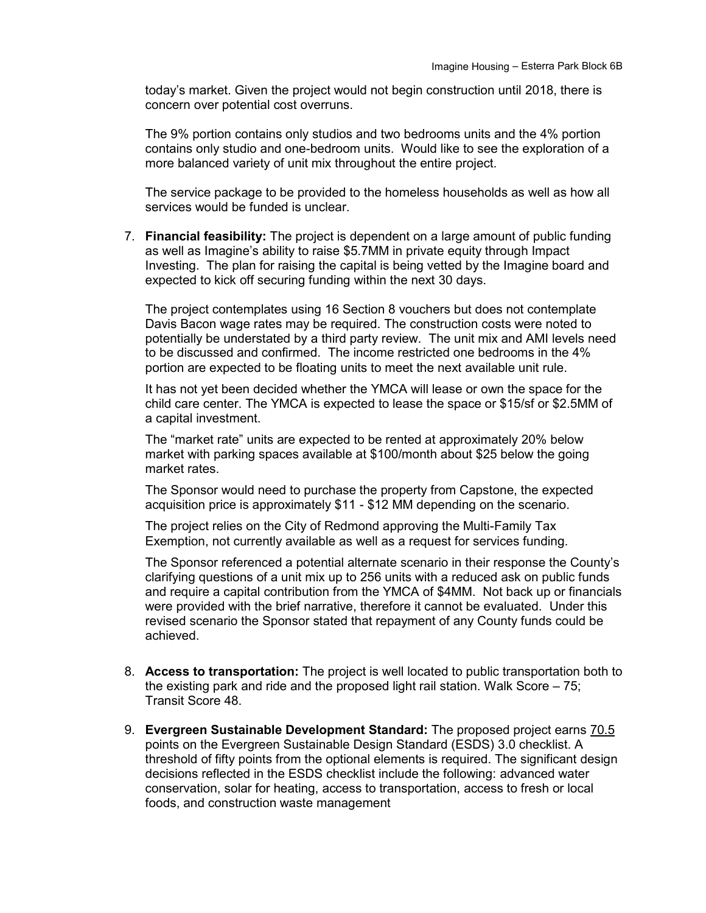today's market. Given the project would not begin construction until 2018, there is concern over potential cost overruns.

The 9% portion contains only studios and two bedrooms units and the 4% portion contains only studio and one-bedroom units. Would like to see the exploration of a more balanced variety of unit mix throughout the entire project.

The service package to be provided to the homeless households as well as how all services would be funded is unclear.

7. **Financial feasibility:** The project is dependent on a large amount of public funding as well as Imagine's ability to raise $5.7MM in private equity through Impact Investing. The plan for raising the capital is being vetted by the Imagine board and expected to kick off securing funding within the next 30 days.

   The project contemplates using 16 Section 8 vouchers but does not contemplate Davis Bacon wage rates may be required. The construction costs were noted to potentially be understated by a third party review. The unit mix and AMI levels need to be discussed and confirmed. The income restricted one bedrooms in the 4% portion are expected to be floating units to meet the next available unit rule.

   It has not yet been decided whether the YMCA will lease or own the space for the child care center. The YMCA is expected to lease the space or $15/sf or $2.5MM of a capital investment.

   The "market rate" units are expected to be rented at approximately 20% below market with parking spaces available at $100/month about $25 below the going market rates.

   The Sponsor would need to purchase the property from Capstone, the expected acquisition price is approximately $11 - $12 MM depending on the scenario.

   The project relies on the City of Redmond approving the Multi-Family Tax Exemption, not currently available as well as a request for services funding.

   The Sponsor referenced a potential alternate scenario in their response the County's clarifying questions of a unit mix up to 256 units with a reduced ask on public funds and require a capital contribution from the YMCA of $4MM. Not back up or financials were provided with the brief narrative, therefore it cannot be evaluated. Under this revised scenario the Sponsor stated that repayment of any County funds could be achieved.

8. **Access to transportation:** The project is well located to public transportation both to the existing park and ride and the proposed light rail station. Walk Score – 75; Transit Score 48.

9. **Evergreen Sustainable Development Standard:** The proposed project earns 70.5 points on the Evergreen Sustainable Design Standard (ESDS) 3.0 checklist. A threshold of fifty points from the optional elements is required. The significant design decisions reflected in the ESDS checklist include the following: advanced water conservation, solar for heating, access to transportation, access to fresh or local foods, and construction waste management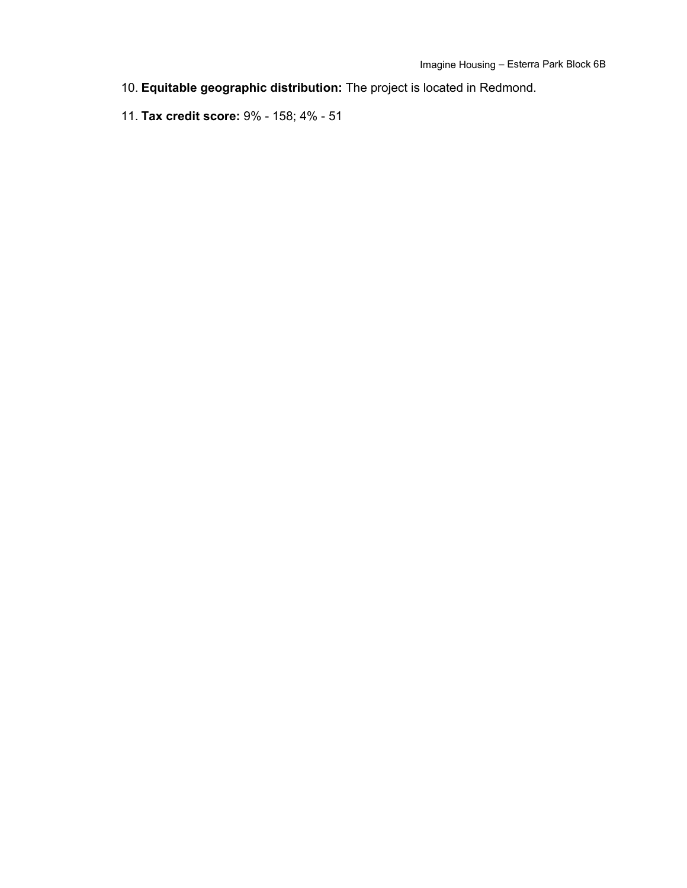10. **Equitable geographic distribution:** The project is located in Redmond.

11. **Tax credit score:** 9% - 158; 4% - 51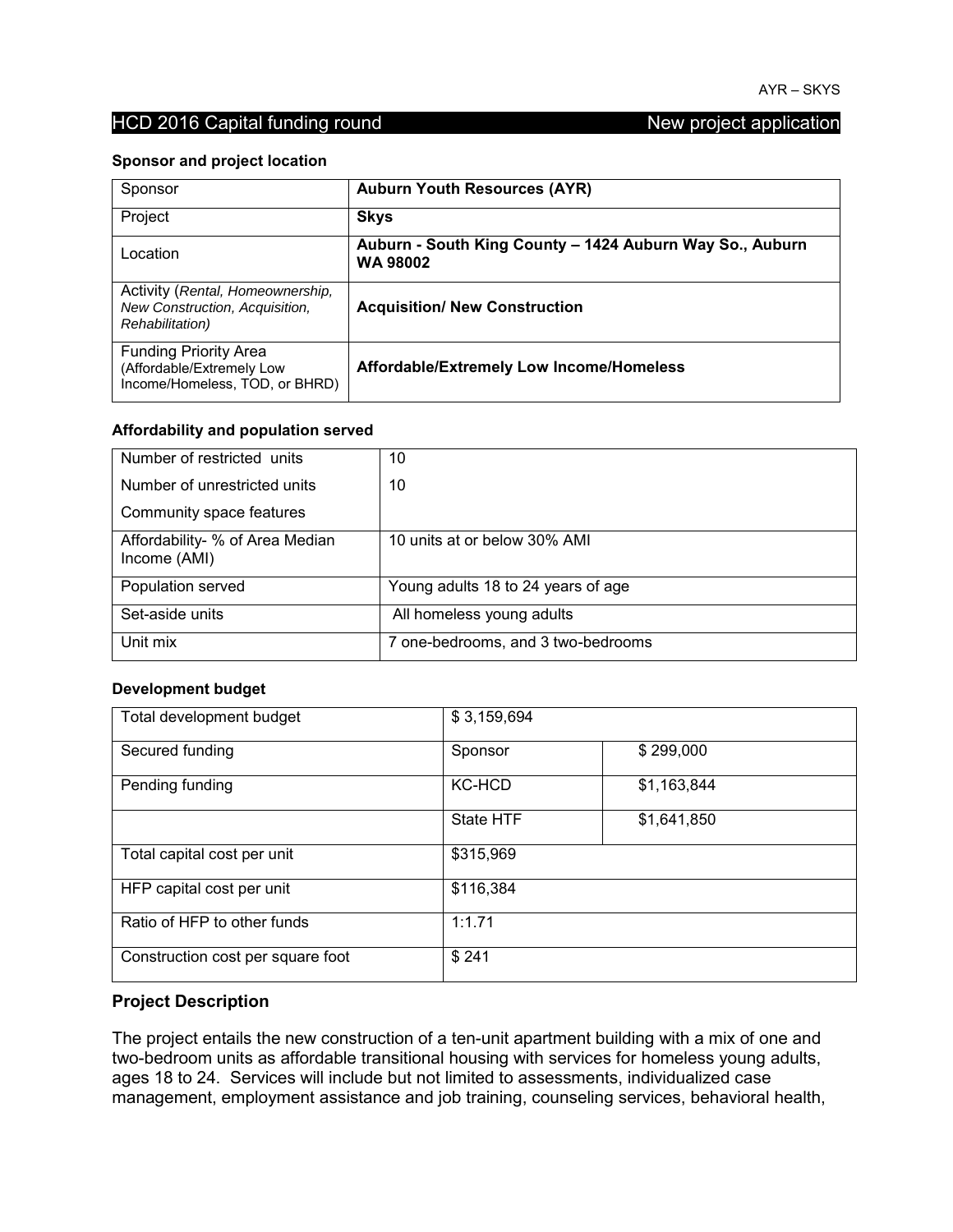AYR – SKYS

## HCD 2016 Capital funding round — New project application

**Sponsor and project location**

| Sponsor | **Auburn Youth Resources (AYR)** |
|---|---|
| Project | **Skys** |
| Location | **Auburn - South King County – 1424 Auburn Way So., Auburn WA 98002** |
| Activity (*Rental, Homeownership, New Construction, Acquisition, Rehabilitation*) | **Acquisition/ New Construction** |
| Funding Priority Area (Affordable/Extremely Low Income/Homeless, TOD, or BHRD) | **Affordable/Extremely Low Income/Homeless** |

**Affordability and population served**

| Number of restricted units | 10 |
|---|---|
| Number of unrestricted units | 10 |
| Community space features | |
| Affordability- % of Area Median Income (AMI) | 10 units at or below 30% AMI |
| Population served | Young adults 18 to 24 years of age |
| Set-aside units | All homeless young adults |
| Unit mix | 7 one-bedrooms, and 3 two-bedrooms |

**Development budget**

| Total development budget | $ 3,159,694 | |
|---|---|---|
| Secured funding | Sponsor | $ 299,000 |
| Pending funding | KC-HCD | $1,163,844 |
| | State HTF | $1,641,850 |
| Total capital cost per unit | $315,969 | |
| HFP capital cost per unit | $116,384 | |
| Ratio of HFP to other funds | 1:1.71 | |
| Construction cost per square foot | $ 241 | |

### Project Description

The project entails the new construction of a ten-unit apartment building with a mix of one and two-bedroom units as affordable transitional housing with services for homeless young adults, ages 18 to 24. Services will include but not limited to assessments, individualized case management, employment assistance and job training, counseling services, behavioral health,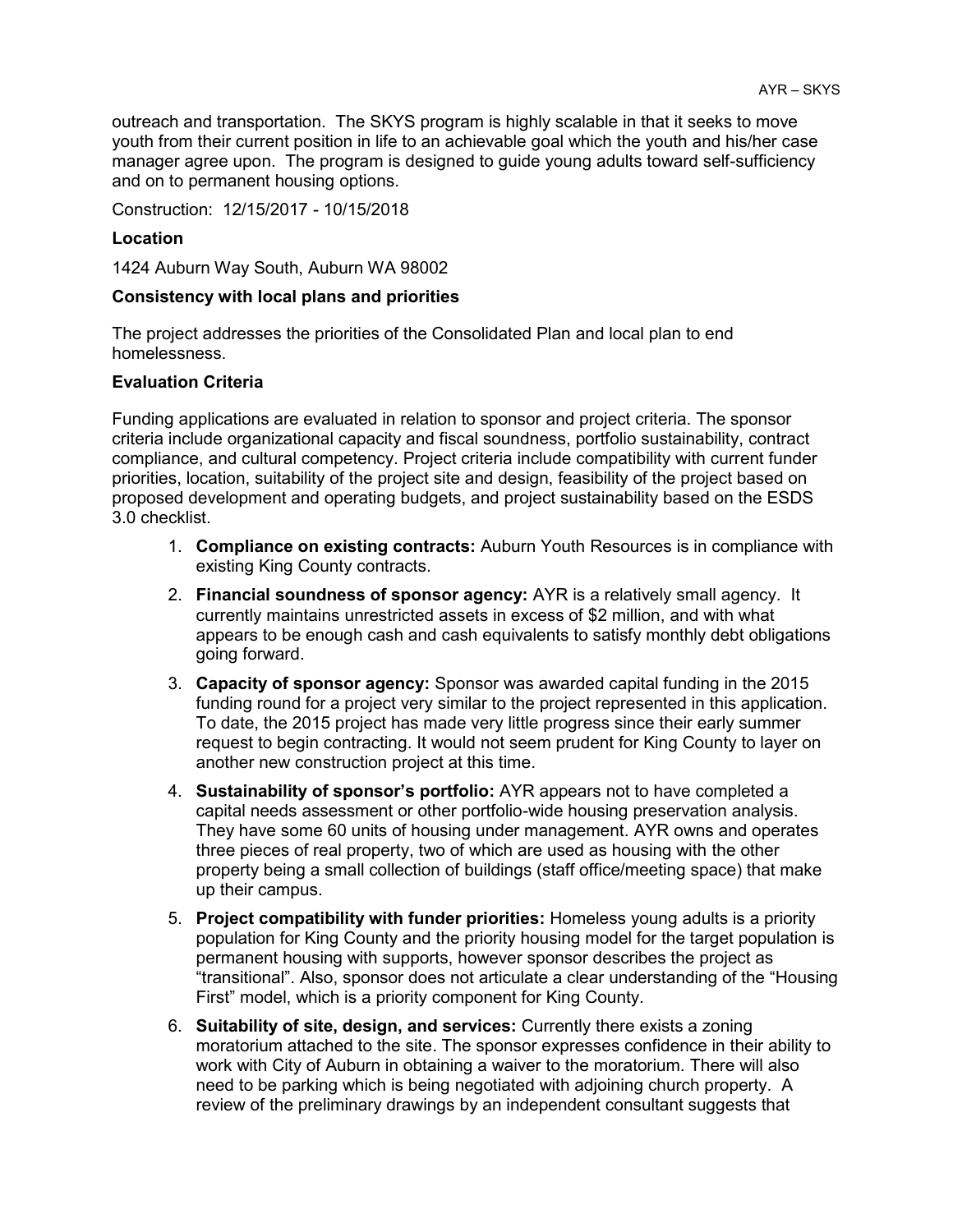outreach and transportation. The SKYS program is highly scalable in that it seeks to move youth from their current position in life to an achievable goal which the youth and his/her case manager agree upon. The program is designed to guide young adults toward self-sufficiency and on to permanent housing options.

Construction: 12/15/2017 - 10/15/2018

**Location**

1424 Auburn Way South, Auburn WA 98002

**Consistency with local plans and priorities**

The project addresses the priorities of the Consolidated Plan and local plan to end homelessness.

**Evaluation Criteria**

Funding applications are evaluated in relation to sponsor and project criteria. The sponsor criteria include organizational capacity and fiscal soundness, portfolio sustainability, contract compliance, and cultural competency. Project criteria include compatibility with current funder priorities, location, suitability of the project site and design, feasibility of the project based on proposed development and operating budgets, and project sustainability based on the ESDS 3.0 checklist.

1. **Compliance on existing contracts:** Auburn Youth Resources is in compliance with existing King County contracts.
2. **Financial soundness of sponsor agency:** AYR is a relatively small agency. It currently maintains unrestricted assets in excess of $2 million, and with what appears to be enough cash and cash equivalents to satisfy monthly debt obligations going forward.
3. **Capacity of sponsor agency:** Sponsor was awarded capital funding in the 2015 funding round for a project very similar to the project represented in this application. To date, the 2015 project has made very little progress since their early summer request to begin contracting. It would not seem prudent for King County to layer on another new construction project at this time.
4. **Sustainability of sponsor's portfolio:** AYR appears not to have completed a capital needs assessment or other portfolio-wide housing preservation analysis. They have some 60 units of housing under management. AYR owns and operates three pieces of real property, two of which are used as housing with the other property being a small collection of buildings (staff office/meeting space) that make up their campus.
5. **Project compatibility with funder priorities:** Homeless young adults is a priority population for King County and the priority housing model for the target population is permanent housing with supports, however sponsor describes the project as "transitional". Also, sponsor does not articulate a clear understanding of the "Housing First" model, which is a priority component for King County.
6. **Suitability of site, design, and services:** Currently there exists a zoning moratorium attached to the site. The sponsor expresses confidence in their ability to work with City of Auburn in obtaining a waiver to the moratorium. There will also need to be parking which is being negotiated with adjoining church property. A review of the preliminary drawings by an independent consultant suggests that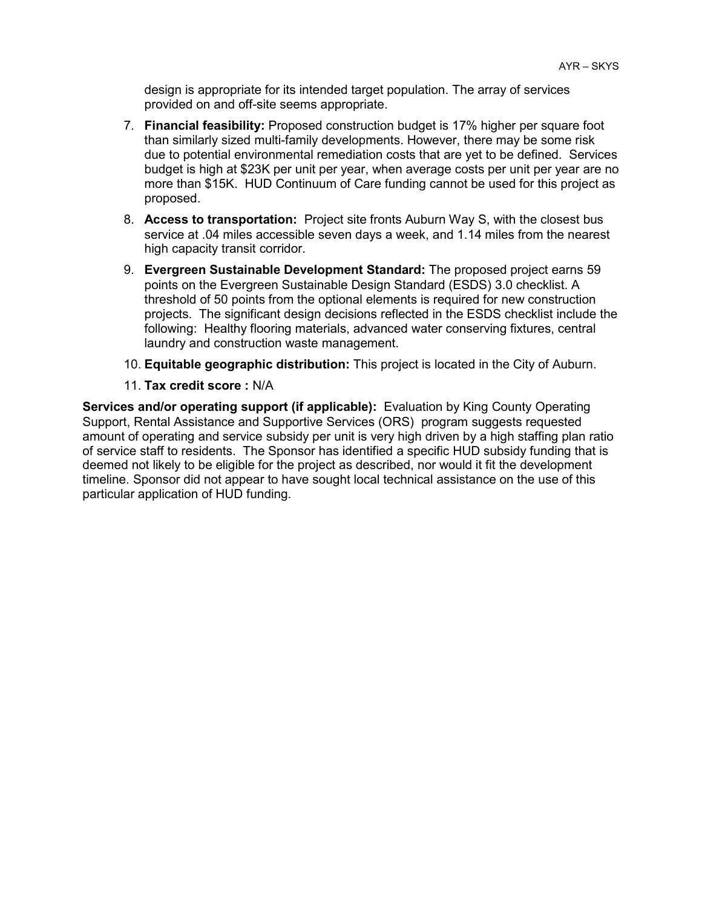design is appropriate for its intended target population. The array of services provided on and off-site seems appropriate.

7. **Financial feasibility:** Proposed construction budget is 17% higher per square foot than similarly sized multi-family developments. However, there may be some risk due to potential environmental remediation costs that are yet to be defined. Services budget is high at $23K per unit per year, when average costs per unit per year are no more than $15K. HUD Continuum of Care funding cannot be used for this project as proposed.

8. **Access to transportation:** Project site fronts Auburn Way S, with the closest bus service at .04 miles accessible seven days a week, and 1.14 miles from the nearest high capacity transit corridor.

9. **Evergreen Sustainable Development Standard:** The proposed project earns 59 points on the Evergreen Sustainable Design Standard (ESDS) 3.0 checklist. A threshold of 50 points from the optional elements is required for new construction projects. The significant design decisions reflected in the ESDS checklist include the following: Healthy flooring materials, advanced water conserving fixtures, central laundry and construction waste management.

10. **Equitable geographic distribution:** This project is located in the City of Auburn.

11. **Tax credit score :** N/A

**Services and/or operating support (if applicable):** Evaluation by King County Operating Support, Rental Assistance and Supportive Services (ORS) program suggests requested amount of operating and service subsidy per unit is very high driven by a high staffing plan ratio of service staff to residents. The Sponsor has identified a specific HUD subsidy funding that is deemed not likely to be eligible for the project as described, nor would it fit the development timeline. Sponsor did not appear to have sought local technical assistance on the use of this particular application of HUD funding.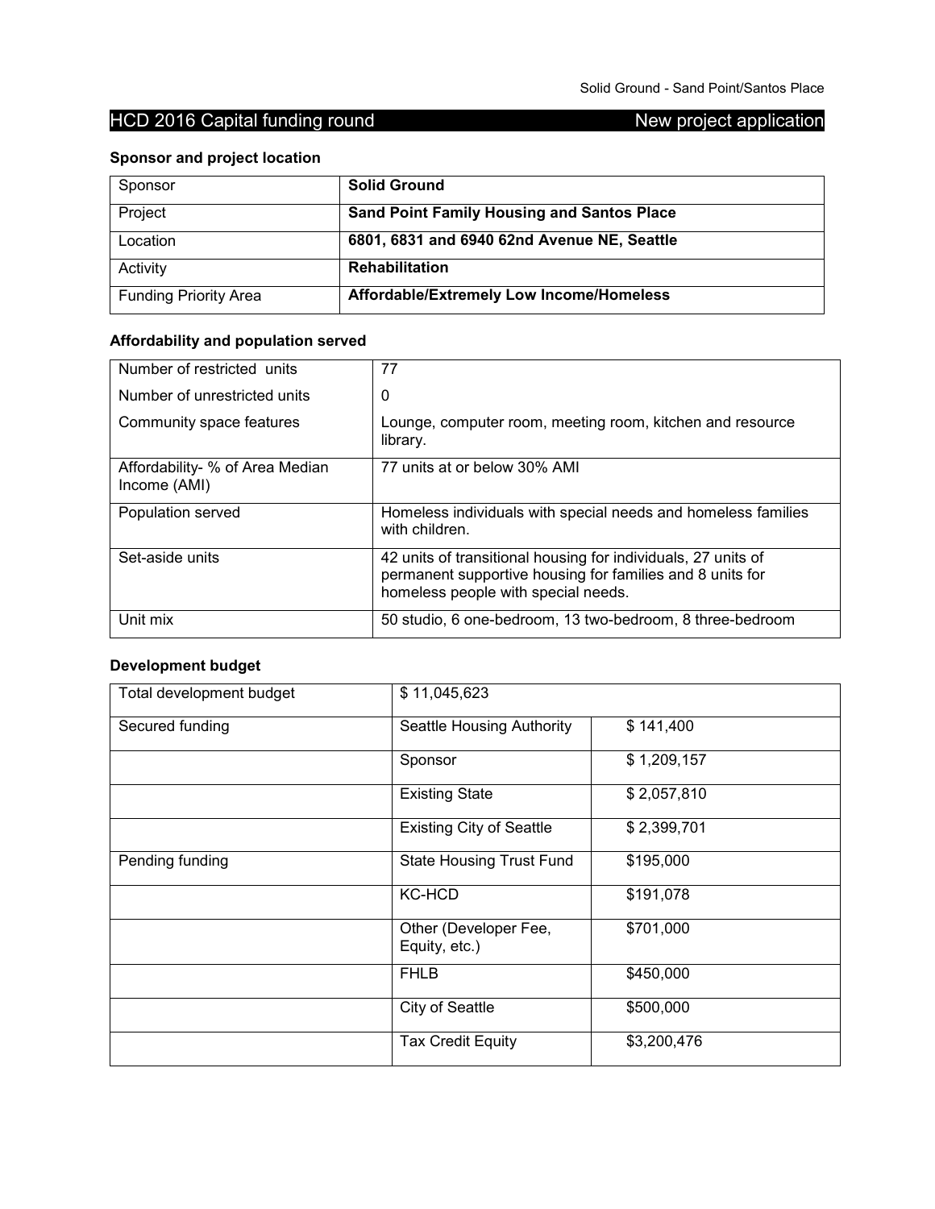## HCD 2016 Capital funding round — New project application

### Sponsor and project location

| Sponsor | **Solid Ground** |
| --- | --- |
| Project | **Sand Point Family Housing and Santos Place** |
| Location | **6801, 6831 and 6940 62nd Avenue NE, Seattle** |
| Activity | **Rehabilitation** |
| Funding Priority Area | **Affordable/Extremely Low Income/Homeless** |

### Affordability and population served

| Number of restricted units | 77 |
| --- | --- |
| Number of unrestricted units | 0 |
| Community space features | Lounge, computer room, meeting room, kitchen and resource library. |
| Affordability- % of Area Median Income (AMI) | 77 units at or below 30% AMI |
| Population served | Homeless individuals with special needs and homeless families with children. |
| Set-aside units | 42 units of transitional housing for individuals, 27 units of permanent supportive housing for families and 8 units for homeless people with special needs. |
| Unit mix | 50 studio, 6 one-bedroom, 13 two-bedroom, 8 three-bedroom |

### Development budget

| Total development budget | $ 11,045,623 | |
| --- | --- | --- |
| Secured funding | Seattle Housing Authority | $ 141,400 |
| | Sponsor | $ 1,209,157 |
| | Existing State | $ 2,057,810 |
| | Existing City of Seattle | $ 2,399,701 |
| Pending funding | State Housing Trust Fund | $195,000 |
| | KC-HCD | $191,078 |
| | Other (Developer Fee, Equity, etc.) | $701,000 |
| | FHLB | $450,000 |
| | City of Seattle | $500,000 |
| | Tax Credit Equity | $3,200,476 |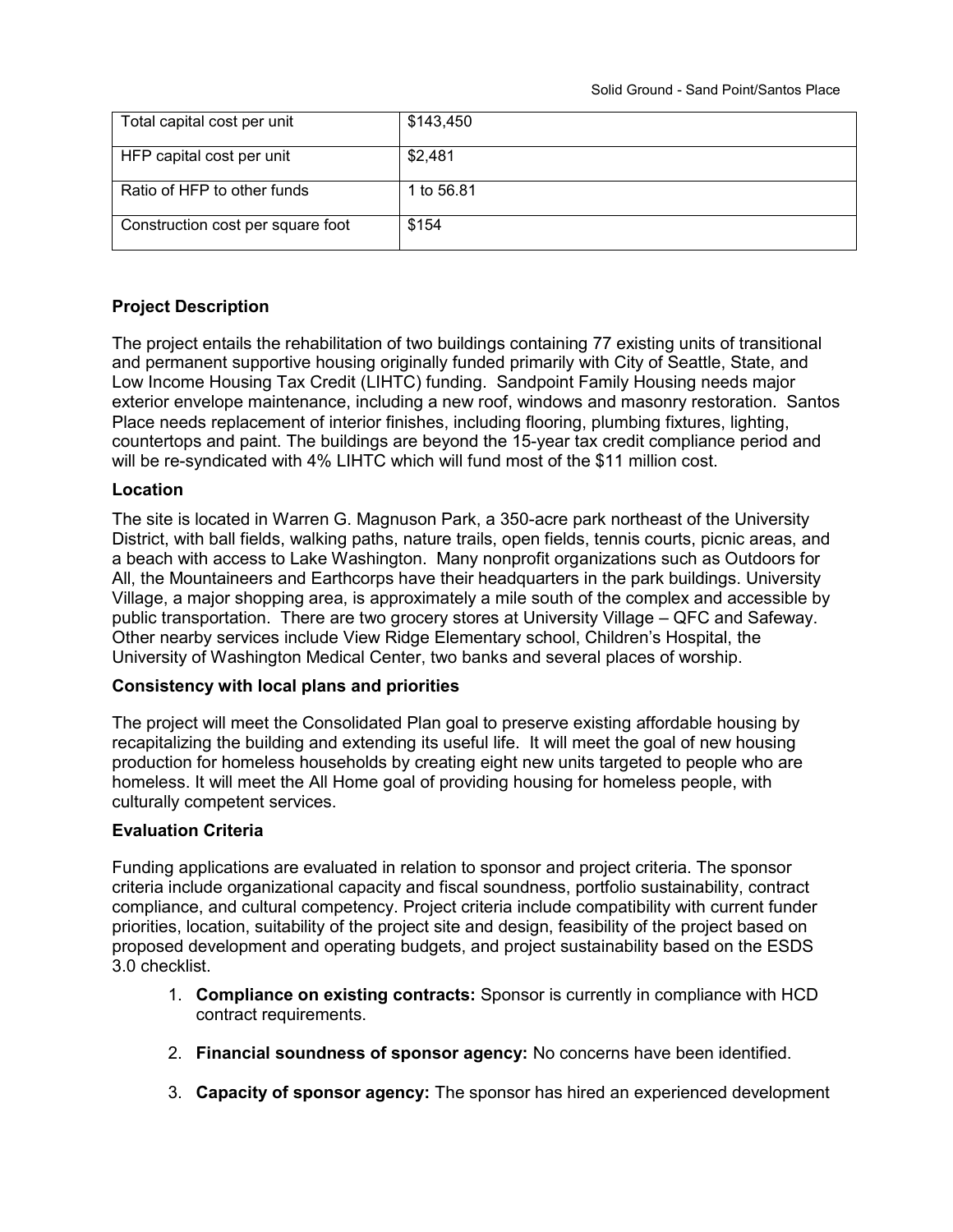| Total capital cost per unit | \$143,450 |
|---|---|
| HFP capital cost per unit | \$2,481 |
| Ratio of HFP to other funds | 1 to 56.81 |
| Construction cost per square foot | \$154 |

**Project Description**

The project entails the rehabilitation of two buildings containing 77 existing units of transitional and permanent supportive housing originally funded primarily with City of Seattle, State, and Low Income Housing Tax Credit (LIHTC) funding. Sandpoint Family Housing needs major exterior envelope maintenance, including a new roof, windows and masonry restoration. Santos Place needs replacement of interior finishes, including flooring, plumbing fixtures, lighting, countertops and paint. The buildings are beyond the 15-year tax credit compliance period and will be re-syndicated with 4% LIHTC which will fund most of the $11 million cost.

**Location**

The site is located in Warren G. Magnuson Park, a 350-acre park northeast of the University District, with ball fields, walking paths, nature trails, open fields, tennis courts, picnic areas, and a beach with access to Lake Washington. Many nonprofit organizations such as Outdoors for All, the Mountaineers and Earthcorps have their headquarters in the park buildings. University Village, a major shopping area, is approximately a mile south of the complex and accessible by public transportation. There are two grocery stores at University Village – QFC and Safeway. Other nearby services include View Ridge Elementary school, Children's Hospital, the University of Washington Medical Center, two banks and several places of worship.

**Consistency with local plans and priorities**

The project will meet the Consolidated Plan goal to preserve existing affordable housing by recapitalizing the building and extending its useful life. It will meet the goal of new housing production for homeless households by creating eight new units targeted to people who are homeless. It will meet the All Home goal of providing housing for homeless people, with culturally competent services.

**Evaluation Criteria**

Funding applications are evaluated in relation to sponsor and project criteria. The sponsor criteria include organizational capacity and fiscal soundness, portfolio sustainability, contract compliance, and cultural competency. Project criteria include compatibility with current funder priorities, location, suitability of the project site and design, feasibility of the project based on proposed development and operating budgets, and project sustainability based on the ESDS 3.0 checklist.

1. **Compliance on existing contracts:** Sponsor is currently in compliance with HCD contract requirements.

2. **Financial soundness of sponsor agency:** No concerns have been identified.

3. **Capacity of sponsor agency:** The sponsor has hired an experienced development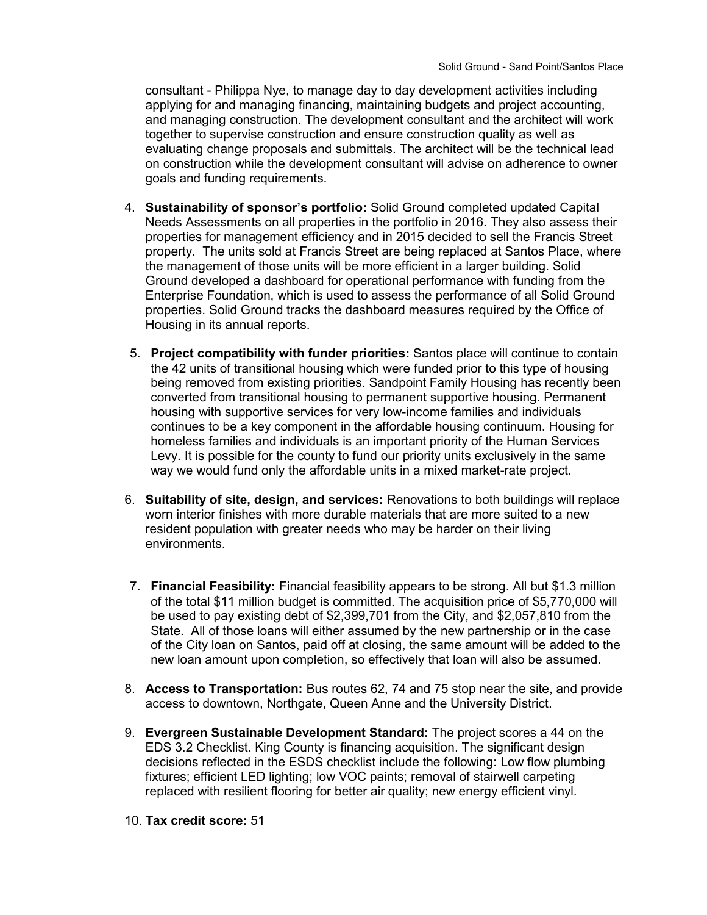consultant - Philippa Nye, to manage day to day development activities including applying for and managing financing, maintaining budgets and project accounting, and managing construction. The development consultant and the architect will work together to supervise construction and ensure construction quality as well as evaluating change proposals and submittals. The architect will be the technical lead on construction while the development consultant will advise on adherence to owner goals and funding requirements.

4. **Sustainability of sponsor's portfolio:** Solid Ground completed updated Capital Needs Assessments on all properties in the portfolio in 2016. They also assess their properties for management efficiency and in 2015 decided to sell the Francis Street property. The units sold at Francis Street are being replaced at Santos Place, where the management of those units will be more efficient in a larger building. Solid Ground developed a dashboard for operational performance with funding from the Enterprise Foundation, which is used to assess the performance of all Solid Ground properties. Solid Ground tracks the dashboard measures required by the Office of Housing in its annual reports.

5. **Project compatibility with funder priorities:** Santos place will continue to contain the 42 units of transitional housing which were funded prior to this type of housing being removed from existing priorities. Sandpoint Family Housing has recently been converted from transitional housing to permanent supportive housing. Permanent housing with supportive services for very low-income families and individuals continues to be a key component in the affordable housing continuum. Housing for homeless families and individuals is an important priority of the Human Services Levy. It is possible for the county to fund our priority units exclusively in the same way we would fund only the affordable units in a mixed market-rate project.

6. **Suitability of site, design, and services:** Renovations to both buildings will replace worn interior finishes with more durable materials that are more suited to a new resident population with greater needs who may be harder on their living environments.

7. **Financial Feasibility:** Financial feasibility appears to be strong. All but $1.3 million of the total $11 million budget is committed. The acquisition price of $5,770,000 will be used to pay existing debt of $2,399,701 from the City, and $2,057,810 from the State. All of those loans will either assumed by the new partnership or in the case of the City loan on Santos, paid off at closing, the same amount will be added to the new loan amount upon completion, so effectively that loan will also be assumed.

8. **Access to Transportation:** Bus routes 62, 74 and 75 stop near the site, and provide access to downtown, Northgate, Queen Anne and the University District.

9. **Evergreen Sustainable Development Standard:** The project scores a 44 on the EDS 3.2 Checklist. King County is financing acquisition. The significant design decisions reflected in the ESDS checklist include the following: Low flow plumbing fixtures; efficient LED lighting; low VOC paints; removal of stairwell carpeting replaced with resilient flooring for better air quality; new energy efficient vinyl.

10. **Tax credit score:** 51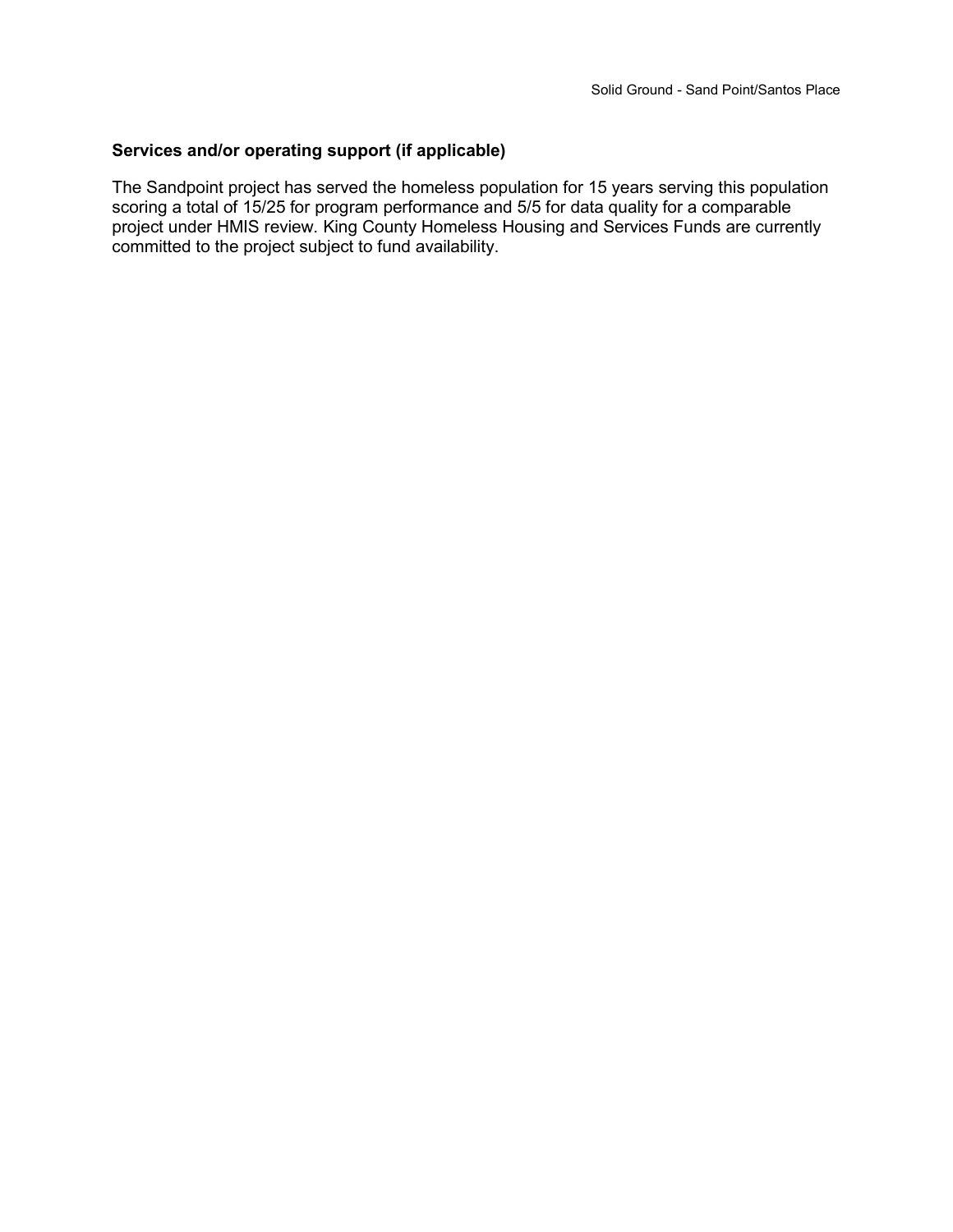## Services and/or operating support (if applicable)

The Sandpoint project has served the homeless population for 15 years serving this population scoring a total of 15/25 for program performance and 5/5 for data quality for a comparable project under HMIS review. King County Homeless Housing and Services Funds are currently committed to the project subject to fund availability.